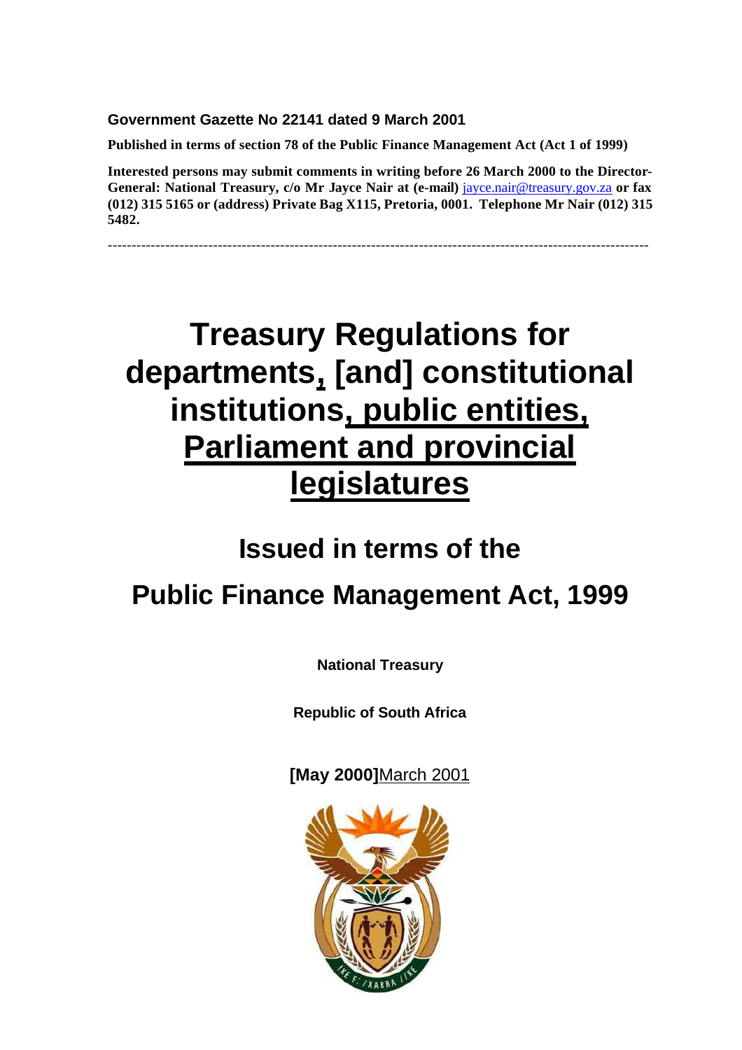**Government Gazette No 22141 dated 9 March 2001**

**Published in terms of section 78 of the Public Finance Management Act (Act 1 of 1999)**

**Interested persons may submit comments in writing before 26 March 2000 to the Director-General: National Treasury, c/o Mr Jayce Nair at (e-mail)** jayce.nair@treasury.gov.za **or fax (012) 315 5165 or (address) Private Bag X115, Pretoria, 0001. Telephone Mr Nair (012) 315 5482.**

---

# Treasury Regulations for departments, [and] constitutional institutions, public entities, Parliament and provincial legislatures

## Issued in terms of the

## Public Finance Management Act, 1999

**National Treasury**

**Republic of South Africa**

**[May 2000]** March 2001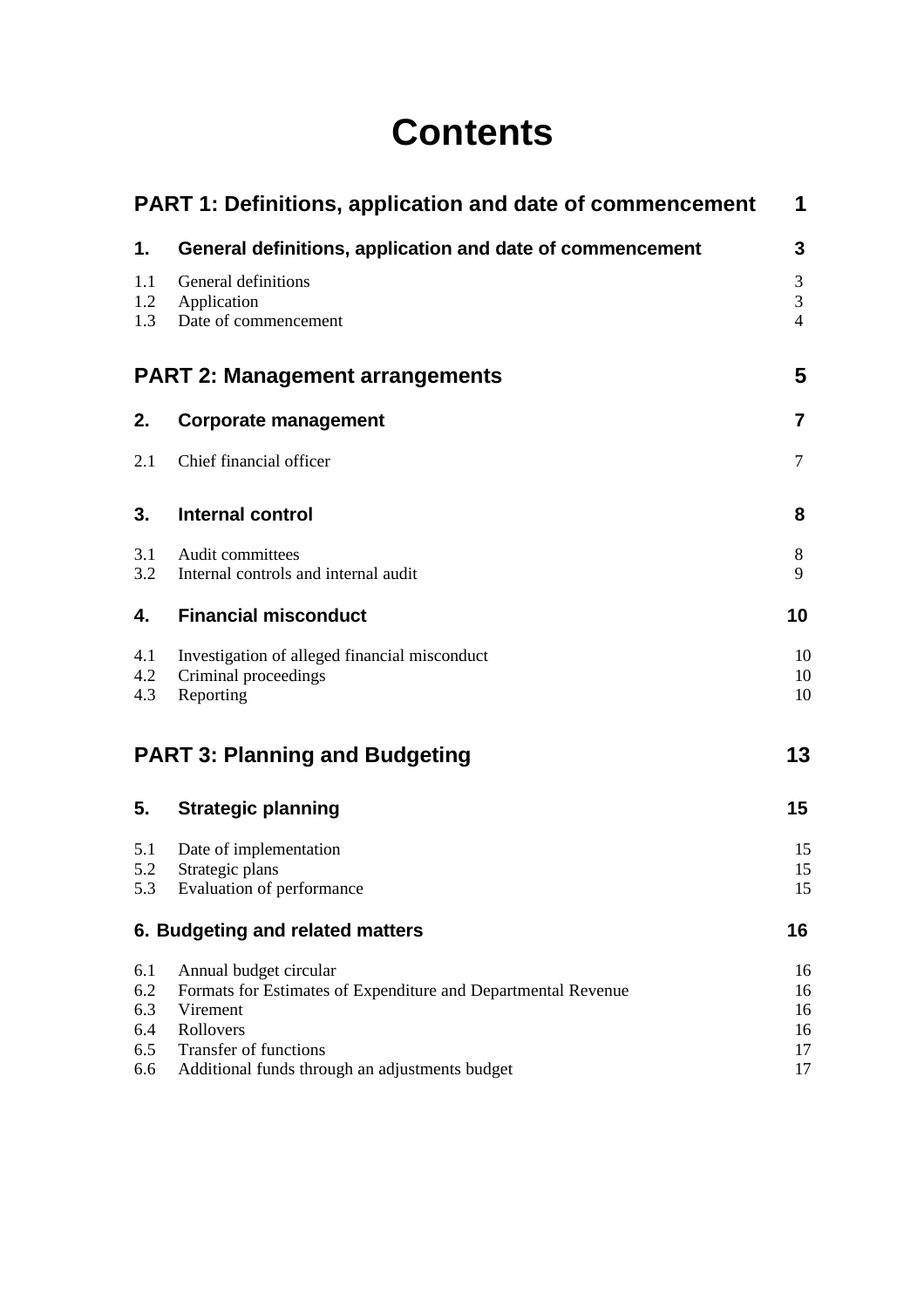# Contents

| | | |
|---|---|---|
| **PART 1: Definitions, application and date of commencement** | | **1** |
| **1.** | **General definitions, application and date of commencement** | **3** |
| 1.1 | General definitions | 3 |
| 1.2 | Application | 3 |
| 1.3 | Date of commencement | 4 |
| **PART 2: Management arrangements** | | **5** |
| **2.** | **Corporate management** | **7** |
| 2.1 | Chief financial officer | 7 |
| **3.** | **Internal control** | **8** |
| 3.1 | Audit committees | 8 |
| 3.2 | Internal controls and internal audit | 9 |
| **4.** | **Financial misconduct** | **10** |
| 4.1 | Investigation of alleged financial misconduct | 10 |
| 4.2 | Criminal proceedings | 10 |
| 4.3 | Reporting | 10 |
| **PART 3: Planning and Budgeting** | | **13** |
| **5.** | **Strategic planning** | **15** |
| 5.1 | Date of implementation | 15 |
| 5.2 | Strategic plans | 15 |
| 5.3 | Evaluation of performance | 15 |
| **6. Budgeting and related matters** | | **16** |
| 6.1 | Annual budget circular | 16 |
| 6.2 | Formats for Estimates of Expenditure and Departmental Revenue | 16 |
| 6.3 | Virement | 16 |
| 6.4 | Rollovers | 16 |
| 6.5 | Transfer of functions | 17 |
| 6.6 | Additional funds through an adjustments budget | 17 |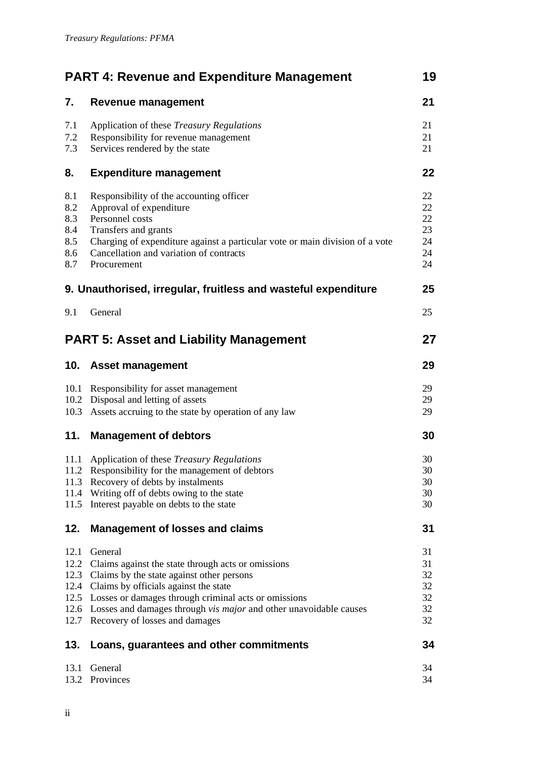| | | |
|---|---|---|
| **PART 4: Revenue and Expenditure Management** | | **19** |
| **7.** | **Revenue management** | **21** |
| 7.1 | Application of these *Treasury Regulations* | 21 |
| 7.2 | Responsibility for revenue management | 21 |
| 7.3 | Services rendered by the state | 21 |
| **8.** | **Expenditure management** | **22** |
| 8.1 | Responsibility of the accounting officer | 22 |
| 8.2 | Approval of expenditure | 22 |
| 8.3 | Personnel costs | 22 |
| 8.4 | Transfers and grants | 23 |
| 8.5 | Charging of expenditure against a particular vote or main division of a vote | 24 |
| 8.6 | Cancellation and variation of contracts | 24 |
| 8.7 | Procurement | 24 |
| **9. Unauthorised, irregular, fruitless and wasteful expenditure** | | **25** |
| 9.1 | General | 25 |
| **PART 5: Asset and Liability Management** | | **27** |
| **10.** | **Asset management** | **29** |
| 10.1 | Responsibility for asset management | 29 |
| 10.2 | Disposal and letting of assets | 29 |
| 10.3 | Assets accruing to the state by operation of any law | 29 |
| **11.** | **Management of debtors** | **30** |
| 11.1 | Application of these *Treasury Regulations* | 30 |
| 11.2 | Responsibility for the management of debtors | 30 |
| 11.3 | Recovery of debts by instalments | 30 |
| 11.4 | Writing off of debts owing to the state | 30 |
| 11.5 | Interest payable on debts to the state | 30 |
| **12.** | **Management of losses and claims** | **31** |
| 12.1 | General | 31 |
| 12.2 | Claims against the state through acts or omissions | 31 |
| 12.3 | Claims by the state against other persons | 32 |
| 12.4 | Claims by officials against the state | 32 |
| 12.5 | Losses or damages through criminal acts or omissions | 32 |
| 12.6 | Losses and damages through *vis major* and other unavoidable causes | 32 |
| 12.7 | Recovery of losses and damages | 32 |
| **13.** | **Loans, guarantees and other commitments** | **34** |
| 13.1 | General | 34 |
| 13.2 | Provinces | 34 |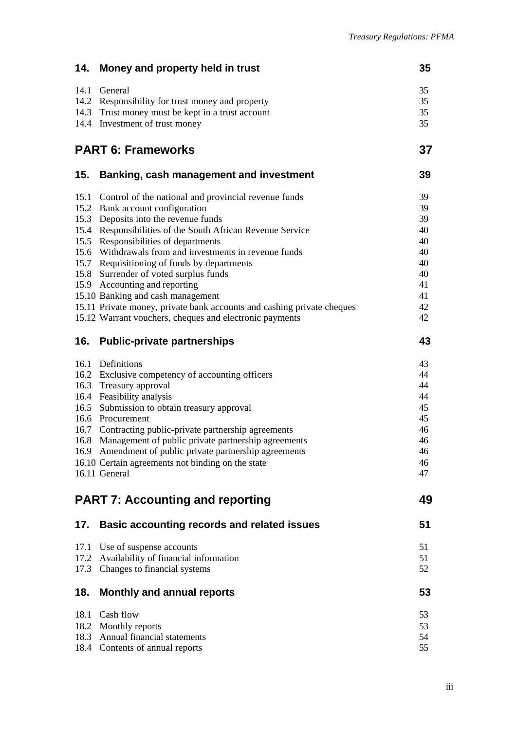| | | |
|---|---|---|
| **14.** | **Money and property held in trust** | **35** |
| 14.1 | General | 35 |
| 14.2 | Responsibility for trust money and property | 35 |
| 14.3 | Trust money must be kept in a trust account | 35 |
| 14.4 | Investment of trust money | 35 |
| | **PART 6: Frameworks** | **37** |
| **15.** | **Banking, cash management and investment** | **39** |
| 15.1 | Control of the national and provincial revenue funds | 39 |
| 15.2 | Bank account configuration | 39 |
| 15.3 | Deposits into the revenue funds | 39 |
| 15.4 | Responsibilities of the South African Revenue Service | 40 |
| 15.5 | Responsibilities of departments | 40 |
| 15.6 | Withdrawals from and investments in revenue funds | 40 |
| 15.7 | Requisitioning of funds by departments | 40 |
| 15.8 | Surrender of voted surplus funds | 40 |
| 15.9 | Accounting and reporting | 41 |
| 15.10 | Banking and cash management | 41 |
| 15.11 | Private money, private bank accounts and cashing private cheques | 42 |
| 15.12 | Warrant vouchers, cheques and electronic payments | 42 |
| **16.** | **Public-private partnerships** | **43** |
| 16.1 | Definitions | 43 |
| 16.2 | Exclusive competency of accounting officers | 44 |
| 16.3 | Treasury approval | 44 |
| 16.4 | Feasibility analysis | 44 |
| 16.5 | Submission to obtain treasury approval | 45 |
| 16.6 | Procurement | 45 |
| 16.7 | Contracting public-private partnership agreements | 46 |
| 16.8 | Management of public private partnership agreements | 46 |
| 16.9 | Amendment of public private partnership agreements | 46 |
| 16.10 | Certain agreements not binding on the state | 46 |
| 16.11 | General | 47 |
| | **PART 7: Accounting and reporting** | **49** |
| **17.** | **Basic accounting records and related issues** | **51** |
| 17.1 | Use of suspense accounts | 51 |
| 17.2 | Availability of financial information | 51 |
| 17.3 | Changes to financial systems | 52 |
| **18.** | **Monthly and annual reports** | **53** |
| 18.1 | Cash flow | 53 |
| 18.2 | Monthly reports | 53 |
| 18.3 | Annual financial statements | 54 |
| 18.4 | Contents of annual reports | 55 |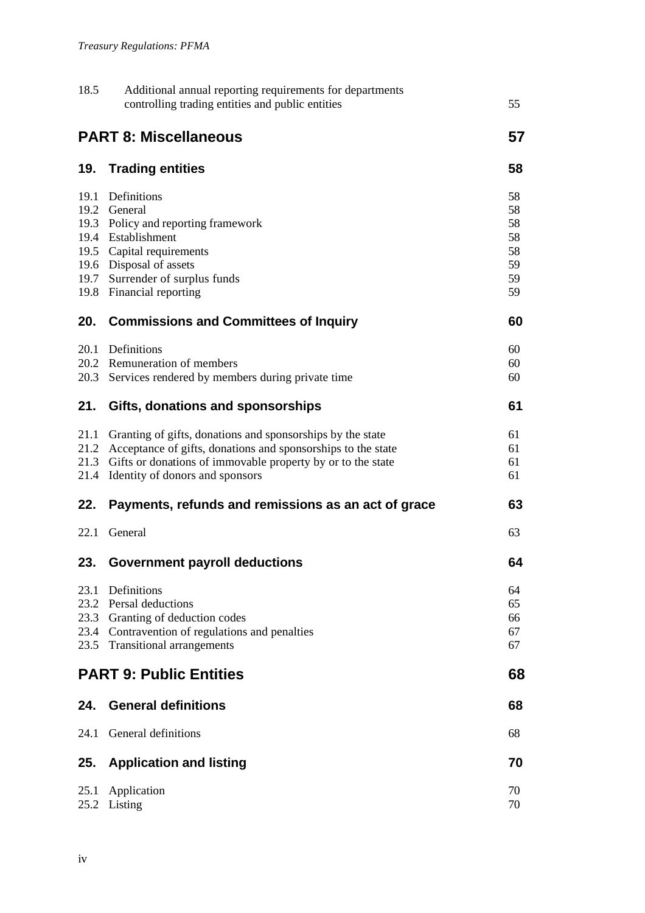| | | |
|---|---|---|
| 18.5 | Additional annual reporting requirements for departments controlling trading entities and public entities | 55 |

## PART 8: Miscellaneous 57

### 19. Trading entities 58

| | | |
|---|---|---|
| 19.1 | Definitions | 58 |
| 19.2 | General | 58 |
| 19.3 | Policy and reporting framework | 58 |
| 19.4 | Establishment | 58 |
| 19.5 | Capital requirements | 58 |
| 19.6 | Disposal of assets | 59 |
| 19.7 | Surrender of surplus funds | 59 |
| 19.8 | Financial reporting | 59 |

### 20. Commissions and Committees of Inquiry 60

| | | |
|---|---|---|
| 20.1 | Definitions | 60 |
| 20.2 | Remuneration of members | 60 |
| 20.3 | Services rendered by members during private time | 60 |

### 21. Gifts, donations and sponsorships 61

| | | |
|---|---|---|
| 21.1 | Granting of gifts, donations and sponsorships by the state | 61 |
| 21.2 | Acceptance of gifts, donations and sponsorships to the state | 61 |
| 21.3 | Gifts or donations of immovable property by or to the state | 61 |
| 21.4 | Identity of donors and sponsors | 61 |

### 22. Payments, refunds and remissions as an act of grace 63

| | | |
|---|---|---|
| 22.1 | General | 63 |

### 23. Government payroll deductions 64

| | | |
|---|---|---|
| 23.1 | Definitions | 64 |
| 23.2 | Persal deductions | 65 |
| 23.3 | Granting of deduction codes | 66 |
| 23.4 | Contravention of regulations and penalties | 67 |
| 23.5 | Transitional arrangements | 67 |

## PART 9: Public Entities 68

### 24. General definitions 68

| | | |
|---|---|---|
| 24.1 | General definitions | 68 |

### 25. Application and listing 70

| | | |
|---|---|---|
| 25.1 | Application | 70 |
| 25.2 | Listing | 70 |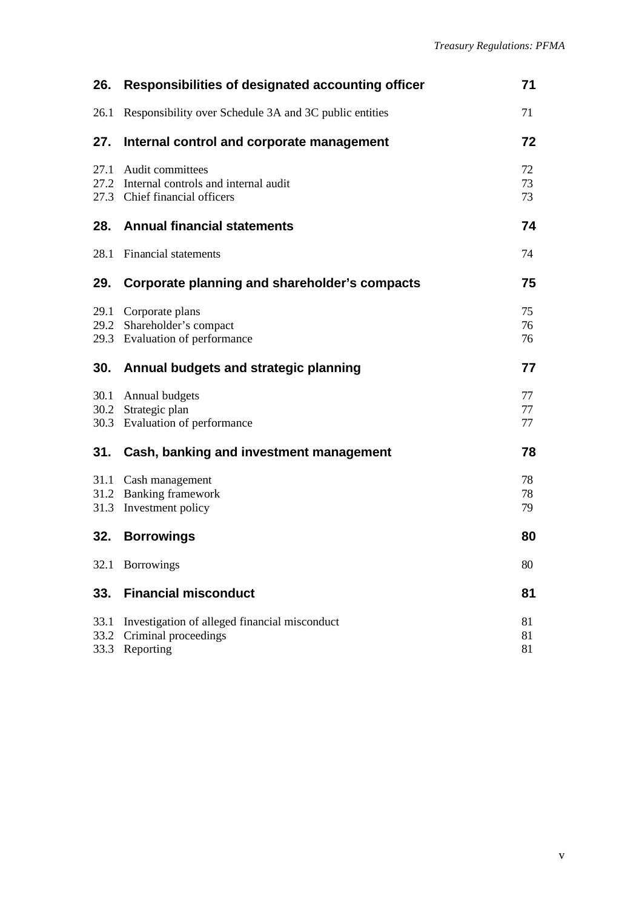| | | |
|---|---|---|
| **26.** | **Responsibilities of designated accounting officer** | **71** |
| 26.1 | Responsibility over Schedule 3A and 3C public entities | 71 |
| **27.** | **Internal control and corporate management** | **72** |
| 27.1 | Audit committees | 72 |
| 27.2 | Internal controls and internal audit | 73 |
| 27.3 | Chief financial officers | 73 |
| **28.** | **Annual financial statements** | **74** |
| 28.1 | Financial statements | 74 |
| **29.** | **Corporate planning and shareholder's compacts** | **75** |
| 29.1 | Corporate plans | 75 |
| 29.2 | Shareholder's compact | 76 |
| 29.3 | Evaluation of performance | 76 |
| **30.** | **Annual budgets and strategic planning** | **77** |
| 30.1 | Annual budgets | 77 |
| 30.2 | Strategic plan | 77 |
| 30.3 | Evaluation of performance | 77 |
| **31.** | **Cash, banking and investment management** | **78** |
| 31.1 | Cash management | 78 |
| 31.2 | Banking framework | 78 |
| 31.3 | Investment policy | 79 |
| **32.** | **Borrowings** | **80** |
| 32.1 | Borrowings | 80 |
| **33.** | **Financial misconduct** | **81** |
| 33.1 | Investigation of alleged financial misconduct | 81 |
| 33.2 | Criminal proceedings | 81 |
| 33.3 | Reporting | 81 |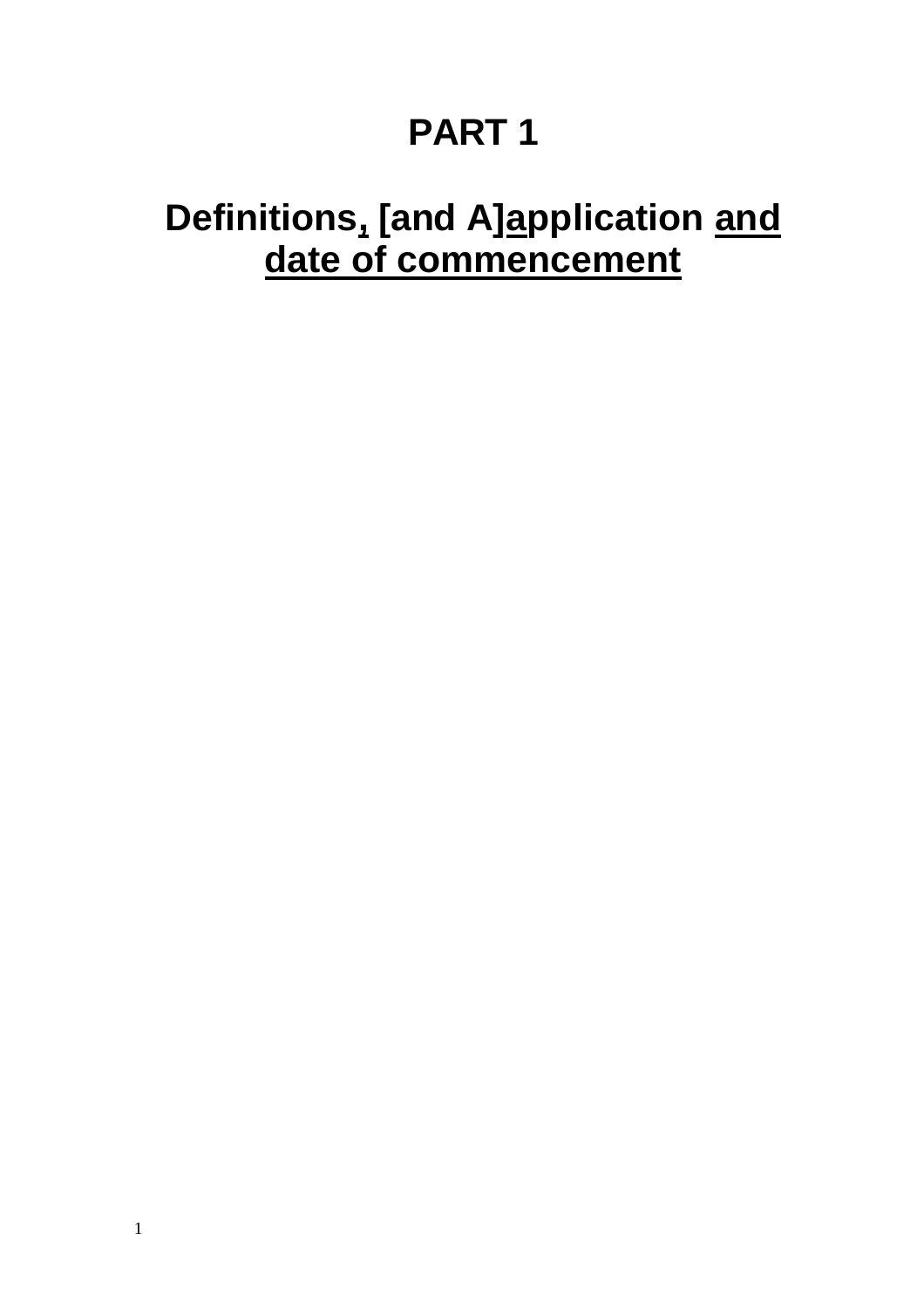# PART 1

## Definitions, [and A]application and date of commencement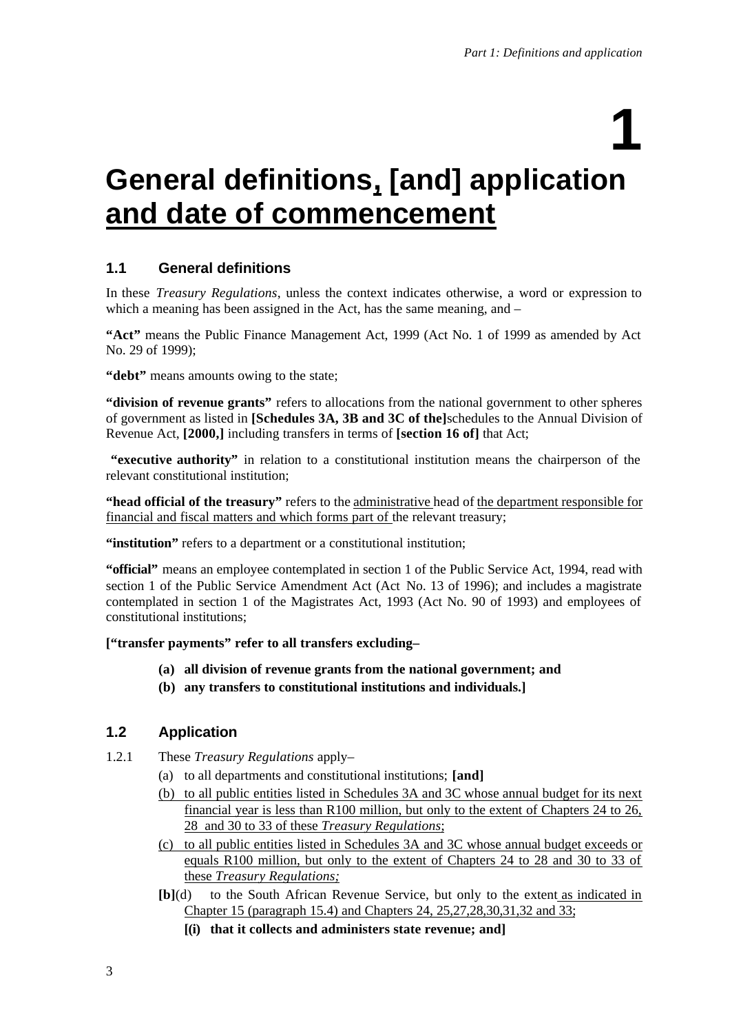# 1

# General definitions, [and] application and date of commencement

## 1.1 General definitions

In these *Treasury Regulations*, unless the context indicates otherwise, a word or expression to which a meaning has been assigned in the Act, has the same meaning, and –

**"Act"** means the Public Finance Management Act, 1999 (Act No. 1 of 1999 as amended by Act No. 29 of 1999);

**"debt"** means amounts owing to the state;

**"division of revenue grants"** refers to allocations from the national government to other spheres of government as listed in **[Schedules 3A, 3B and 3C of the]** schedules to the Annual Division of Revenue Act, **[2000,]** including transfers in terms of **[section 16 of]** that Act;

**"executive authority"** in relation to a constitutional institution means the chairperson of the relevant constitutional institution;

**"head official of the treasury"** refers to the administrative head of the department responsible for financial and fiscal matters and which forms part of the relevant treasury;

**"institution"** refers to a department or a constitutional institution;

**"official"** means an employee contemplated in section 1 of the Public Service Act, 1994, read with section 1 of the Public Service Amendment Act (Act No. 13 of 1996); and includes a magistrate contemplated in section 1 of the Magistrates Act, 1993 (Act No. 90 of 1993) and employees of constitutional institutions;

**["transfer payments" refer to all transfers excluding–**

- **(a) all division of revenue grants from the national government; and**
- **(b) any transfers to constitutional institutions and individuals.]**

## 1.2 Application

1.2.1 These *Treasury Regulations* apply–

- (a) to all departments and constitutional institutions; **[and]**
- (b) to all public entities listed in Schedules 3A and 3C whose annual budget for its next financial year is less than R100 million, but only to the extent of Chapters 24 to 26, 28 and 30 to 33 of these *Treasury Regulations*;
- (c) to all public entities listed in Schedules 3A and 3C whose annual budget exceeds or equals R100 million, but only to the extent of Chapters 24 to 28 and 30 to 33 of these *Treasury Regulations;*
- **[b]**(d) to the South African Revenue Service, but only to the extent as indicated in Chapter 15 (paragraph 15.4) and Chapters 24, 25,27,28,30,31,32 and 33;
  - **[(i) that it collects and administers state revenue; and]**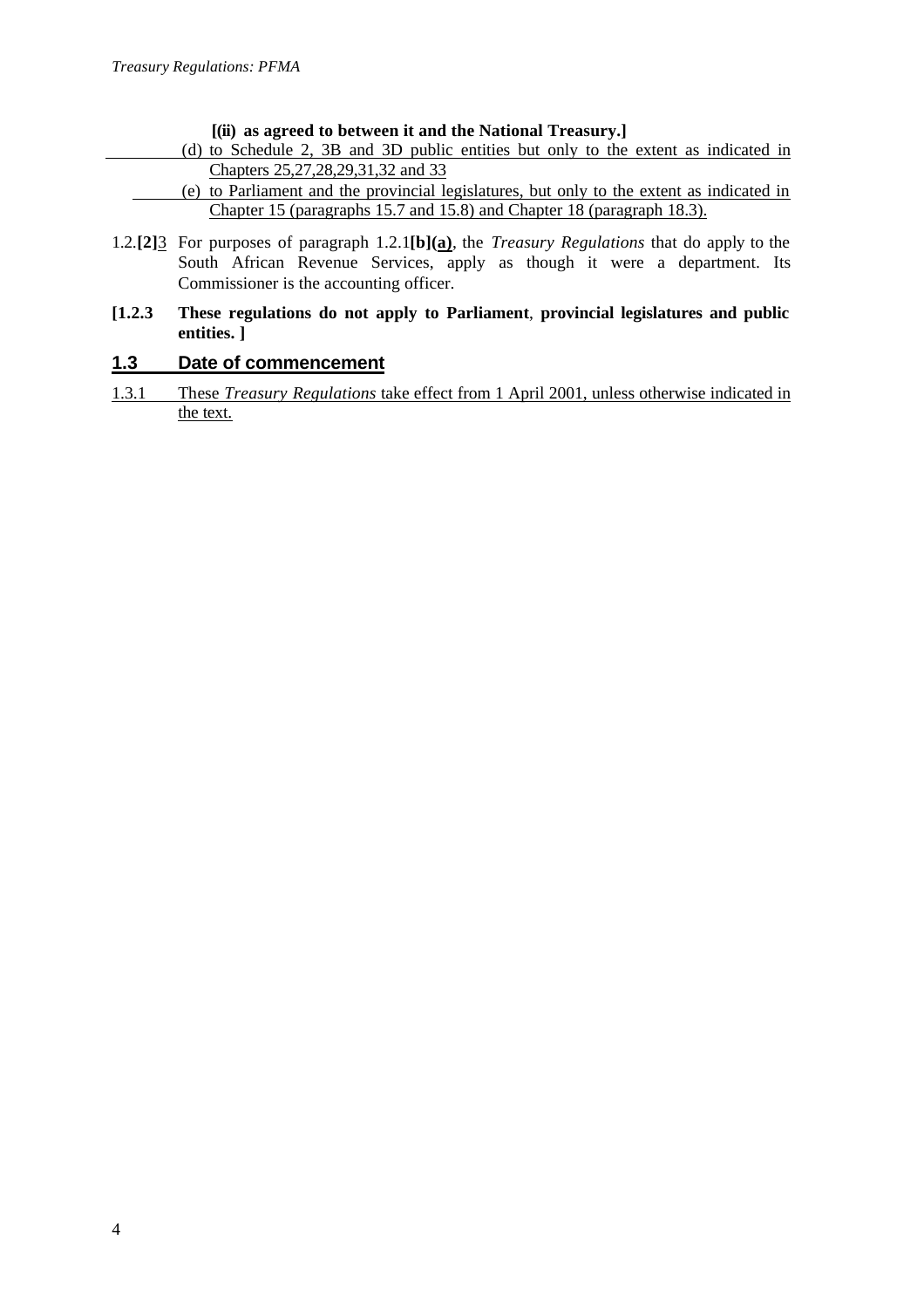**[(ii) as agreed to between it and the National Treasury.]**

(d) to Schedule 2, 3B and 3D public entities but only to the extent as indicated in Chapters 25,27,28,29,31,32 and 33

(e) to Parliament and the provincial legislatures, but only to the extent as indicated in Chapter 15 (paragraphs 15.7 and 15.8) and Chapter 18 (paragraph 18.3).

1.2.**[2]**3 For purposes of paragraph 1.2.1**[b]**(a), the *Treasury Regulations* that do apply to the South African Revenue Services, apply as though it were a department. Its Commissioner is the accounting officer.

**[1.2.3 These regulations do not apply to Parliament, provincial legislatures and public entities. ]**

## 1.3 Date of commencement

1.3.1 These *Treasury Regulations* take effect from 1 April 2001, unless otherwise indicated in the text.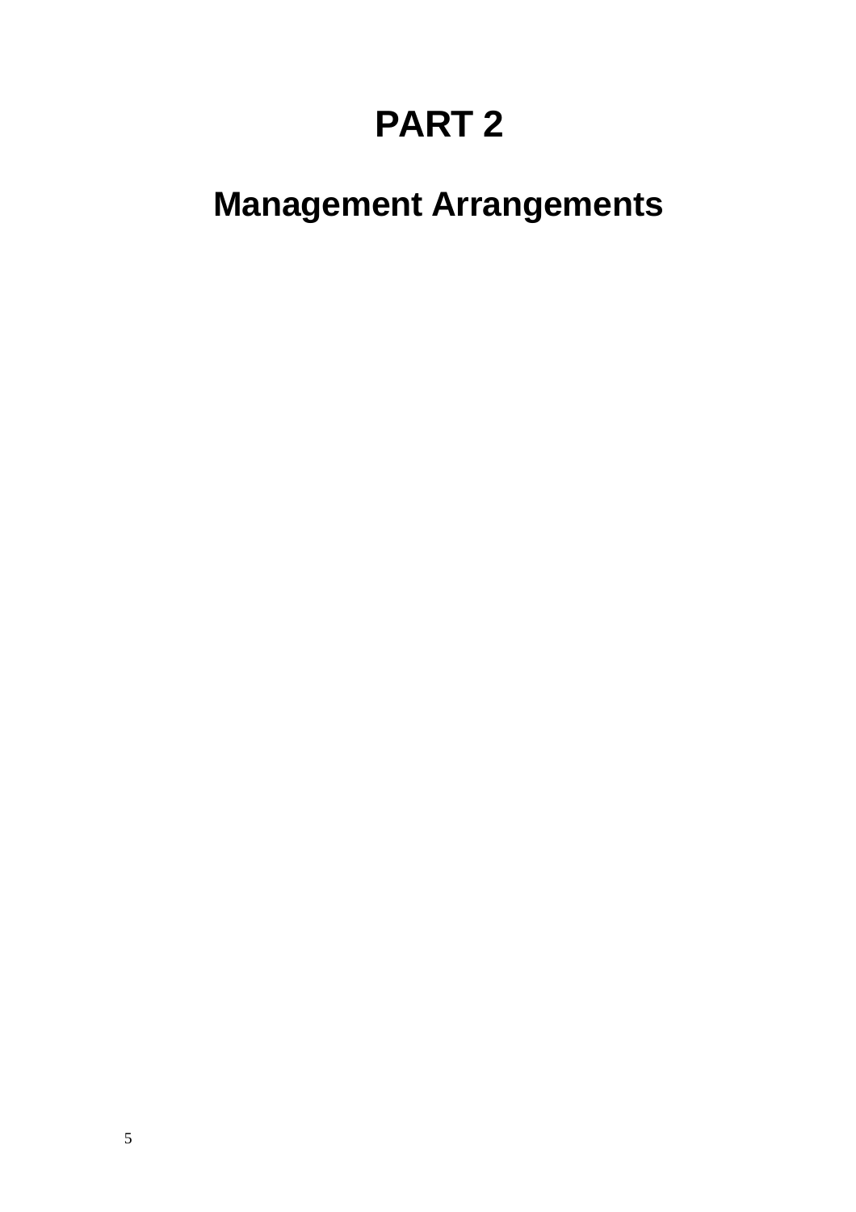# PART 2

## Management Arrangements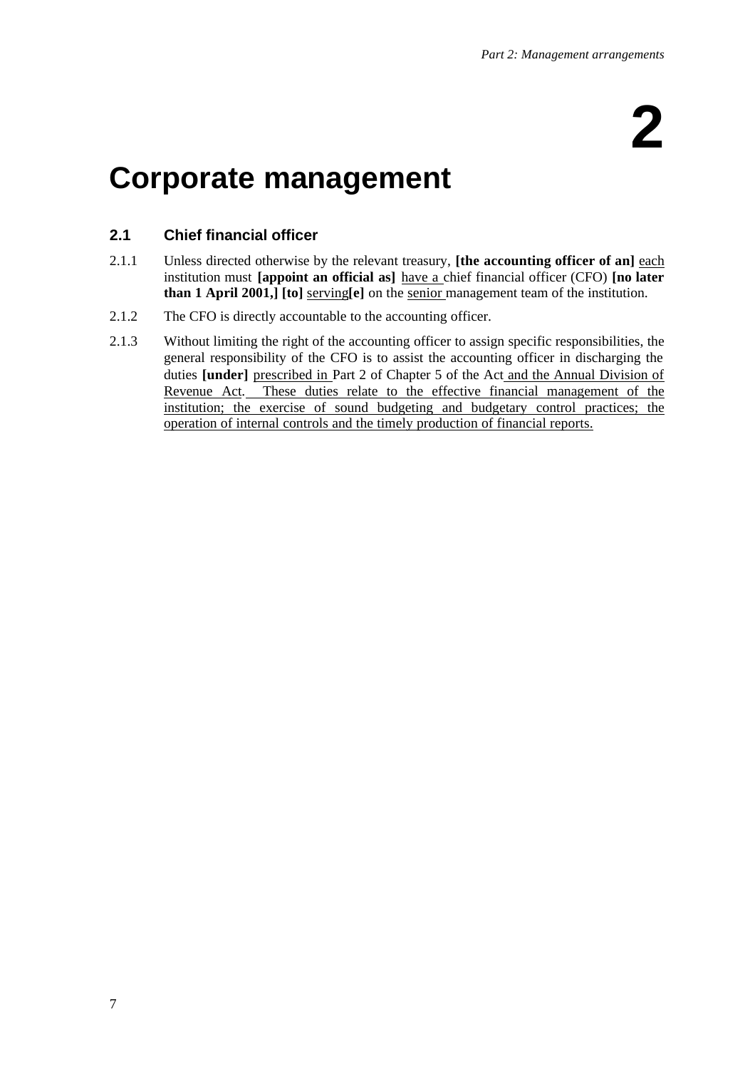# 2

# Corporate management

## 2.1 Chief financial officer

2.1.1 Unless directed otherwise by the relevant treasury, **[the accounting officer of an]** <u>each</u> institution must **[appoint an official as]** <u>have a</u> chief financial officer (CFO) **[no later than 1 April 2001,] [to]** <u>serving</u>**[e]** on the <u>senior</u> management team of the institution.

2.1.2 The CFO is directly accountable to the accounting officer.

2.1.3 Without limiting the right of the accounting officer to assign specific responsibilities, the general responsibility of the CFO is to assist the accounting officer in discharging the duties **[under]** <u>prescribed in</u> Part 2 of Chapter 5 of the Act <u>and the Annual Division of Revenue Act. These duties relate to the effective financial management of the institution; the exercise of sound budgeting and budgetary control practices; the operation of internal controls and the timely production of financial reports.</u>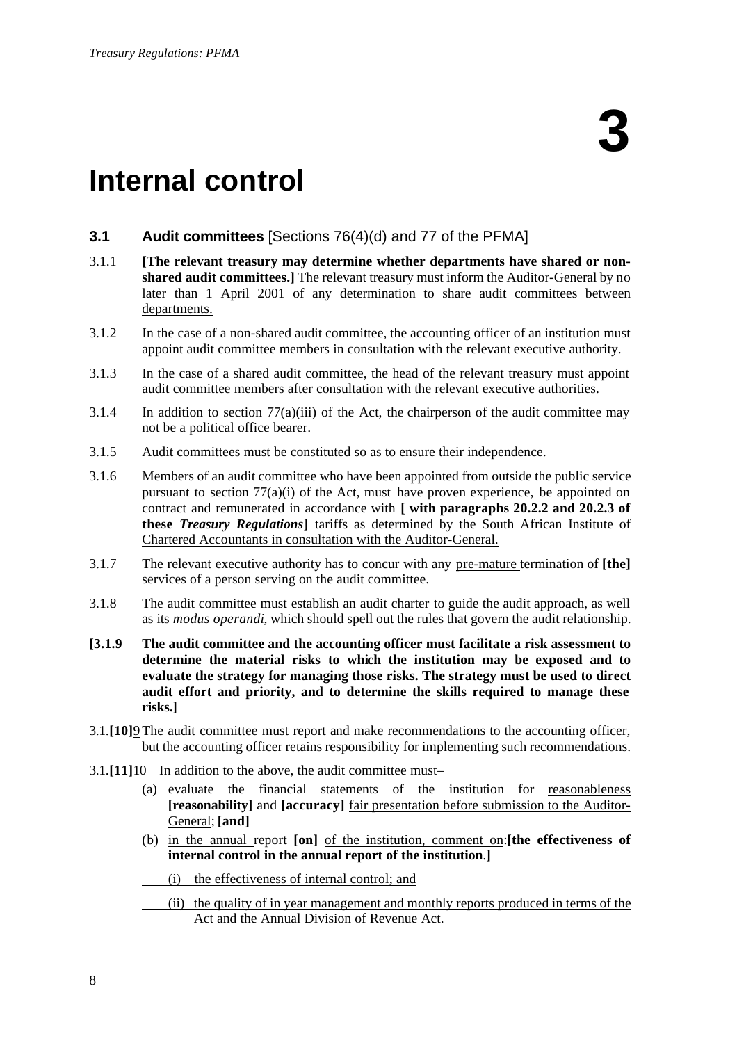# 3

# Internal control

### 3.1 **Audit committees** [Sections 76(4)(d) and 77 of the PFMA]

3.1.1 **[The relevant treasury may determine whether departments have shared or non-shared audit committees.]** <u>The relevant treasury must inform the Auditor-General by no later than 1 April 2001 of any determination to share audit committees between departments.</u>

3.1.2 In the case of a non-shared audit committee, the accounting officer of an institution must appoint audit committee members in consultation with the relevant executive authority.

3.1.3 In the case of a shared audit committee, the head of the relevant treasury must appoint audit committee members after consultation with the relevant executive authorities.

3.1.4 In addition to section 77(a)(iii) of the Act, the chairperson of the audit committee may not be a political office bearer.

3.1.5 Audit committees must be constituted so as to ensure their independence.

3.1.6 Members of an audit committee who have been appointed from outside the public service pursuant to section 77(a)(i) of the Act, must <u>have proven experience,</u> be appointed on contract and remunerated in accordance <u>with</u> **[ with paragraphs 20.2.2 and 20.2.3 of these *Treasury Regulations*]** <u>tariffs as determined by the South African Institute of Chartered Accountants in consultation with the Auditor-General.</u>

3.1.7 The relevant executive authority has to concur with any <u>pre-mature</u> termination of **[the]** services of a person serving on the audit committee.

3.1.8 The audit committee must establish an audit charter to guide the audit approach, as well as its *modus operandi*, which should spell out the rules that govern the audit relationship.

**[3.1.9 The audit committee and the accounting officer must facilitate a risk assessment to determine the material risks to which the institution may be exposed and to evaluate the strategy for managing those risks. The strategy must be used to direct audit effort and priority, and to determine the skills required to manage these risks.]**

3.1.**[10]**<u>9</u> The audit committee must report and make recommendations to the accounting officer, but the accounting officer retains responsibility for implementing such recommendations.

3.1.**[11]**<u>10</u> In addition to the above, the audit committee must–

(a) evaluate the financial statements of the institution for <u>reasonableness</u> **[reasonability]** and **[accuracy]** <u>fair presentation before submission to the Auditor-General</u>; **[and]**

(b) <u>in the annual</u> report **[on]** <u>of the institution, comment on</u>:**[the effectiveness of internal control in the annual report of the institution.]**

<u>(i) the effectiveness of internal control; and</u>

<u>(ii) the quality of in year management and monthly reports produced in terms of the Act and the Annual Division of Revenue Act.</u>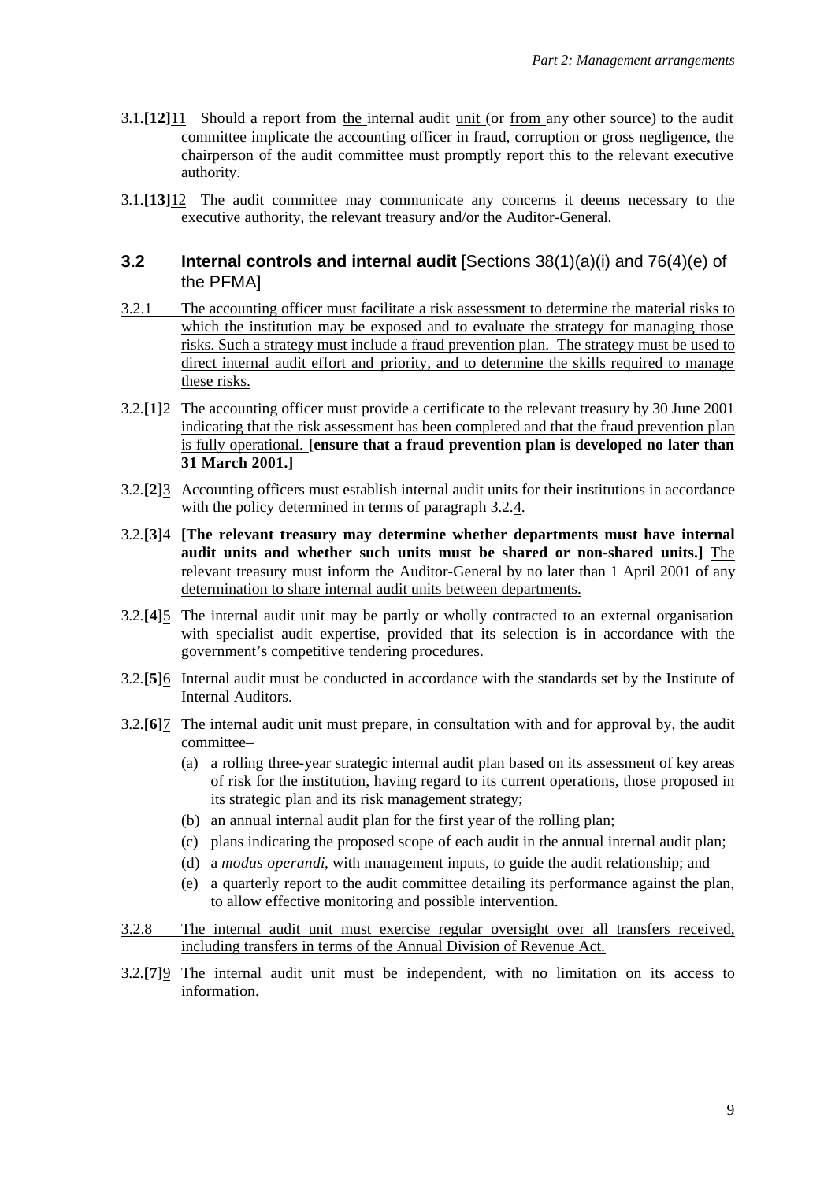3.1.**[12]**<u>11</u> Should a report from <u>the</u> internal audit <u>unit</u> (or <u>from</u> any other source) to the audit committee implicate the accounting officer in fraud, corruption or gross negligence, the chairperson of the audit committee must promptly report this to the relevant executive authority.

3.1.**[13]**<u>12</u> The audit committee may communicate any concerns it deems necessary to the executive authority, the relevant treasury and/or the Auditor-General.

### 3.2 Internal controls and internal audit [Sections 38(1)(a)(i) and 76(4)(e) of the PFMA]

<u>3.2.1 The accounting officer must facilitate a risk assessment to determine the material risks to which the institution may be exposed and to evaluate the strategy for managing those risks. Such a strategy must include a fraud prevention plan. The strategy must be used to direct internal audit effort and priority, and to determine the skills required to manage these risks.</u>

3.2.**[1]**<u>2</u> The accounting officer must <u>provide a certificate to the relevant treasury by 30 June 2001 indicating that the risk assessment has been completed and that the fraud prevention plan is fully operational.</u> **[ensure that a fraud prevention plan is developed no later than 31 March 2001.]**

3.2.**[2]**<u>3</u> Accounting officers must establish internal audit units for their institutions in accordance with the policy determined in terms of paragraph 3.2.<u>4</u>.

3.2.**[3]**<u>4</u> **[The relevant treasury may determine whether departments must have internal audit units and whether such units must be shared or non-shared units.]** <u>The relevant treasury must inform the Auditor-General by no later than 1 April 2001 of any determination to share internal audit units between departments.</u>

3.2.**[4]**<u>5</u> The internal audit unit may be partly or wholly contracted to an external organisation with specialist audit expertise, provided that its selection is in accordance with the government's competitive tendering procedures.

3.2.**[5]**<u>6</u> Internal audit must be conducted in accordance with the standards set by the Institute of Internal Auditors.

3.2.**[6]**<u>7</u> The internal audit unit must prepare, in consultation with and for approval by, the audit committee–

(a) a rolling three-year strategic internal audit plan based on its assessment of key areas of risk for the institution, having regard to its current operations, those proposed in its strategic plan and its risk management strategy;

(b) an annual internal audit plan for the first year of the rolling plan;

(c) plans indicating the proposed scope of each audit in the annual internal audit plan;

(d) a *modus operandi*, with management inputs, to guide the audit relationship; and

(e) a quarterly report to the audit committee detailing its performance against the plan, to allow effective monitoring and possible intervention.

<u>3.2.8 The internal audit unit must exercise regular oversight over all transfers received, including transfers in terms of the Annual Division of Revenue Act.</u>

3.2.**[7]**<u>9</u> The internal audit unit must be independent, with no limitation on its access to information.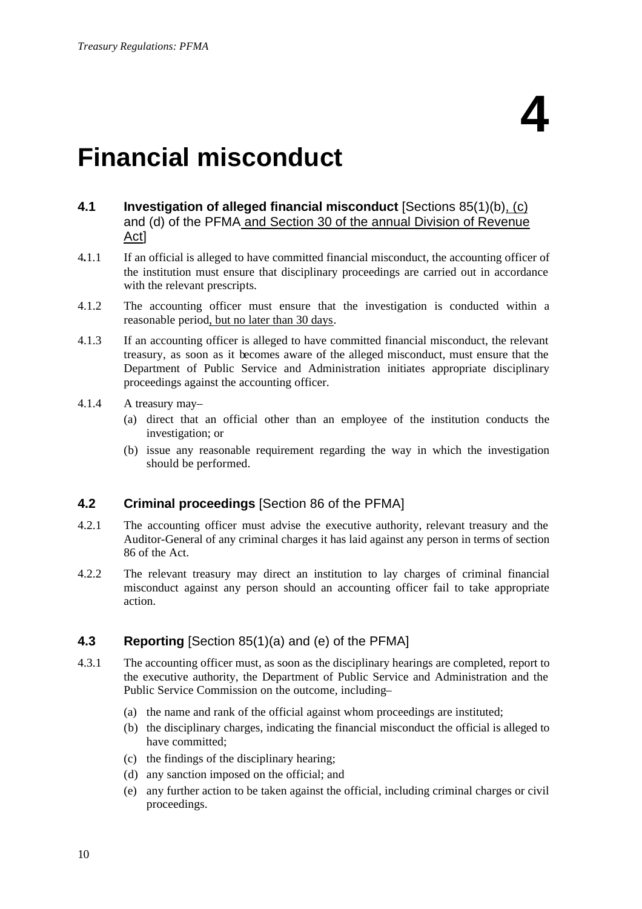# 4

# Financial misconduct

## 4.1 Investigation of alleged financial misconduct [Sections 85(1)(b), (c) and (d) of the PFMA and Section 30 of the annual Division of Revenue Act]

4.1.1 If an official is alleged to have committed financial misconduct, the accounting officer of the institution must ensure that disciplinary proceedings are carried out in accordance with the relevant prescripts.

4.1.2 The accounting officer must ensure that the investigation is conducted within a reasonable period, but no later than 30 days.

4.1.3 If an accounting officer is alleged to have committed financial misconduct, the relevant treasury, as soon as it becomes aware of the alleged misconduct, must ensure that the Department of Public Service and Administration initiates appropriate disciplinary proceedings against the accounting officer.

4.1.4 A treasury may–

(a) direct that an official other than an employee of the institution conducts the investigation; or

(b) issue any reasonable requirement regarding the way in which the investigation should be performed.

## 4.2 Criminal proceedings [Section 86 of the PFMA]

4.2.1 The accounting officer must advise the executive authority, relevant treasury and the Auditor-General of any criminal charges it has laid against any person in terms of section 86 of the Act.

4.2.2 The relevant treasury may direct an institution to lay charges of criminal financial misconduct against any person should an accounting officer fail to take appropriate action.

## 4.3 Reporting [Section 85(1)(a) and (e) of the PFMA]

4.3.1 The accounting officer must, as soon as the disciplinary hearings are completed, report to the executive authority, the Department of Public Service and Administration and the Public Service Commission on the outcome, including–

(a) the name and rank of the official against whom proceedings are instituted;

(b) the disciplinary charges, indicating the financial misconduct the official is alleged to have committed;

(c) the findings of the disciplinary hearing;

(d) any sanction imposed on the official; and

(e) any further action to be taken against the official, including criminal charges or civil proceedings.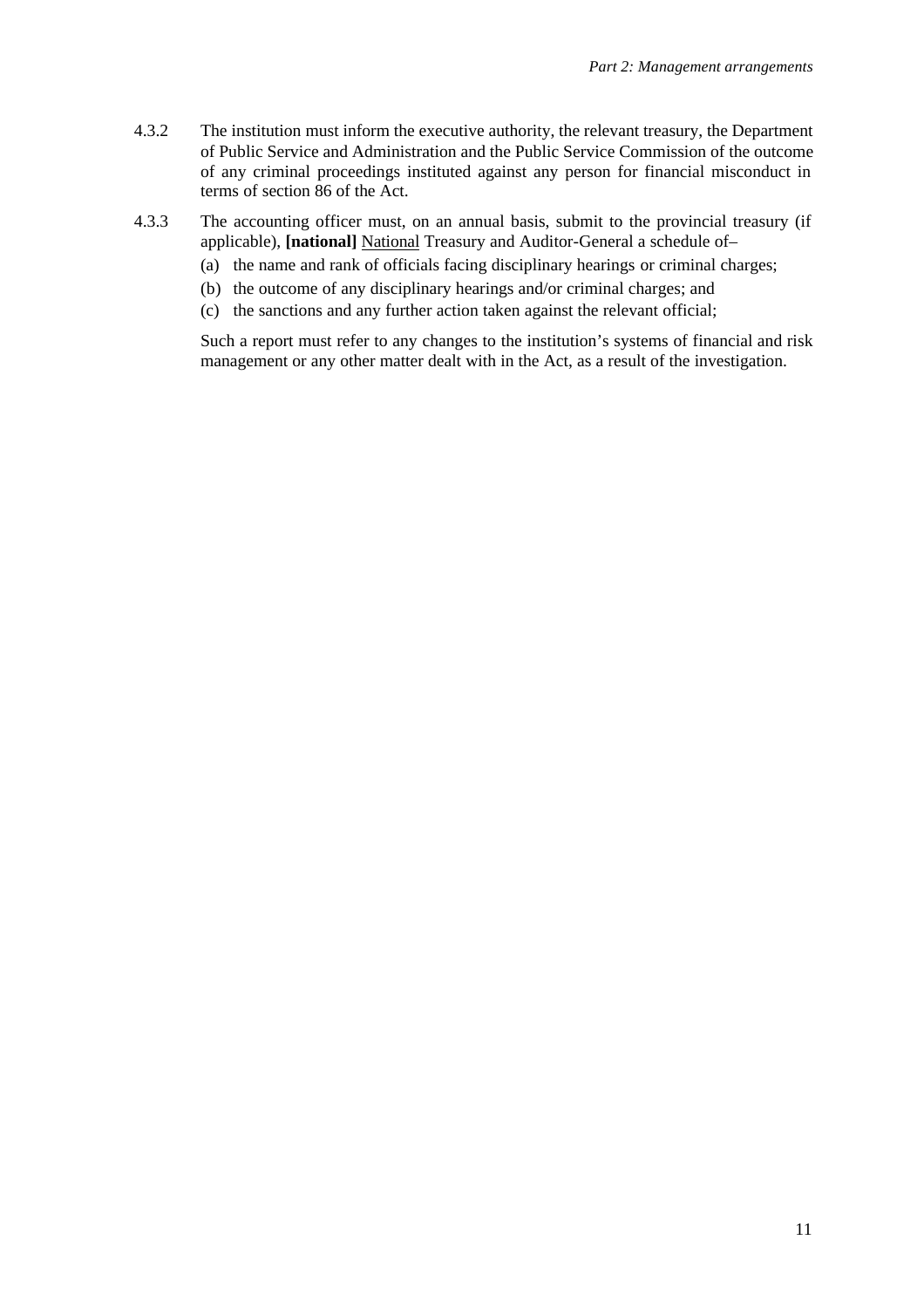4.3.2 The institution must inform the executive authority, the relevant treasury, the Department of Public Service and Administration and the Public Service Commission of the outcome of any criminal proceedings instituted against any person for financial misconduct in terms of section 86 of the Act.

4.3.3 The accounting officer must, on an annual basis, submit to the provincial treasury (if applicable), **[national]** <u>National</u> Treasury and Auditor-General a schedule of–

(a) the name and rank of officials facing disciplinary hearings or criminal charges;

(b) the outcome of any disciplinary hearings and/or criminal charges; and

(c) the sanctions and any further action taken against the relevant official;

Such a report must refer to any changes to the institution's systems of financial and risk management or any other matter dealt with in the Act, as a result of the investigation.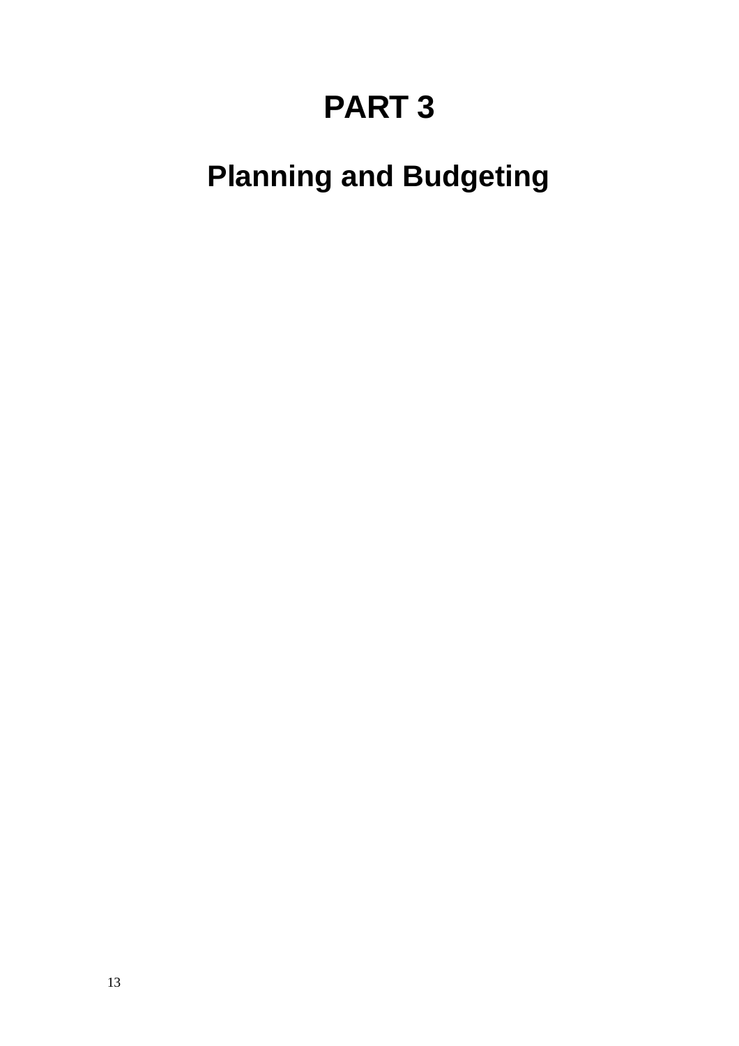# PART 3

## Planning and Budgeting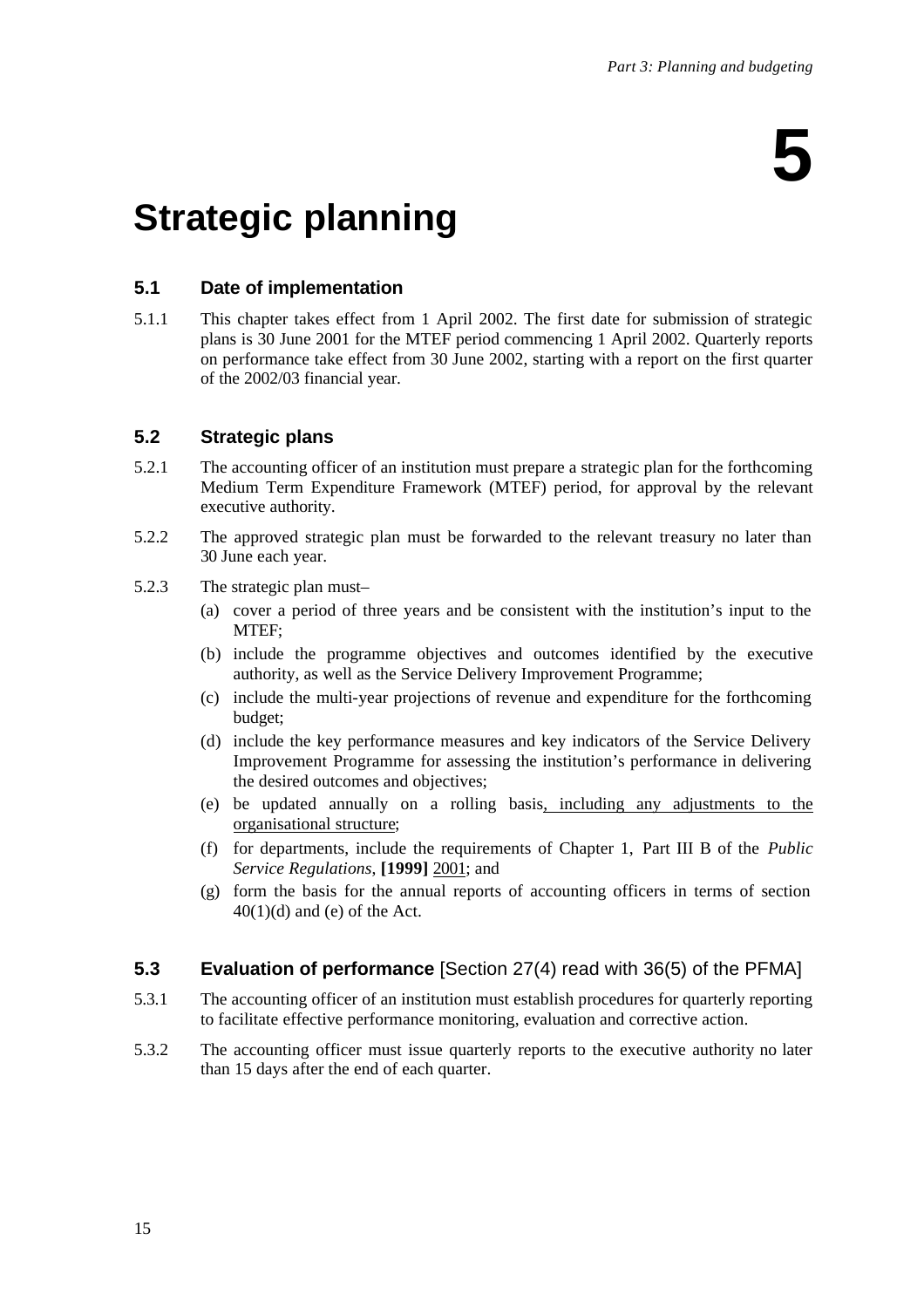// Chapter "5"

# Strategic planning

## 5.1 Date of implementation

5.1.1 This chapter takes effect from 1 April 2002. The first date for submission of strategic plans is 30 June 2001 for the MTEF period commencing 1 April 2002. Quarterly reports on performance take effect from 30 June 2002, starting with a report on the first quarter of the 2002/03 financial year.

## 5.2 Strategic plans

5.2.1 The accounting officer of an institution must prepare a strategic plan for the forthcoming Medium Term Expenditure Framework (MTEF) period, for approval by the relevant executive authority.

5.2.2 The approved strategic plan must be forwarded to the relevant treasury no later than 30 June each year.

5.2.3 The strategic plan must–

(a) cover a period of three years and be consistent with the institution's input to the MTEF;

(b) include the programme objectives and outcomes identified by the executive authority, as well as the Service Delivery Improvement Programme;

(c) include the multi-year projections of revenue and expenditure for the forthcoming budget;

(d) include the key performance measures and key indicators of the Service Delivery Improvement Programme for assessing the institution's performance in delivering the desired outcomes and objectives;

(e) be updated annually on a rolling basis<u>, including any adjustments to the organisational structure</u>;

(f) for departments, include the requirements of Chapter 1, Part III B of the *Public Service Regulations*, **[1999]** <u>2001</u>; and

(g) form the basis for the annual reports of accounting officers in terms of section 40(1)(d) and (e) of the Act.

## 5.3 Evaluation of performance [Section 27(4) read with 36(5) of the PFMA]

5.3.1 The accounting officer of an institution must establish procedures for quarterly reporting to facilitate effective performance monitoring, evaluation and corrective action.

5.3.2 The accounting officer must issue quarterly reports to the executive authority no later than 15 days after the end of each quarter.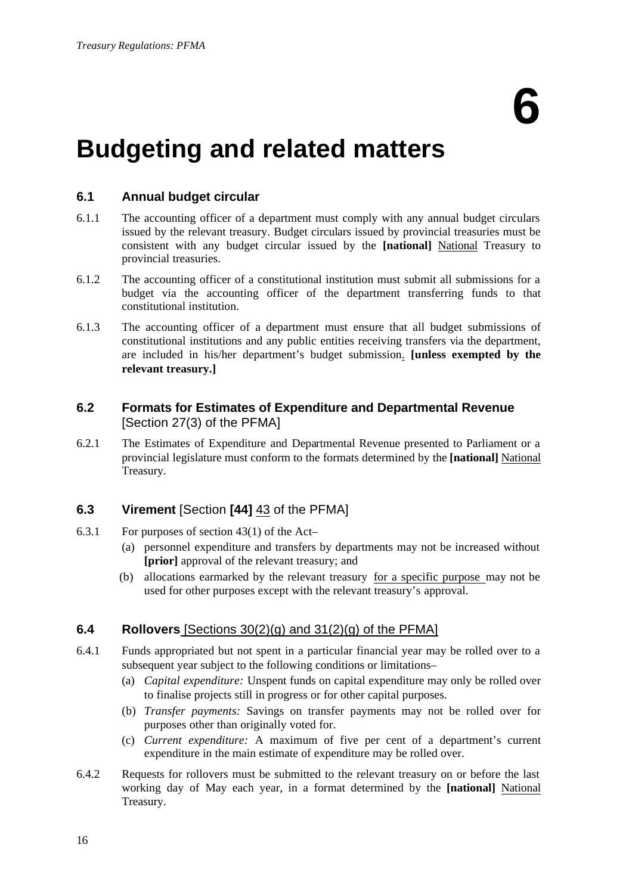# 6

# Budgeting and related matters

### 6.1 Annual budget circular

6.1.1 The accounting officer of a department must comply with any annual budget circulars issued by the relevant treasury. Budget circulars issued by provincial treasuries must be consistent with any budget circular issued by the **[national]** <u>National</u> Treasury to provincial treasuries.

6.1.2 The accounting officer of a constitutional institution must submit all submissions for a budget via the accounting officer of the department transferring funds to that constitutional institution.

6.1.3 The accounting officer of a department must ensure that all budget submissions of constitutional institutions and any public entities receiving transfers via the department, are included in his/her department's budget submission<u>.</u> **[unless exempted by the relevant treasury.]**

### 6.2 Formats for Estimates of Expenditure and Departmental Revenue [Section 27(3) of the PFMA]

6.2.1 The Estimates of Expenditure and Departmental Revenue presented to Parliament or a provincial legislature must conform to the formats determined by the **[national]** <u>National</u> Treasury.

### 6.3 Virement [Section **[44]** <u>43</u> of the PFMA]

6.3.1 For purposes of section 43(1) of the Act–

(a) personnel expenditure and transfers by departments may not be increased without **[prior]** approval of the relevant treasury; and

(b) allocations earmarked by the relevant treasury <u>for a specific purpose</u> may not be used for other purposes except with the relevant treasury's approval.

### 6.4 Rollovers <u>[Sections 30(2)(g) and 31(2)(g) of the PFMA]</u>

6.4.1 Funds appropriated but not spent in a particular financial year may be rolled over to a subsequent year subject to the following conditions or limitations–

(a) *Capital expenditure:* Unspent funds on capital expenditure may only be rolled over to finalise projects still in progress or for other capital purposes.

(b) *Transfer payments:* Savings on transfer payments may not be rolled over for purposes other than originally voted for.

(c) *Current expenditure:* A maximum of five per cent of a department's current expenditure in the main estimate of expenditure may be rolled over.

6.4.2 Requests for rollovers must be submitted to the relevant treasury on or before the last working day of May each year, in a format determined by the **[national]** <u>National</u> Treasury.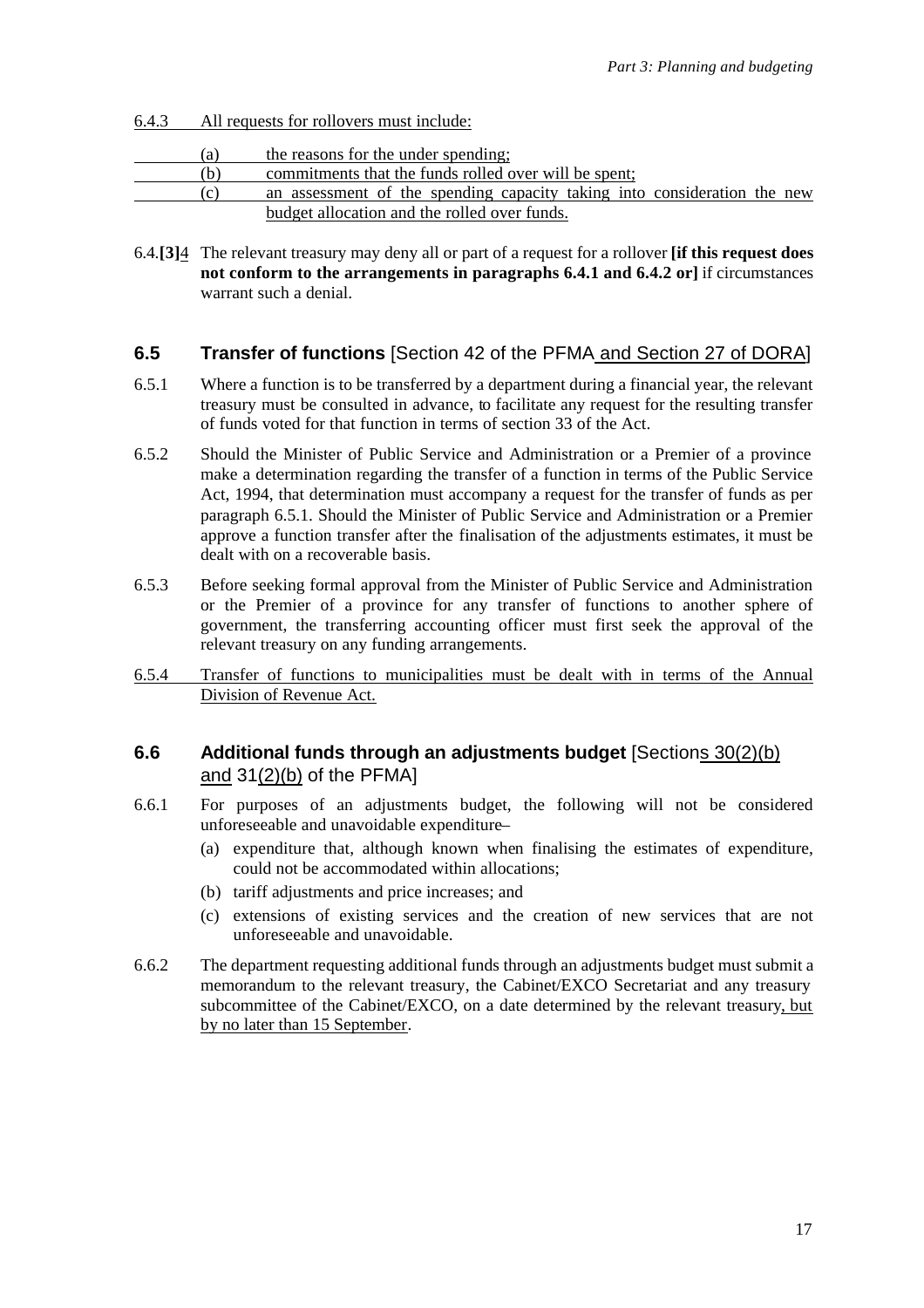6.4.3 All requests for rollovers must include:

(a) the reasons for the under spending;

(b) commitments that the funds rolled over will be spent;

(c) an assessment of the spending capacity taking into consideration the new budget allocation and the rolled over funds.

6.4.[3]4 The relevant treasury may deny all or part of a request for a rollover **[if this request does not conform to the arrangements in paragraphs 6.4.1 and 6.4.2 or]** if circumstances warrant such a denial.

### 6.5 Transfer of functions [Section 42 of the PFMA and Section 27 of DORA]

6.5.1 Where a function is to be transferred by a department during a financial year, the relevant treasury must be consulted in advance, to facilitate any request for the resulting transfer of funds voted for that function in terms of section 33 of the Act.

6.5.2 Should the Minister of Public Service and Administration or a Premier of a province make a determination regarding the transfer of a function in terms of the Public Service Act, 1994, that determination must accompany a request for the transfer of funds as per paragraph 6.5.1. Should the Minister of Public Service and Administration or a Premier approve a function transfer after the finalisation of the adjustments estimates, it must be dealt with on a recoverable basis.

6.5.3 Before seeking formal approval from the Minister of Public Service and Administration or the Premier of a province for any transfer of functions to another sphere of government, the transferring accounting officer must first seek the approval of the relevant treasury on any funding arrangements.

6.5.4 Transfer of functions to municipalities must be dealt with in terms of the Annual Division of Revenue Act.

### 6.6 Additional funds through an adjustments budget [Sections 30(2)(b) and 31(2)(b) of the PFMA]

6.6.1 For purposes of an adjustments budget, the following will not be considered unforeseeable and unavoidable expenditure–

(a) expenditure that, although known when finalising the estimates of expenditure, could not be accommodated within allocations;

(b) tariff adjustments and price increases; and

(c) extensions of existing services and the creation of new services that are not unforeseeable and unavoidable.

6.6.2 The department requesting additional funds through an adjustments budget must submit a memorandum to the relevant treasury, the Cabinet/EXCO Secretariat and any treasury subcommittee of the Cabinet/EXCO, on a date determined by the relevant treasury, but by no later than 15 September.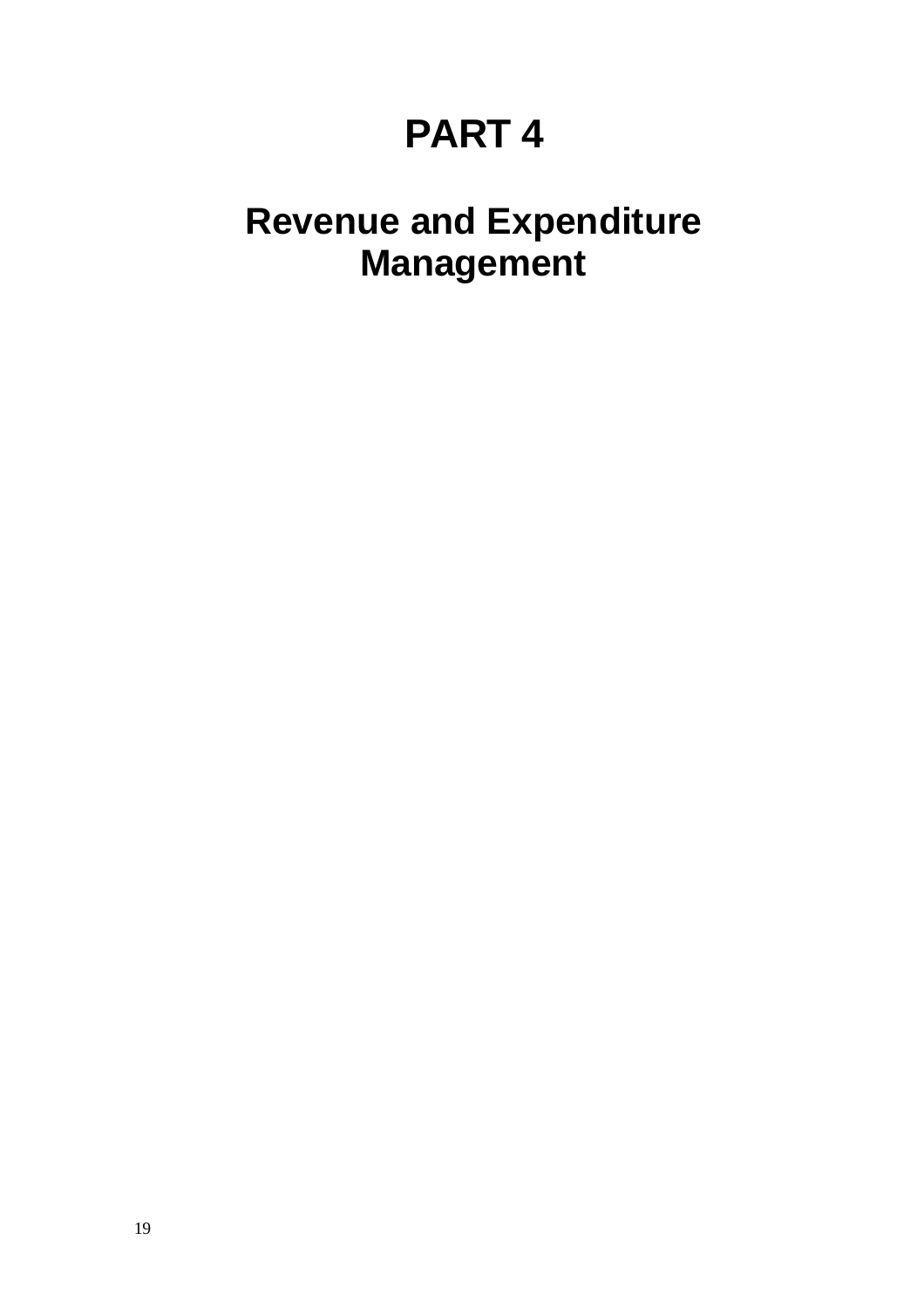# PART 4

## Revenue and Expenditure Management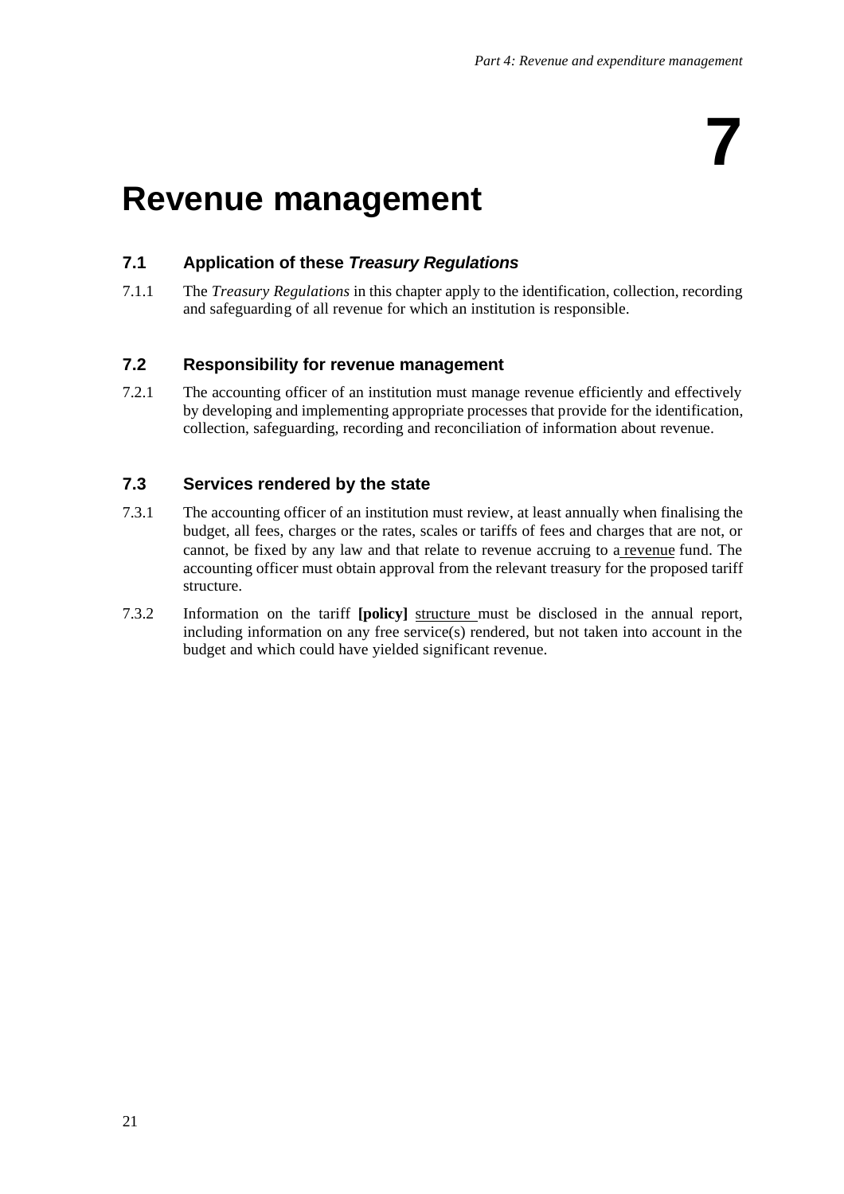# 7

# Revenue management

### 7.1 Application of these *Treasury Regulations*

7.1.1 The *Treasury Regulations* in this chapter apply to the identification, collection, recording and safeguarding of all revenue for which an institution is responsible.

### 7.2 Responsibility for revenue management

7.2.1 The accounting officer of an institution must manage revenue efficiently and effectively by developing and implementing appropriate processes that provide for the identification, collection, safeguarding, recording and reconciliation of information about revenue.

### 7.3 Services rendered by the state

7.3.1 The accounting officer of an institution must review, at least annually when finalising the budget, all fees, charges or the rates, scales or tariffs of fees and charges that are not, or cannot, be fixed by any law and that relate to revenue accruing to a <u>revenue</u> fund. The accounting officer must obtain approval from the relevant treasury for the proposed tariff structure.

7.3.2 Information on the tariff **[policy]** <u>structure</u> must be disclosed in the annual report, including information on any free service(s) rendered, but not taken into account in the budget and which could have yielded significant revenue.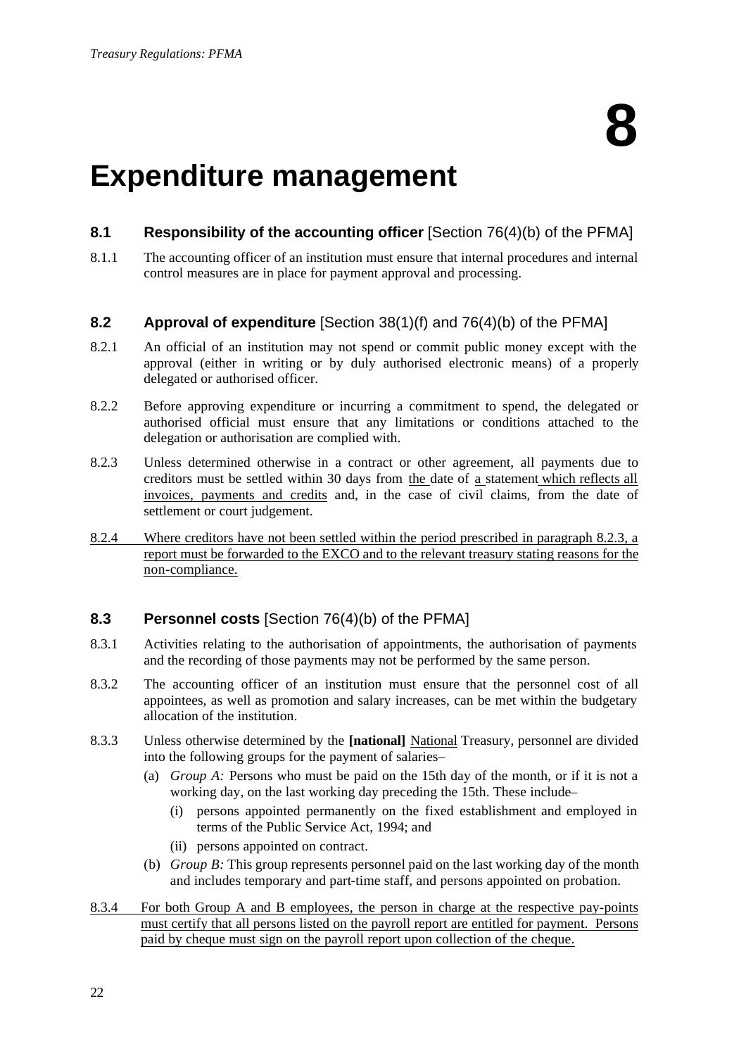# 8

# Expenditure management

### 8.1 Responsibility of the accounting officer [Section 76(4)(b) of the PFMA]

8.1.1 The accounting officer of an institution must ensure that internal procedures and internal control measures are in place for payment approval and processing.

### 8.2 Approval of expenditure [Section 38(1)(f) and 76(4)(b) of the PFMA]

8.2.1 An official of an institution may not spend or commit public money except with the approval (either in writing or by duly authorised electronic means) of a properly delegated or authorised officer.

8.2.2 Before approving expenditure or incurring a commitment to spend, the delegated or authorised official must ensure that any limitations or conditions attached to the delegation or authorisation are complied with.

8.2.3 Unless determined otherwise in a contract or other agreement, all payments due to creditors must be settled within 30 days from the date of a statement which reflects all invoices, payments and credits and, in the case of civil claims, from the date of settlement or court judgement.

8.2.4 Where creditors have not been settled within the period prescribed in paragraph 8.2.3, a report must be forwarded to the EXCO and to the relevant treasury stating reasons for the non-compliance.

### 8.3 Personnel costs [Section 76(4)(b) of the PFMA]

8.3.1 Activities relating to the authorisation of appointments, the authorisation of payments and the recording of those payments may not be performed by the same person.

8.3.2 The accounting officer of an institution must ensure that the personnel cost of all appointees, as well as promotion and salary increases, can be met within the budgetary allocation of the institution.

8.3.3 Unless otherwise determined by the **[national]** National Treasury, personnel are divided into the following groups for the payment of salaries–

(a) *Group A:* Persons who must be paid on the 15th day of the month, or if it is not a working day, on the last working day preceding the 15th. These include–

(i) persons appointed permanently on the fixed establishment and employed in terms of the Public Service Act, 1994; and

(ii) persons appointed on contract.

(b) *Group B:* This group represents personnel paid on the last working day of the month and includes temporary and part-time staff, and persons appointed on probation.

8.3.4 For both Group A and B employees, the person in charge at the respective pay-points must certify that all persons listed on the payroll report are entitled for payment. Persons paid by cheque must sign on the payroll report upon collection of the cheque.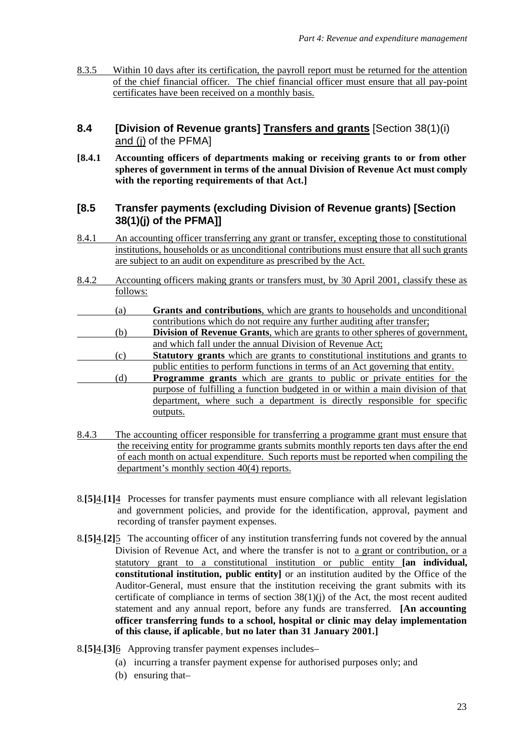8.3.5 Within 10 days after its certification, the payroll report must be returned for the attention of the chief financial officer. The chief financial officer must ensure that all pay-point certificates have been received on a monthly basis.

## 8.4 [Division of Revenue grants] Transfers and grants [Section 38(1)(i) and (j) of the PFMA]

**[8.4.1 Accounting officers of departments making or receiving grants to or from other spheres of government in terms of the annual Division of Revenue Act must comply with the reporting requirements of that Act.]**

## [8.5 Transfer payments (excluding Division of Revenue grants) [Section 38(1)(j) of the PFMA]]

8.4.1 An accounting officer transferring any grant or transfer, excepting those to constitutional institutions, households or as unconditional contributions must ensure that all such grants are subject to an audit on expenditure as prescribed by the Act.

8.4.2 Accounting officers making grants or transfers must, by 30 April 2001, classify these as follows:

(a) **Grants and contributions**, which are grants to households and unconditional contributions which do not require any further auditing after transfer;

(b) **Division of Revenue Grants**, which are grants to other spheres of government, and which fall under the annual Division of Revenue Act;

(c) **Statutory grants** which are grants to constitutional institutions and grants to public entities to perform functions in terms of an Act governing that entity.

(d) **Programme grants** which are grants to public or private entities for the purpose of fulfilling a function budgeted in or within a main division of that department, where such a department is directly responsible for specific outputs.

8.4.3 The accounting officer responsible for transferring a programme grant must ensure that the receiving entity for programme grants submits monthly reports ten days after the end of each month on actual expenditure. Such reports must be reported when compiling the department's monthly section 40(4) reports.

8.**[5]**4.**[1]**4 Processes for transfer payments must ensure compliance with all relevant legislation and government policies, and provide for the identification, approval, payment and recording of transfer payment expenses.

8.**[5]**4.**[2]**5 The accounting officer of any institution transferring funds not covered by the annual Division of Revenue Act, and where the transfer is not to a grant or contribution, or a statutory grant to a constitutional institution or public entity **[an individual, constitutional institution, public entity]** or an institution audited by the Office of the Auditor-General, must ensure that the institution receiving the grant submits with its certificate of compliance in terms of section 38(1)(j) of the Act, the most recent audited statement and any annual report, before any funds are transferred. **[An accounting officer transferring funds to a school, hospital or clinic may delay implementation of this clause, if aplicable, but no later than 31 January 2001.]**

8.**[5]**4.**[3]**6 Approving transfer payment expenses includes–

(a) incurring a transfer payment expense for authorised purposes only; and

(b) ensuring that–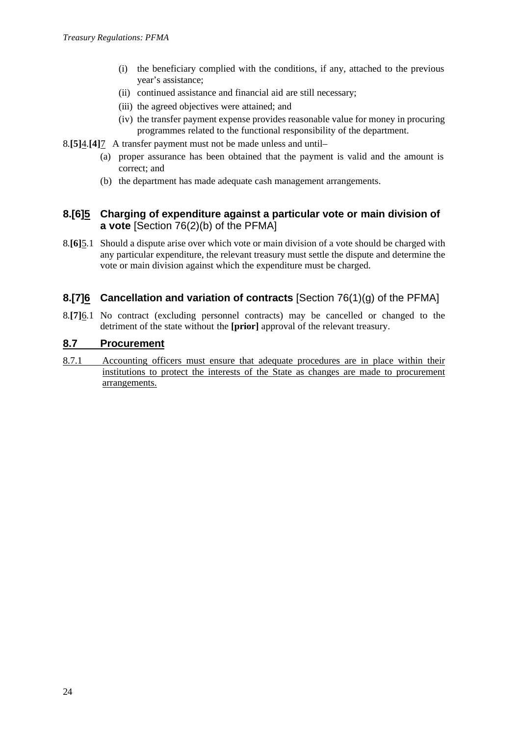(i) the beneficiary complied with the conditions, if any, attached to the previous year's assistance;
(ii) continued assistance and financial aid are still necessary;
(iii) the agreed objectives were attained; and
(iv) the transfer payment expense provides reasonable value for money in procuring programmes related to the functional responsibility of the department.

8.**[5]**<u>4</u>.**[4]**<u>7</u> A transfer payment must not be made unless and until–

(a) proper assurance has been obtained that the payment is valid and the amount is correct; and
(b) the department has made adequate cash management arrangements.

## 8.[6]<u>5</u> Charging of expenditure against a particular vote or main division of a vote [Section 76(2)(b) of the PFMA]

8.**[6]**<u>5</u>.1 Should a dispute arise over which vote or main division of a vote should be charged with any particular expenditure, the relevant treasury must settle the dispute and determine the vote or main division against which the expenditure must be charged.

## 8.[7]<u>6</u> Cancellation and variation of contracts [Section 76(1)(g) of the PFMA]

8.**[7]**<u>6</u>.1 No contract (excluding personnel contracts) may be cancelled or changed to the detriment of the state without the **[prior]** approval of the relevant treasury.

## <u>8.7 Procurement</u>

<u>8.7.1 Accounting officers must ensure that adequate procedures are in place within their institutions to protect the interests of the State as changes are made to procurement arrangements.</u>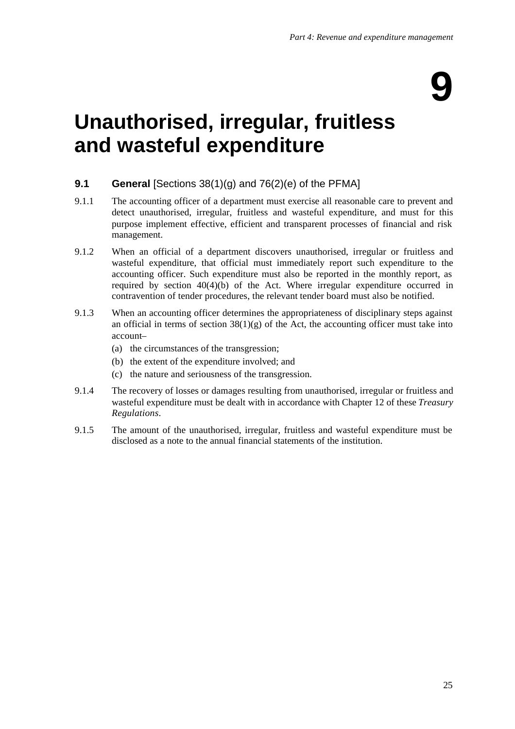# 9

# Unauthorised, irregular, fruitless and wasteful expenditure

## 9.1 General [Sections 38(1)(g) and 76(2)(e) of the PFMA]

9.1.1 The accounting officer of a department must exercise all reasonable care to prevent and detect unauthorised, irregular, fruitless and wasteful expenditure, and must for this purpose implement effective, efficient and transparent processes of financial and risk management.

9.1.2 When an official of a department discovers unauthorised, irregular or fruitless and wasteful expenditure, that official must immediately report such expenditure to the accounting officer. Such expenditure must also be reported in the monthly report, as required by section 40(4)(b) of the Act. Where irregular expenditure occurred in contravention of tender procedures, the relevant tender board must also be notified.

9.1.3 When an accounting officer determines the appropriateness of disciplinary steps against an official in terms of section 38(1)(g) of the Act, the accounting officer must take into account–

(a) the circumstances of the transgression;

(b) the extent of the expenditure involved; and

(c) the nature and seriousness of the transgression.

9.1.4 The recovery of losses or damages resulting from unauthorised, irregular or fruitless and wasteful expenditure must be dealt with in accordance with Chapter 12 of these *Treasury Regulations*.

9.1.5 The amount of the unauthorised, irregular, fruitless and wasteful expenditure must be disclosed as a note to the annual financial statements of the institution.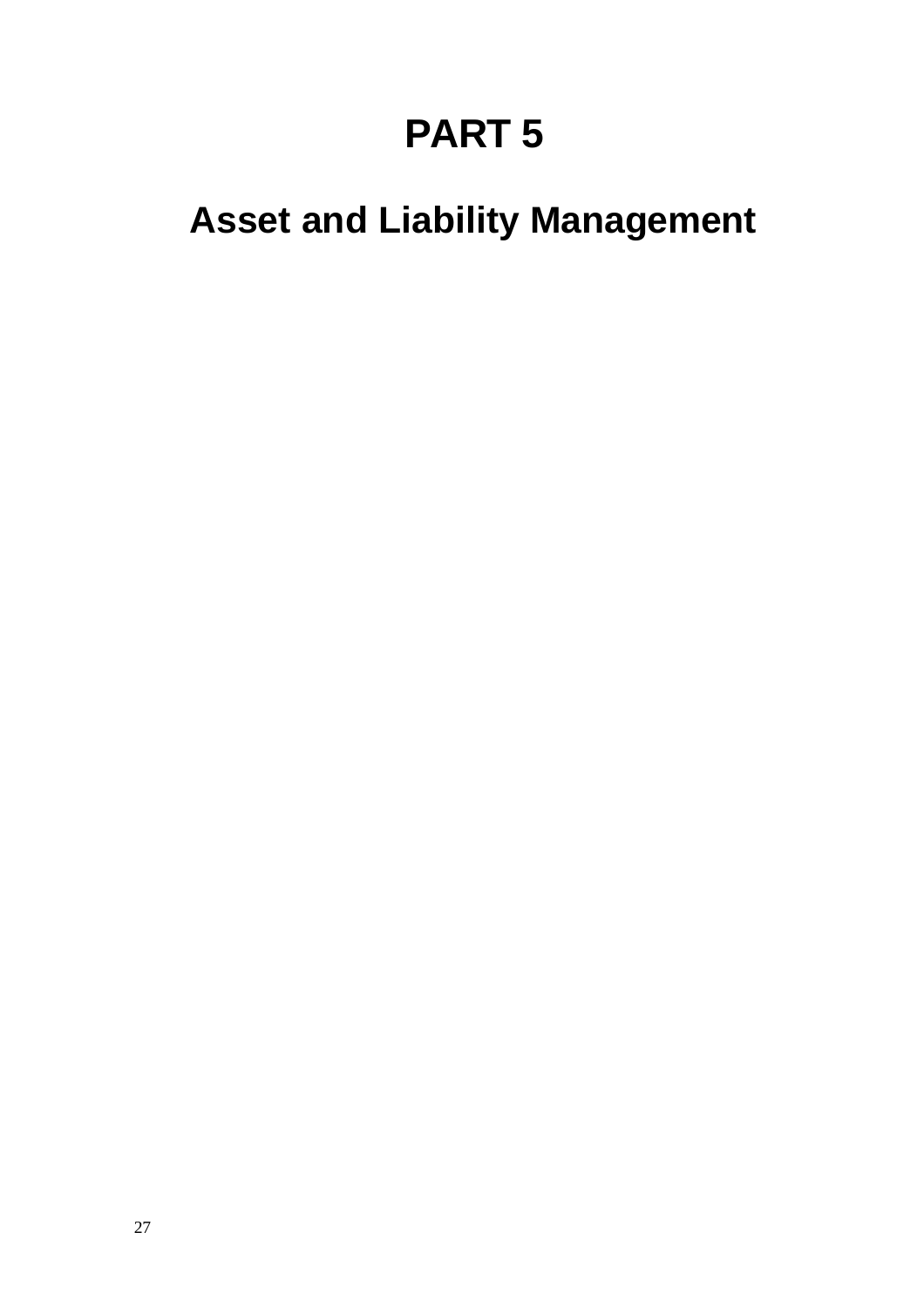# PART 5

## Asset and Liability Management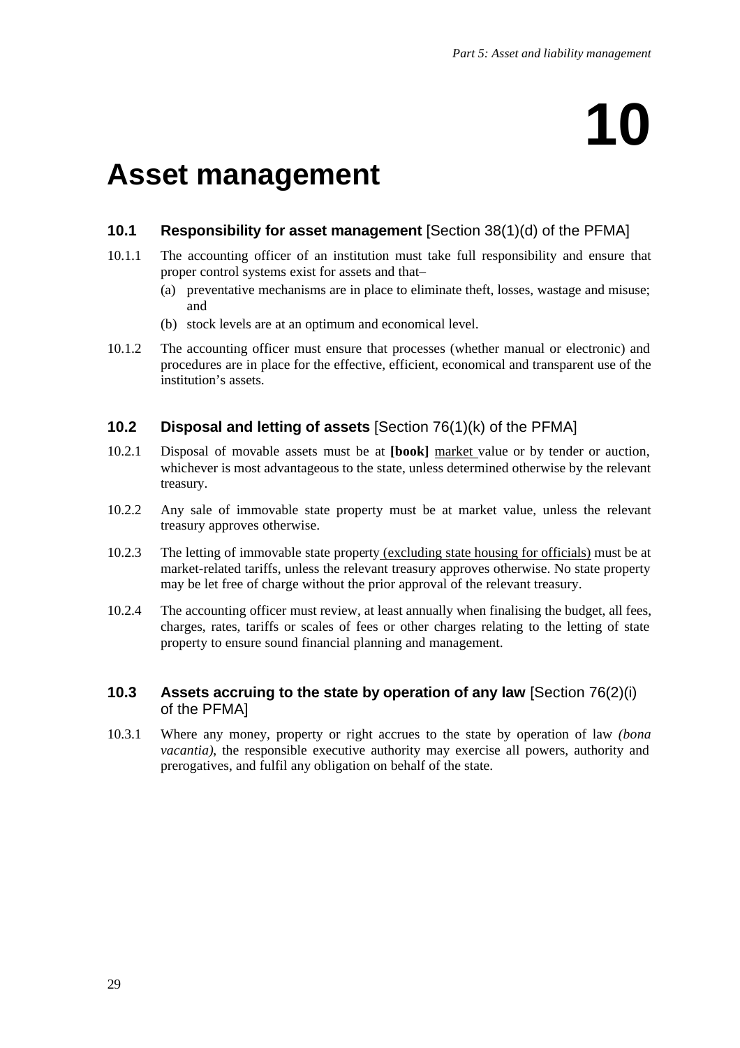# 10

# Asset management

## 10.1 Responsibility for asset management [Section 38(1)(d) of the PFMA]

10.1.1 The accounting officer of an institution must take full responsibility and ensure that proper control systems exist for assets and that–

(a) preventative mechanisms are in place to eliminate theft, losses, wastage and misuse; and

(b) stock levels are at an optimum and economical level.

10.1.2 The accounting officer must ensure that processes (whether manual or electronic) and procedures are in place for the effective, efficient, economical and transparent use of the institution's assets.

## 10.2 Disposal and letting of assets [Section 76(1)(k) of the PFMA]

10.2.1 Disposal of movable assets must be at **[book]** <u>market</u> value or by tender or auction, whichever is most advantageous to the state, unless determined otherwise by the relevant treasury.

10.2.2 Any sale of immovable state property must be at market value, unless the relevant treasury approves otherwise.

10.2.3 The letting of immovable state property <u>(excluding state housing for officials)</u> must be at market-related tariffs, unless the relevant treasury approves otherwise. No state property may be let free of charge without the prior approval of the relevant treasury.

10.2.4 The accounting officer must review, at least annually when finalising the budget, all fees, charges, rates, tariffs or scales of fees or other charges relating to the letting of state property to ensure sound financial planning and management.

## 10.3 Assets accruing to the state by operation of any law [Section 76(2)(i) of the PFMA]

10.3.1 Where any money, property or right accrues to the state by operation of law *(bona vacantia)*, the responsible executive authority may exercise all powers, authority and prerogatives, and fulfil any obligation on behalf of the state.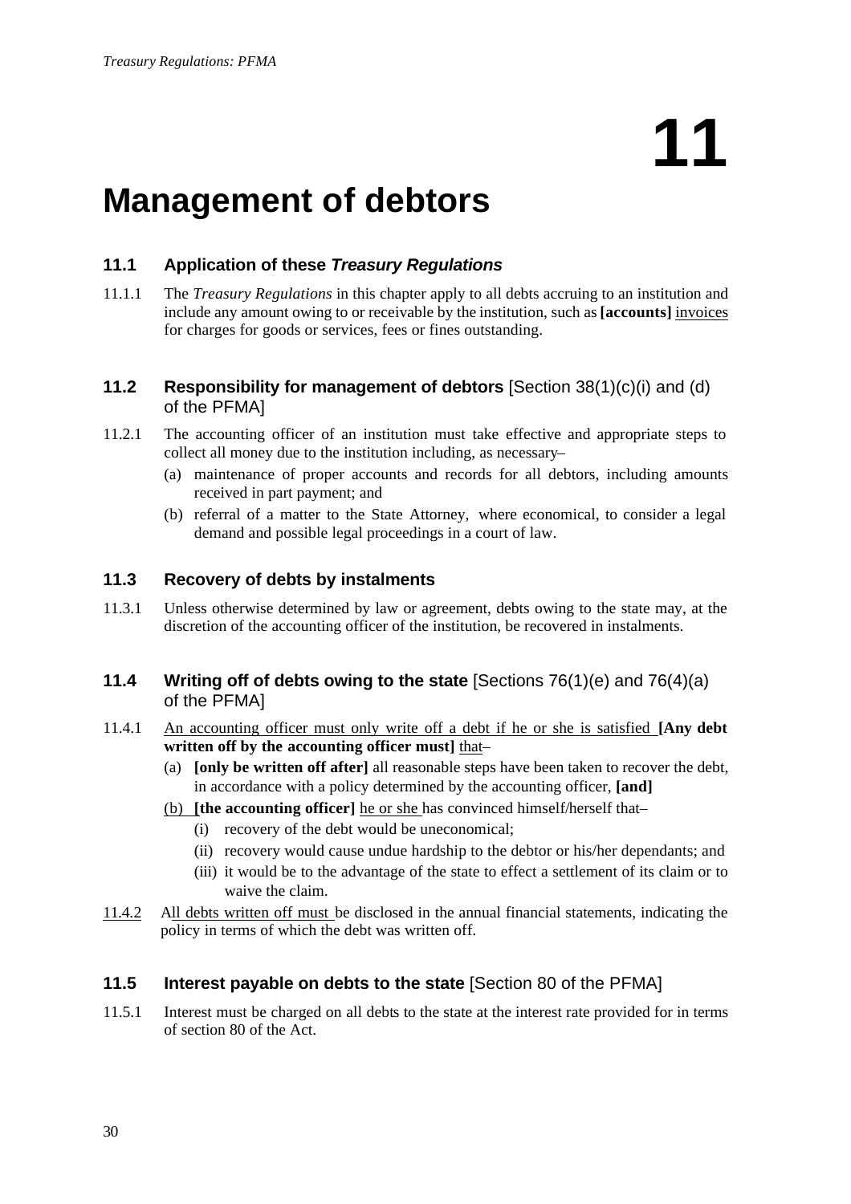# 11

# Management of debtors

## 11.1 Application of these *Treasury Regulations*

11.1.1 The *Treasury Regulations* in this chapter apply to all debts accruing to an institution and include any amount owing to or receivable by the institution, such as **[accounts]** <u>invoices</u> for charges for goods or services, fees or fines outstanding.

## 11.2 Responsibility for management of debtors [Section 38(1)(c)(i) and (d) of the PFMA]

11.2.1 The accounting officer of an institution must take effective and appropriate steps to collect all money due to the institution including, as necessary–

(a) maintenance of proper accounts and records for all debtors, including amounts received in part payment; and

(b) referral of a matter to the State Attorney, where economical, to consider a legal demand and possible legal proceedings in a court of law.

## 11.3 Recovery of debts by instalments

11.3.1 Unless otherwise determined by law or agreement, debts owing to the state may, at the discretion of the accounting officer of the institution, be recovered in instalments.

## 11.4 Writing off of debts owing to the state [Sections 76(1)(e) and 76(4)(a) of the PFMA]

11.4.1 <u>An accounting officer must only write off a debt if he or she is satisfied</u> **[Any debt written off by the accounting officer must]** <u>that</u>–

(a) **[only be written off after]** all reasonable steps have been taken to recover the debt, in accordance with a policy determined by the accounting officer, **[and]**

<u>(b)</u> **[the accounting officer]** <u>he or she</u> has convinced himself/herself that–

(i) recovery of the debt would be uneconomical;

(ii) recovery would cause undue hardship to the debtor or his/her dependants; and

(iii) it would be to the advantage of the state to effect a settlement of its claim or to waive the claim.

<u>11.4.2</u> A<u>ll debts written off must</u> be disclosed in the annual financial statements, indicating the policy in terms of which the debt was written off.

## 11.5 Interest payable on debts to the state [Section 80 of the PFMA]

11.5.1 Interest must be charged on all debts to the state at the interest rate provided for in terms of section 80 of the Act.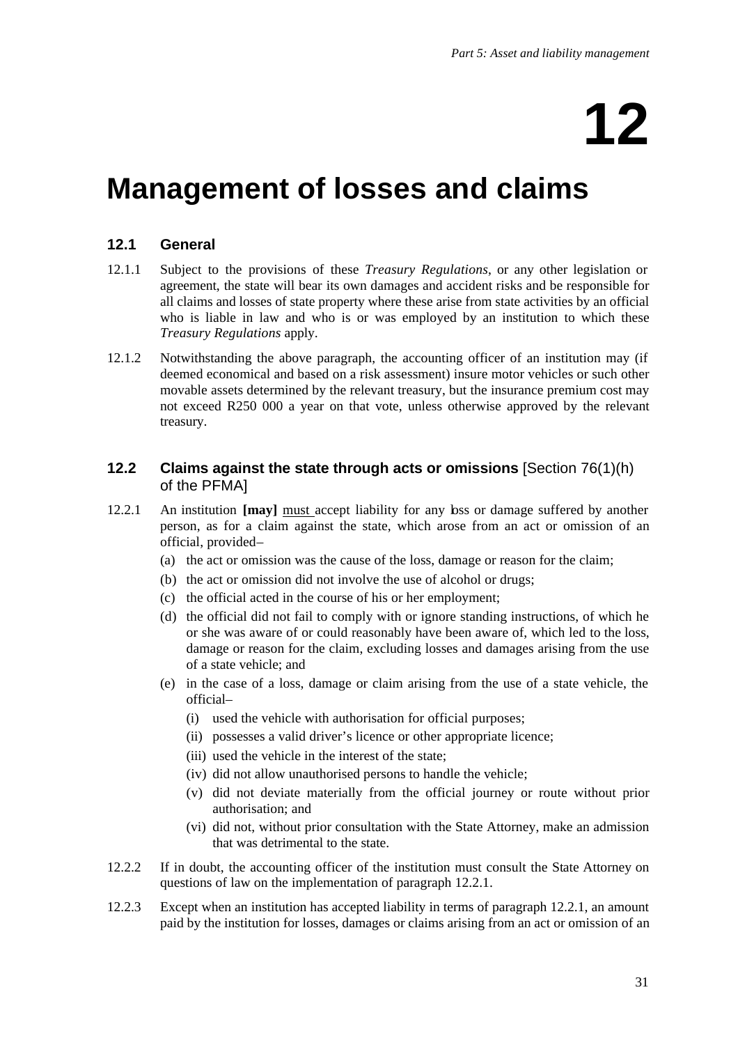# 12

# Management of losses and claims

## 12.1 General

12.1.1 Subject to the provisions of these *Treasury Regulations*, or any other legislation or agreement, the state will bear its own damages and accident risks and be responsible for all claims and losses of state property where these arise from state activities by an official who is liable in law and who is or was employed by an institution to which these *Treasury Regulations* apply.

12.1.2 Notwithstanding the above paragraph, the accounting officer of an institution may (if deemed economical and based on a risk assessment) insure motor vehicles or such other movable assets determined by the relevant treasury, but the insurance premium cost may not exceed R250 000 a year on that vote, unless otherwise approved by the relevant treasury.

## 12.2 Claims against the state through acts or omissions [Section 76(1)(h) of the PFMA]

12.2.1 An institution **[may]** <u>must</u> accept liability for any loss or damage suffered by another person, as for a claim against the state, which arose from an act or omission of an official, provided–

- (a) the act or omission was the cause of the loss, damage or reason for the claim;
- (b) the act or omission did not involve the use of alcohol or drugs;
- (c) the official acted in the course of his or her employment;
- (d) the official did not fail to comply with or ignore standing instructions, of which he or she was aware of or could reasonably have been aware of, which led to the loss, damage or reason for the claim, excluding losses and damages arising from the use of a state vehicle; and
- (e) in the case of a loss, damage or claim arising from the use of a state vehicle, the official–
  - (i) used the vehicle with authorisation for official purposes;
  - (ii) possesses a valid driver's licence or other appropriate licence;
  - (iii) used the vehicle in the interest of the state;
  - (iv) did not allow unauthorised persons to handle the vehicle;
  - (v) did not deviate materially from the official journey or route without prior authorisation; and
  - (vi) did not, without prior consultation with the State Attorney, make an admission that was detrimental to the state.

12.2.2 If in doubt, the accounting officer of the institution must consult the State Attorney on questions of law on the implementation of paragraph 12.2.1.

12.2.3 Except when an institution has accepted liability in terms of paragraph 12.2.1, an amount paid by the institution for losses, damages or claims arising from an act or omission of an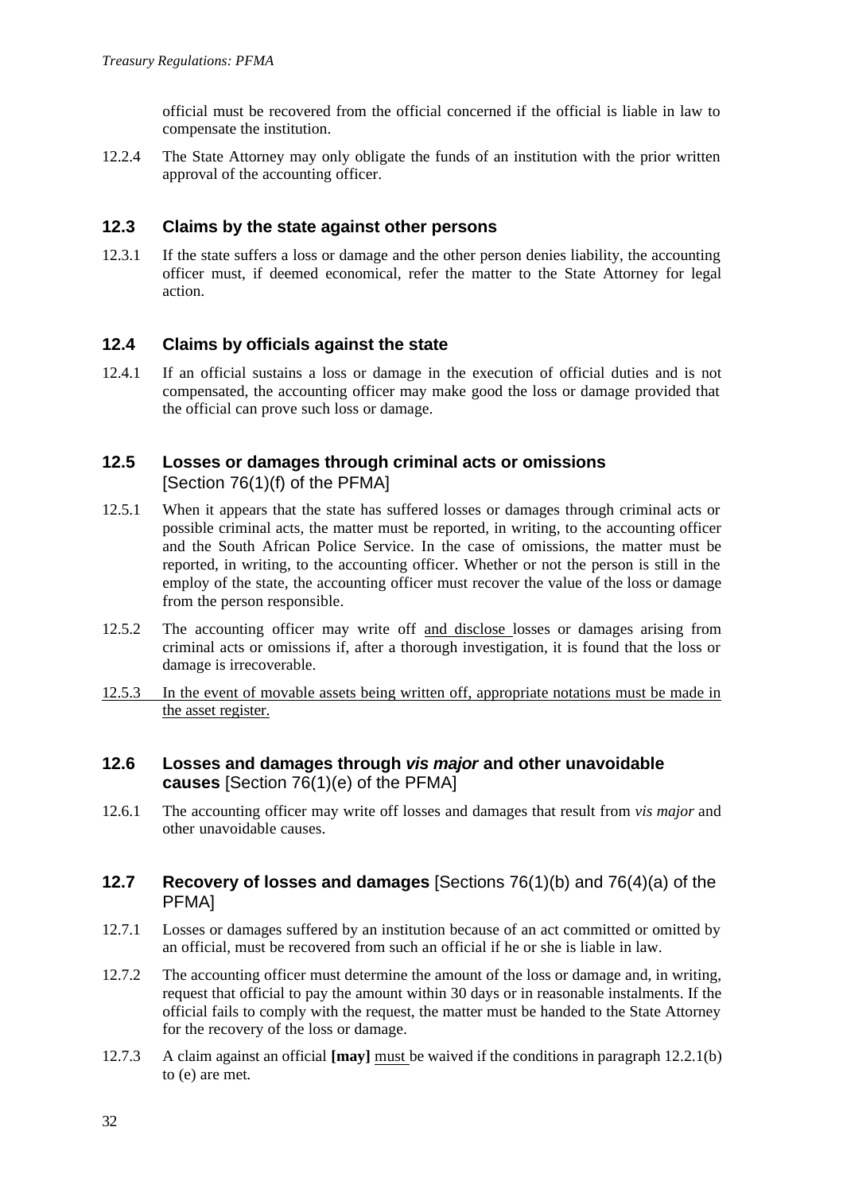official must be recovered from the official concerned if the official is liable in law to compensate the institution.

12.2.4 The State Attorney may only obligate the funds of an institution with the prior written approval of the accounting officer.

## 12.3 Claims by the state against other persons

12.3.1 If the state suffers a loss or damage and the other person denies liability, the accounting officer must, if deemed economical, refer the matter to the State Attorney for legal action.

## 12.4 Claims by officials against the state

12.4.1 If an official sustains a loss or damage in the execution of official duties and is not compensated, the accounting officer may make good the loss or damage provided that the official can prove such loss or damage.

## 12.5 Losses or damages through criminal acts or omissions [Section 76(1)(f) of the PFMA]

12.5.1 When it appears that the state has suffered losses or damages through criminal acts or possible criminal acts, the matter must be reported, in writing, to the accounting officer and the South African Police Service. In the case of omissions, the matter must be reported, in writing, to the accounting officer. Whether or not the person is still in the employ of the state, the accounting officer must recover the value of the loss or damage from the person responsible.

12.5.2 The accounting officer may write off <u>and disclose</u> losses or damages arising from criminal acts or omissions if, after a thorough investigation, it is found that the loss or damage is irrecoverable.

<u>12.5.3 In the event of movable assets being written off, appropriate notations must be made in the asset register.</u>

## 12.6 Losses and damages through *vis major* and other unavoidable causes [Section 76(1)(e) of the PFMA]

12.6.1 The accounting officer may write off losses and damages that result from *vis major* and other unavoidable causes.

## 12.7 Recovery of losses and damages [Sections 76(1)(b) and 76(4)(a) of the PFMA]

12.7.1 Losses or damages suffered by an institution because of an act committed or omitted by an official, must be recovered from such an official if he or she is liable in law.

12.7.2 The accounting officer must determine the amount of the loss or damage and, in writing, request that official to pay the amount within 30 days or in reasonable instalments. If the official fails to comply with the request, the matter must be handed to the State Attorney for the recovery of the loss or damage.

12.7.3 A claim against an official **[may]** <u>must</u> be waived if the conditions in paragraph 12.2.1(b) to (e) are met.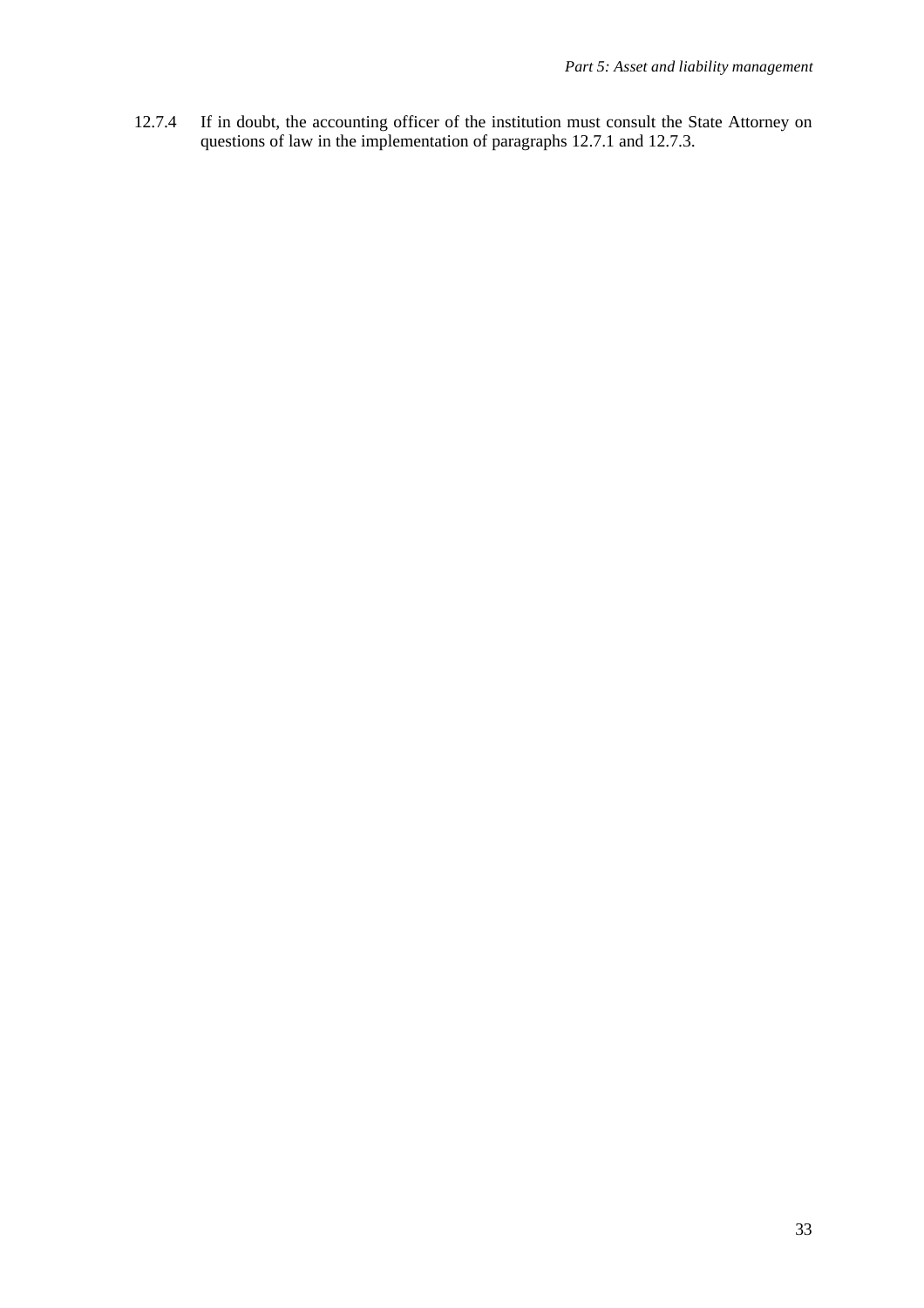12.7.4 If in doubt, the accounting officer of the institution must consult the State Attorney on questions of law in the implementation of paragraphs 12.7.1 and 12.7.3.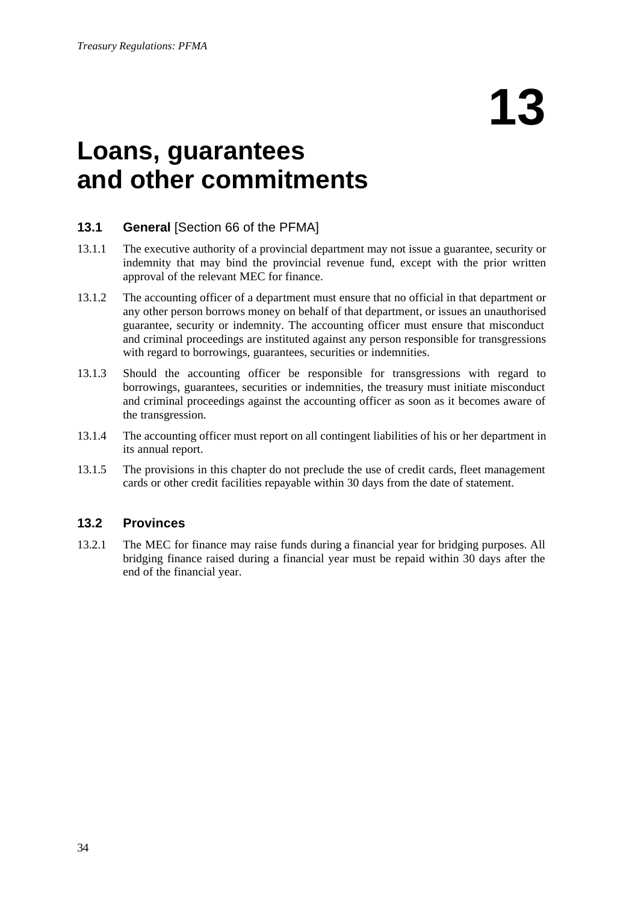# 13

# Loans, guarantees and other commitments

## 13.1 General [Section 66 of the PFMA]

13.1.1 The executive authority of a provincial department may not issue a guarantee, security or indemnity that may bind the provincial revenue fund, except with the prior written approval of the relevant MEC for finance.

13.1.2 The accounting officer of a department must ensure that no official in that department or any other person borrows money on behalf of that department, or issues an unauthorised guarantee, security or indemnity. The accounting officer must ensure that misconduct and criminal proceedings are instituted against any person responsible for transgressions with regard to borrowings, guarantees, securities or indemnities.

13.1.3 Should the accounting officer be responsible for transgressions with regard to borrowings, guarantees, securities or indemnities, the treasury must initiate misconduct and criminal proceedings against the accounting officer as soon as it becomes aware of the transgression.

13.1.4 The accounting officer must report on all contingent liabilities of his or her department in its annual report.

13.1.5 The provisions in this chapter do not preclude the use of credit cards, fleet management cards or other credit facilities repayable within 30 days from the date of statement.

## 13.2 Provinces

13.2.1 The MEC for finance may raise funds during a financial year for bridging purposes. All bridging finance raised during a financial year must be repaid within 30 days after the end of the financial year.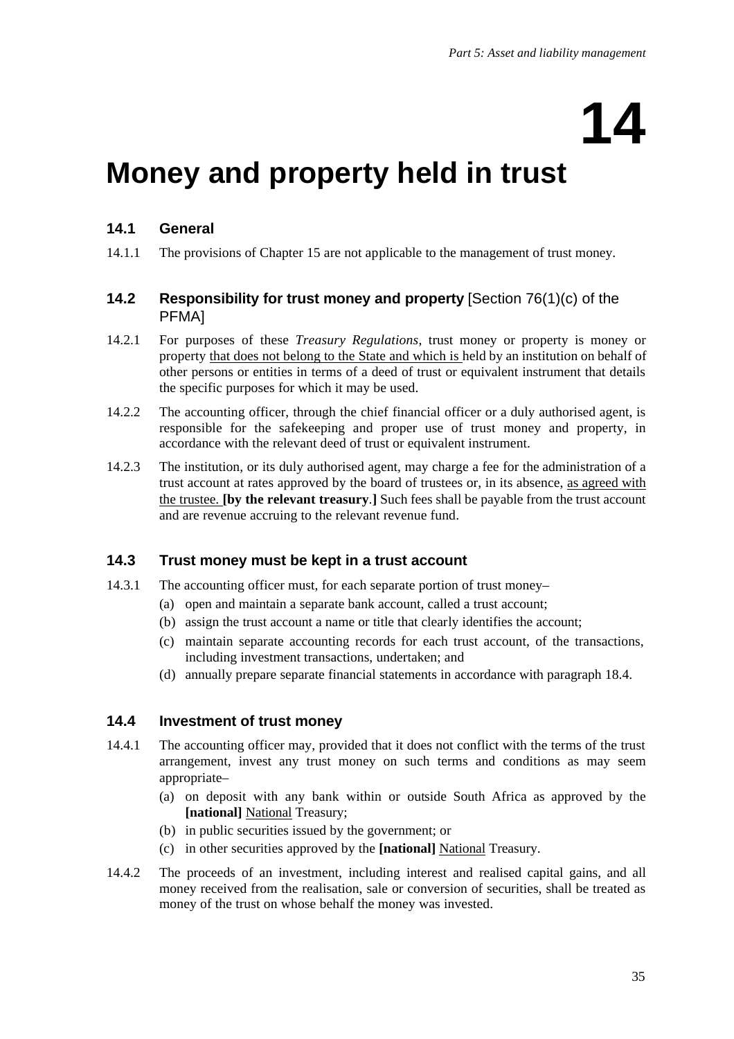# 14

# Money and property held in trust

### 14.1 General

14.1.1 The provisions of Chapter 15 are not applicable to the management of trust money.

### 14.2 Responsibility for trust money and property [Section 76(1)(c) of the PFMA]

14.2.1 For purposes of these *Treasury Regulations*, trust money or property is money or property <u>that does not belong to the State and which is</u> held by an institution on behalf of other persons or entities in terms of a deed of trust or equivalent instrument that details the specific purposes for which it may be used.

14.2.2 The accounting officer, through the chief financial officer or a duly authorised agent, is responsible for the safekeeping and proper use of trust money and property, in accordance with the relevant deed of trust or equivalent instrument.

14.2.3 The institution, or its duly authorised agent, may charge a fee for the administration of a trust account at rates approved by the board of trustees or, in its absence, <u>as agreed with the trustee.</u> **[by the relevant treasury.]** Such fees shall be payable from the trust account and are revenue accruing to the relevant revenue fund.

### 14.3 Trust money must be kept in a trust account

14.3.1 The accounting officer must, for each separate portion of trust money–

(a) open and maintain a separate bank account, called a trust account;

(b) assign the trust account a name or title that clearly identifies the account;

(c) maintain separate accounting records for each trust account, of the transactions, including investment transactions, undertaken; and

(d) annually prepare separate financial statements in accordance with paragraph 18.4.

### 14.4 Investment of trust money

14.4.1 The accounting officer may, provided that it does not conflict with the terms of the trust arrangement, invest any trust money on such terms and conditions as may seem appropriate–

(a) on deposit with any bank within or outside South Africa as approved by the **[national]** <u>National</u> Treasury;

(b) in public securities issued by the government; or

(c) in other securities approved by the **[national]** <u>National</u> Treasury.

14.4.2 The proceeds of an investment, including interest and realised capital gains, and all money received from the realisation, sale or conversion of securities, shall be treated as money of the trust on whose behalf the money was invested.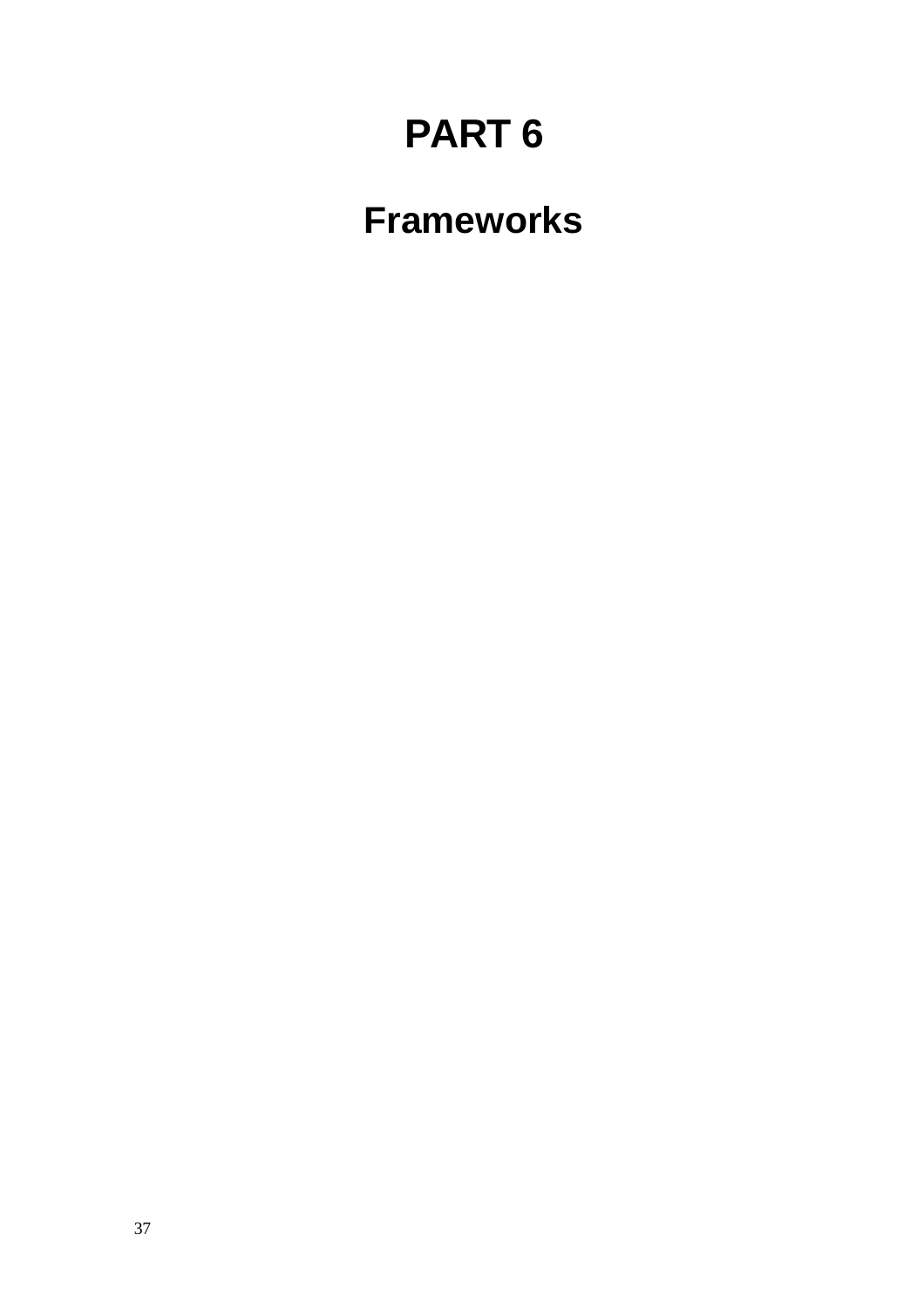# PART 6

## Frameworks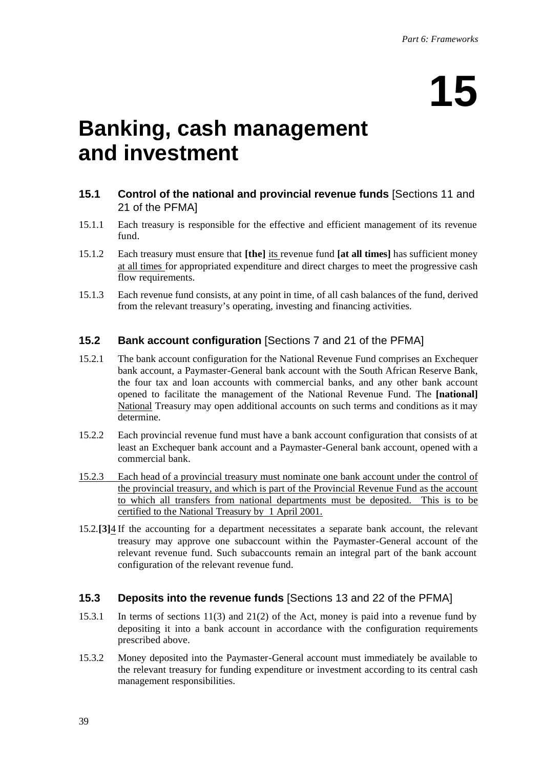# 15

# Banking, cash management and investment

### 15.1 Control of the national and provincial revenue funds [Sections 11 and 21 of the PFMA]

15.1.1 Each treasury is responsible for the effective and efficient management of its revenue fund.

15.1.2 Each treasury must ensure that **[the]** its revenue fund **[at all times]** has sufficient money at all times for appropriated expenditure and direct charges to meet the progressive cash flow requirements.

15.1.3 Each revenue fund consists, at any point in time, of all cash balances of the fund, derived from the relevant treasury's operating, investing and financing activities.

### 15.2 Bank account configuration [Sections 7 and 21 of the PFMA]

15.2.1 The bank account configuration for the National Revenue Fund comprises an Exchequer bank account, a Paymaster-General bank account with the South African Reserve Bank, the four tax and loan accounts with commercial banks, and any other bank account opened to facilitate the management of the National Revenue Fund. The **[national]** National Treasury may open additional accounts on such terms and conditions as it may determine.

15.2.2 Each provincial revenue fund must have a bank account configuration that consists of at least an Exchequer bank account and a Paymaster-General bank account, opened with a commercial bank.

15.2.3 Each head of a provincial treasury must nominate one bank account under the control of the provincial treasury, and which is part of the Provincial Revenue Fund as the account to which all transfers from national departments must be deposited. This is to be certified to the National Treasury by 1 April 2001.

15.2.**[3]**4 If the accounting for a department necessitates a separate bank account, the relevant treasury may approve one subaccount within the Paymaster-General account of the relevant revenue fund. Such subaccounts remain an integral part of the bank account configuration of the relevant revenue fund.

### 15.3 Deposits into the revenue funds [Sections 13 and 22 of the PFMA]

15.3.1 In terms of sections 11(3) and 21(2) of the Act, money is paid into a revenue fund by depositing it into a bank account in accordance with the configuration requirements prescribed above.

15.3.2 Money deposited into the Paymaster-General account must immediately be available to the relevant treasury for funding expenditure or investment according to its central cash management responsibilities.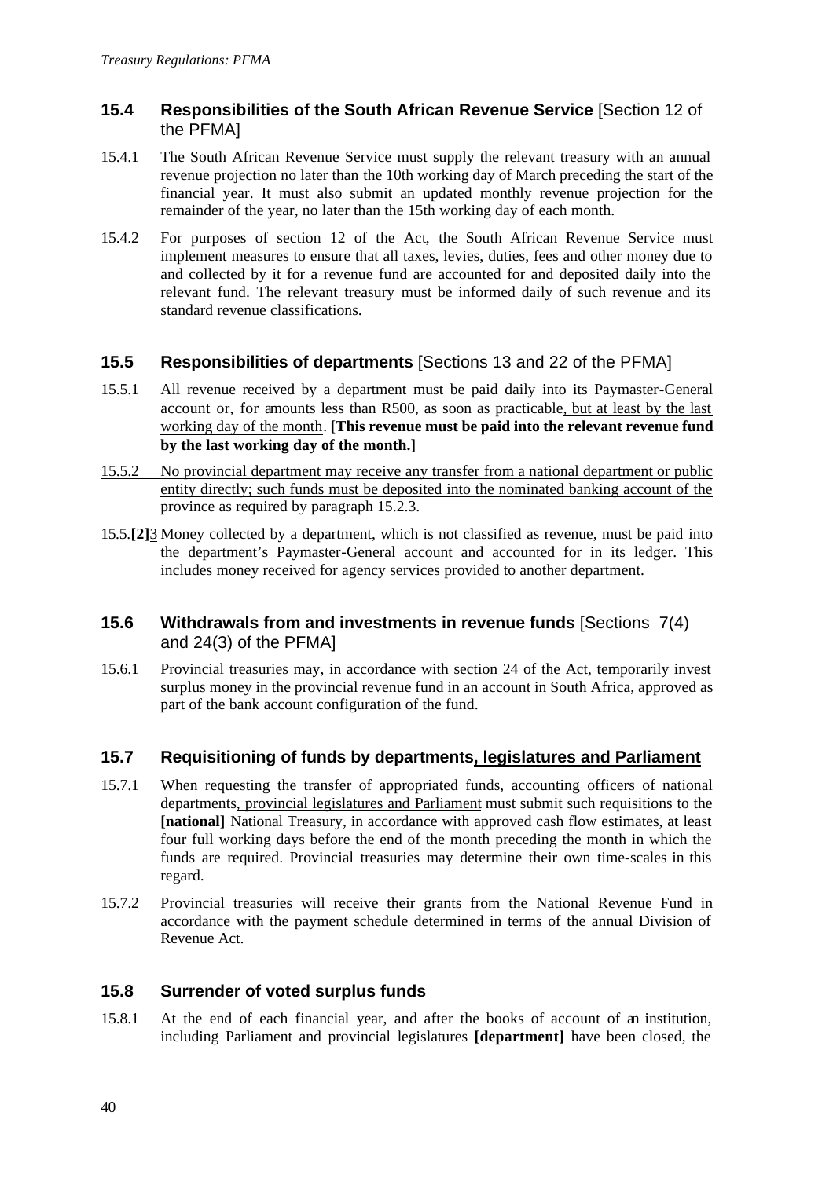## 15.4 Responsibilities of the South African Revenue Service [Section 12 of the PFMA]

15.4.1 The South African Revenue Service must supply the relevant treasury with an annual revenue projection no later than the 10th working day of March preceding the start of the financial year. It must also submit an updated monthly revenue projection for the remainder of the year, no later than the 15th working day of each month.

15.4.2 For purposes of section 12 of the Act, the South African Revenue Service must implement measures to ensure that all taxes, levies, duties, fees and other money due to and collected by it for a revenue fund are accounted for and deposited daily into the relevant fund. The relevant treasury must be informed daily of such revenue and its standard revenue classifications.

## 15.5 Responsibilities of departments [Sections 13 and 22 of the PFMA]

15.5.1 All revenue received by a department must be paid daily into its Paymaster-General account or, for amounts less than R500, as soon as practicable, but at least by the last working day of the month. **[This revenue must be paid into the relevant revenue fund by the last working day of the month.]**

15.5.2 No provincial department may receive any transfer from a national department or public entity directly; such funds must be deposited into the nominated banking account of the province as required by paragraph 15.2.3.

15.5.**[2]**3 Money collected by a department, which is not classified as revenue, must be paid into the department's Paymaster-General account and accounted for in its ledger. This includes money received for agency services provided to another department.

## 15.6 Withdrawals from and investments in revenue funds [Sections 7(4) and 24(3) of the PFMA]

15.6.1 Provincial treasuries may, in accordance with section 24 of the Act, temporarily invest surplus money in the provincial revenue fund in an account in South Africa, approved as part of the bank account configuration of the fund.

## 15.7 Requisitioning of funds by departments, legislatures and Parliament

15.7.1 When requesting the transfer of appropriated funds, accounting officers of national departments, provincial legislatures and Parliament must submit such requisitions to the **[national]** National Treasury, in accordance with approved cash flow estimates, at least four full working days before the end of the month preceding the month in which the funds are required. Provincial treasuries may determine their own time-scales in this regard.

15.7.2 Provincial treasuries will receive their grants from the National Revenue Fund in accordance with the payment schedule determined in terms of the annual Division of Revenue Act.

## 15.8 Surrender of voted surplus funds

15.8.1 At the end of each financial year, and after the books of account of an institution, including Parliament and provincial legislatures **[department]** have been closed, the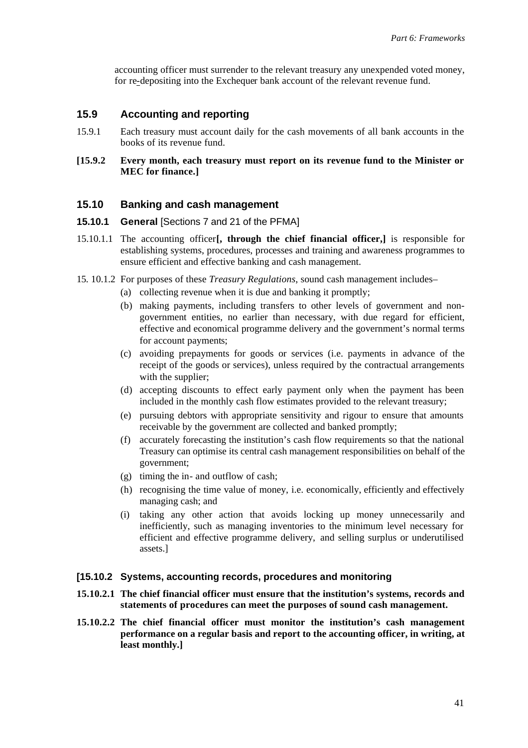accounting officer must surrender to the relevant treasury any unexpended voted money, for re-depositing into the Exchequer bank account of the relevant revenue fund.

## 15.9 Accounting and reporting

15.9.1 Each treasury must account daily for the cash movements of all bank accounts in the books of its revenue fund.

**[15.9.2 Every month, each treasury must report on its revenue fund to the Minister or MEC for finance.]**

## 15.10 Banking and cash management

### 15.10.1 General [Sections 7 and 21 of the PFMA]

15.10.1.1 The accounting officer**[, through the chief financial officer,]** is responsible for establishing systems, procedures, processes and training and awareness programmes to ensure efficient and effective banking and cash management.

15. 10.1.2 For purposes of these *Treasury Regulations*, sound cash management includes–

(a) collecting revenue when it is due and banking it promptly;

(b) making payments, including transfers to other levels of government and non-government entities, no earlier than necessary, with due regard for efficient, effective and economical programme delivery and the government's normal terms for account payments;

(c) avoiding prepayments for goods or services (i.e. payments in advance of the receipt of the goods or services), unless required by the contractual arrangements with the supplier;

(d) accepting discounts to effect early payment only when the payment has been included in the monthly cash flow estimates provided to the relevant treasury;

(e) pursuing debtors with appropriate sensitivity and rigour to ensure that amounts receivable by the government are collected and banked promptly;

(f) accurately forecasting the institution's cash flow requirements so that the national Treasury can optimise its central cash management responsibilities on behalf of the government;

(g) timing the in- and outflow of cash;

(h) recognising the time value of money, i.e. economically, efficiently and effectively managing cash; and

(i) taking any other action that avoids locking up money unnecessarily and inefficiently, such as managing inventories to the minimum level necessary for efficient and effective programme delivery, and selling surplus or underutilised assets.]

### [15.10.2 Systems, accounting records, procedures and monitoring

**15.10.2.1 The chief financial officer must ensure that the institution's systems, records and statements of procedures can meet the purposes of sound cash management.**

**15.10.2.2 The chief financial officer must monitor the institution's cash management performance on a regular basis and report to the accounting officer, in writing, at least monthly.]**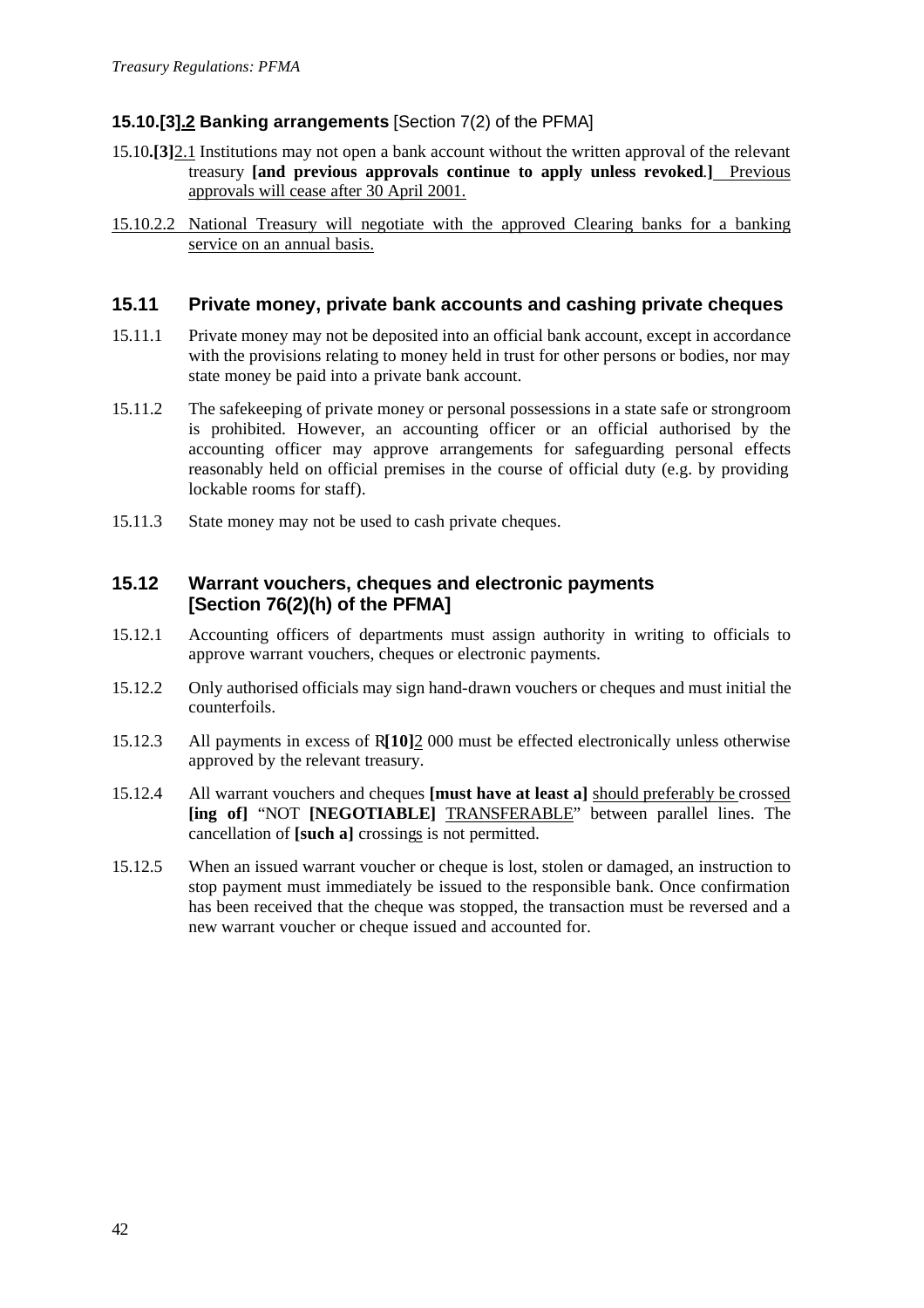### 15.10.[3].2 Banking arrangements [Section 7(2) of the PFMA]

15.10.[3]2.1 Institutions may not open a bank account without the written approval of the relevant treasury **[and previous approvals continue to apply unless revoked.]** Previous approvals will cease after 30 April 2001.

15.10.2.2 National Treasury will negotiate with the approved Clearing banks for a banking service on an annual basis.

## 15.11 Private money, private bank accounts and cashing private cheques

15.11.1 Private money may not be deposited into an official bank account, except in accordance with the provisions relating to money held in trust for other persons or bodies, nor may state money be paid into a private bank account.

15.11.2 The safekeeping of private money or personal possessions in a state safe or strongroom is prohibited. However, an accounting officer or an official authorised by the accounting officer may approve arrangements for safeguarding personal effects reasonably held on official premises in the course of official duty (e.g. by providing lockable rooms for staff).

15.11.3 State money may not be used to cash private cheques.

## 15.12 Warrant vouchers, cheques and electronic payments [Section 76(2)(h) of the PFMA]

15.12.1 Accounting officers of departments must assign authority in writing to officials to approve warrant vouchers, cheques or electronic payments.

15.12.2 Only authorised officials may sign hand-drawn vouchers or cheques and must initial the counterfoils.

15.12.3 All payments in excess of R**[10]**2 000 must be effected electronically unless otherwise approved by the relevant treasury.

15.12.4 All warrant vouchers and cheques **[must have at least a]** should preferably be crossed **[ing of]** "NOT **[NEGOTIABLE]** TRANSFERABLE" between parallel lines. The cancellation of **[such a]** crossings is not permitted.

15.12.5 When an issued warrant voucher or cheque is lost, stolen or damaged, an instruction to stop payment must immediately be issued to the responsible bank. Once confirmation has been received that the cheque was stopped, the transaction must be reversed and a new warrant voucher or cheque issued and accounted for.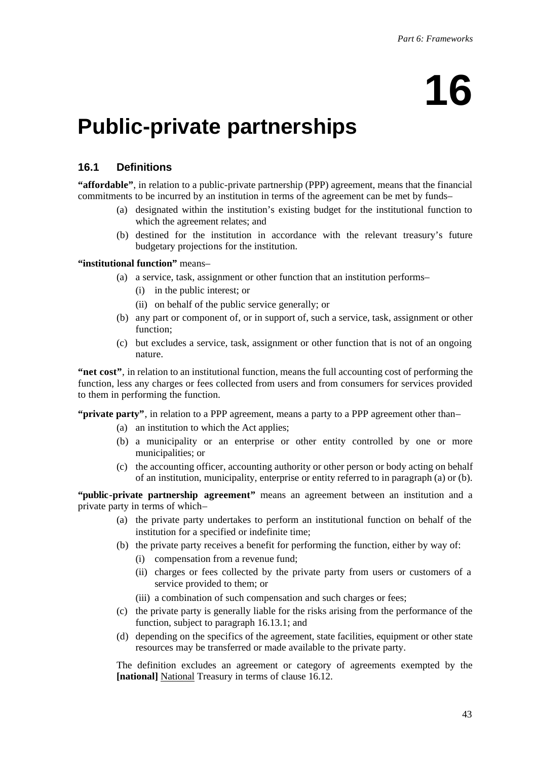# 16

# Public-private partnerships

## 16.1 Definitions

**"affordable"**, in relation to a public-private partnership (PPP) agreement, means that the financial commitments to be incurred by an institution in terms of the agreement can be met by funds–

(a) designated within the institution's existing budget for the institutional function to which the agreement relates; and

(b) destined for the institution in accordance with the relevant treasury's future budgetary projections for the institution.

**"institutional function"** means–

(a) a service, task, assignment or other function that an institution performs–

  (i) in the public interest; or

  (ii) on behalf of the public service generally; or

(b) any part or component of, or in support of, such a service, task, assignment or other function;

(c) but excludes a service, task, assignment or other function that is not of an ongoing nature.

**"net cost"**, in relation to an institutional function, means the full accounting cost of performing the function, less any charges or fees collected from users and from consumers for services provided to them in performing the function.

**"private party"**, in relation to a PPP agreement, means a party to a PPP agreement other than–

(a) an institution to which the Act applies;

(b) a municipality or an enterprise or other entity controlled by one or more municipalities; or

(c) the accounting officer, accounting authority or other person or body acting on behalf of an institution, municipality, enterprise or entity referred to in paragraph (a) or (b).

**"public-private partnership agreement"** means an agreement between an institution and a private party in terms of which–

(a) the private party undertakes to perform an institutional function on behalf of the institution for a specified or indefinite time;

(b) the private party receives a benefit for performing the function, either by way of:

  (i) compensation from a revenue fund;

  (ii) charges or fees collected by the private party from users or customers of a service provided to them; or

  (iii) a combination of such compensation and such charges or fees;

(c) the private party is generally liable for the risks arising from the performance of the function, subject to paragraph 16.13.1; and

(d) depending on the specifics of the agreement, state facilities, equipment or other state resources may be transferred or made available to the private party.

The definition excludes an agreement or category of agreements exempted by the **[national]** National Treasury in terms of clause 16.12.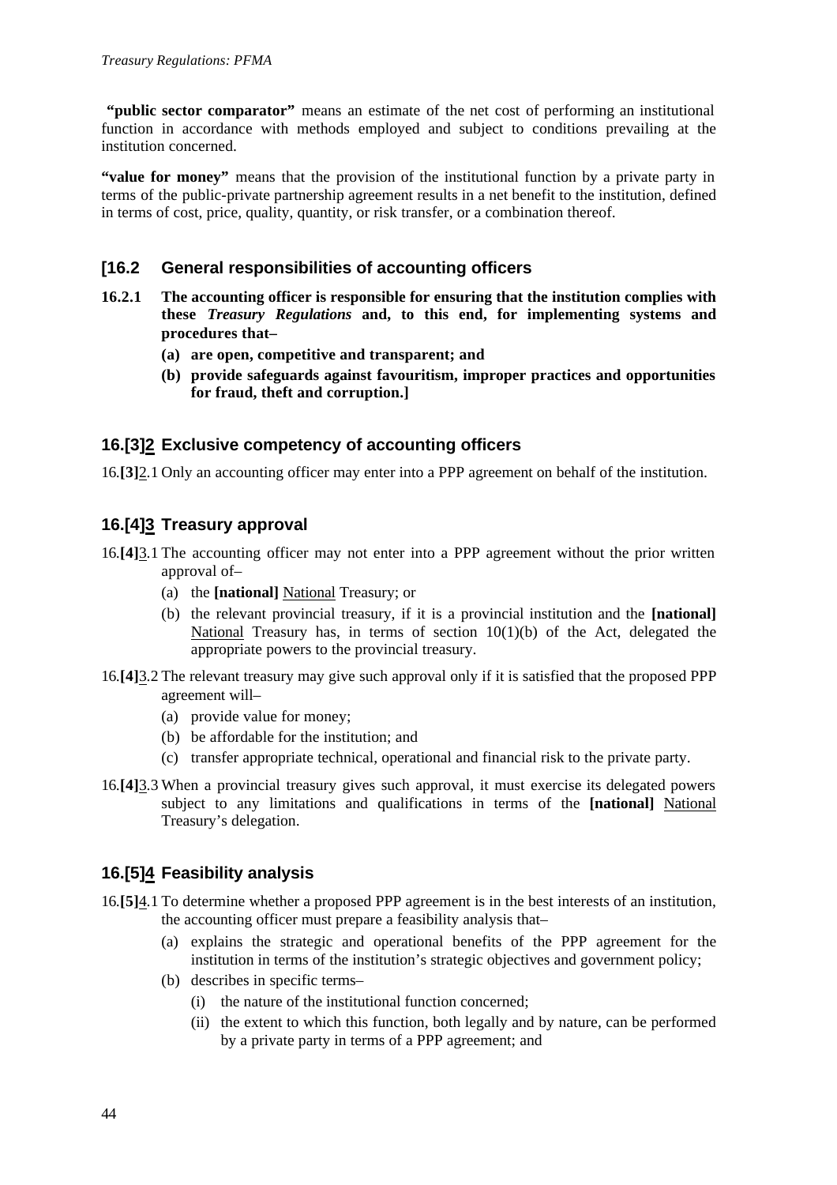**"public sector comparator"** means an estimate of the net cost of performing an institutional function in accordance with methods employed and subject to conditions prevailing at the institution concerned.

**"value for money"** means that the provision of the institutional function by a private party in terms of the public-private partnership agreement results in a net benefit to the institution, defined in terms of cost, price, quality, quantity, or risk transfer, or a combination thereof.

## [16.2 General responsibilities of accounting officers

**16.2.1 The accounting officer is responsible for ensuring that the institution complies with these *Treasury Regulations* and, to this end, for implementing systems and procedures that–**

**(a) are open, competitive and transparent; and**

**(b) provide safeguards against favouritism, improper practices and opportunities for fraud, theft and corruption.]**

## 16.[3]2 Exclusive competency of accounting officers

16.**[3]**2.1 Only an accounting officer may enter into a PPP agreement on behalf of the institution.

## 16.[4]3 Treasury approval

16.**[4]**3.1 The accounting officer may not enter into a PPP agreement without the prior written approval of–

(a) the **[national]** National Treasury; or

(b) the relevant provincial treasury, if it is a provincial institution and the **[national]** National Treasury has, in terms of section 10(1)(b) of the Act, delegated the appropriate powers to the provincial treasury.

16.**[4]**3.2 The relevant treasury may give such approval only if it is satisfied that the proposed PPP agreement will–

(a) provide value for money;

(b) be affordable for the institution; and

(c) transfer appropriate technical, operational and financial risk to the private party.

16.**[4]**3.3 When a provincial treasury gives such approval, it must exercise its delegated powers subject to any limitations and qualifications in terms of the **[national]** National Treasury's delegation.

## 16.[5]4 Feasibility analysis

16.**[5]**4.1 To determine whether a proposed PPP agreement is in the best interests of an institution, the accounting officer must prepare a feasibility analysis that–

(a) explains the strategic and operational benefits of the PPP agreement for the institution in terms of the institution's strategic objectives and government policy;

(b) describes in specific terms–

(i) the nature of the institutional function concerned;

(ii) the extent to which this function, both legally and by nature, can be performed by a private party in terms of a PPP agreement; and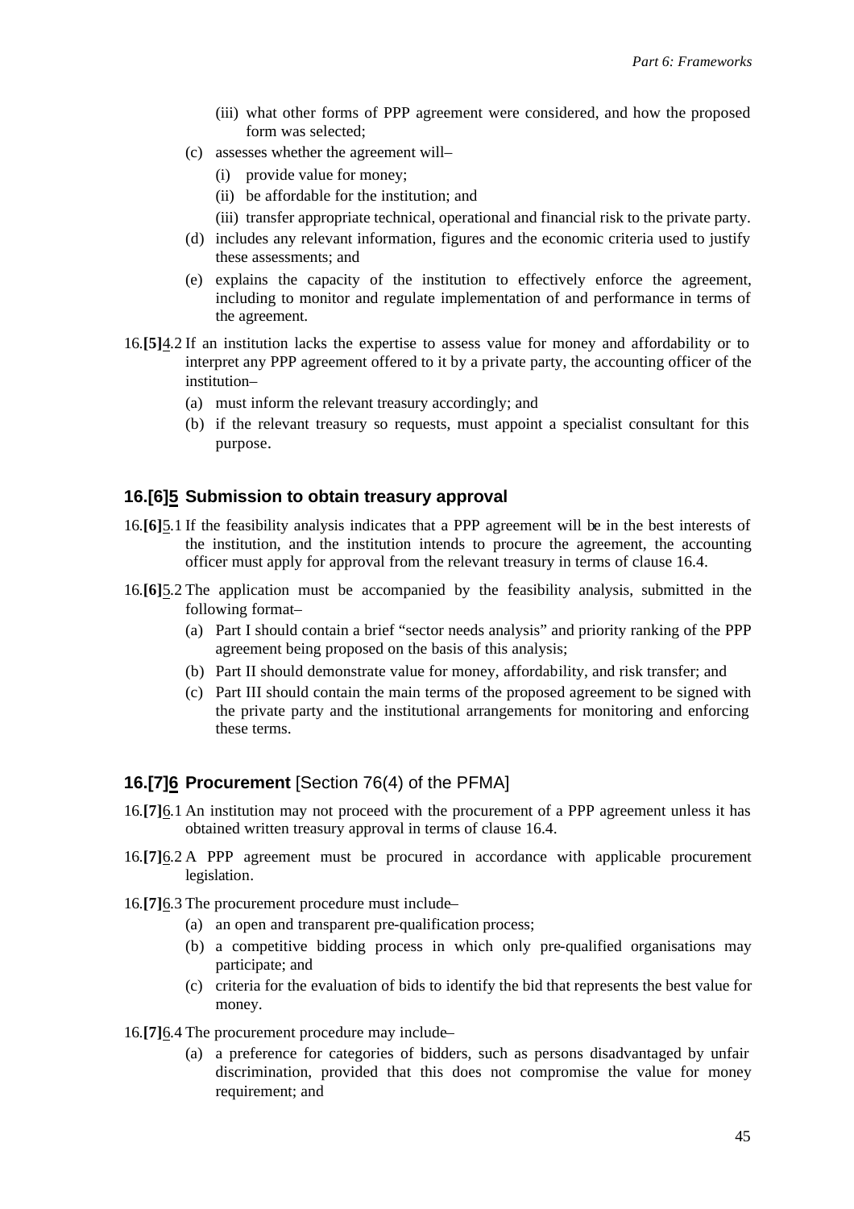(iii) what other forms of PPP agreement were considered, and how the proposed form was selected;

(c) assesses whether the agreement will–
   (i) provide value for money;
   (ii) be affordable for the institution; and
   (iii) transfer appropriate technical, operational and financial risk to the private party.

(d) includes any relevant information, figures and the economic criteria used to justify these assessments; and

(e) explains the capacity of the institution to effectively enforce the agreement, including to monitor and regulate implementation of and performance in terms of the agreement.

16.**[5]**4.2 If an institution lacks the expertise to assess value for money and affordability or to interpret any PPP agreement offered to it by a private party, the accounting officer of the institution–

(a) must inform the relevant treasury accordingly; and

(b) if the relevant treasury so requests, must appoint a specialist consultant for this purpose.

### 16.[6]5 Submission to obtain treasury approval

16.**[6]**5.1 If the feasibility analysis indicates that a PPP agreement will be in the best interests of the institution, and the institution intends to procure the agreement, the accounting officer must apply for approval from the relevant treasury in terms of clause 16.4.

16.**[6]**5.2 The application must be accompanied by the feasibility analysis, submitted in the following format–

(a) Part I should contain a brief "sector needs analysis" and priority ranking of the PPP agreement being proposed on the basis of this analysis;

(b) Part II should demonstrate value for money, affordability, and risk transfer; and

(c) Part III should contain the main terms of the proposed agreement to be signed with the private party and the institutional arrangements for monitoring and enforcing these terms.

### 16.[7]6 Procurement [Section 76(4) of the PFMA]

16.**[7]**6.1 An institution may not proceed with the procurement of a PPP agreement unless it has obtained written treasury approval in terms of clause 16.4.

16.**[7]**6.2 A PPP agreement must be procured in accordance with applicable procurement legislation.

16.**[7]**6.3 The procurement procedure must include–

(a) an open and transparent pre-qualification process;

(b) a competitive bidding process in which only pre-qualified organisations may participate; and

(c) criteria for the evaluation of bids to identify the bid that represents the best value for money.

16.**[7]**6.4 The procurement procedure may include–

(a) a preference for categories of bidders, such as persons disadvantaged by unfair discrimination, provided that this does not compromise the value for money requirement; and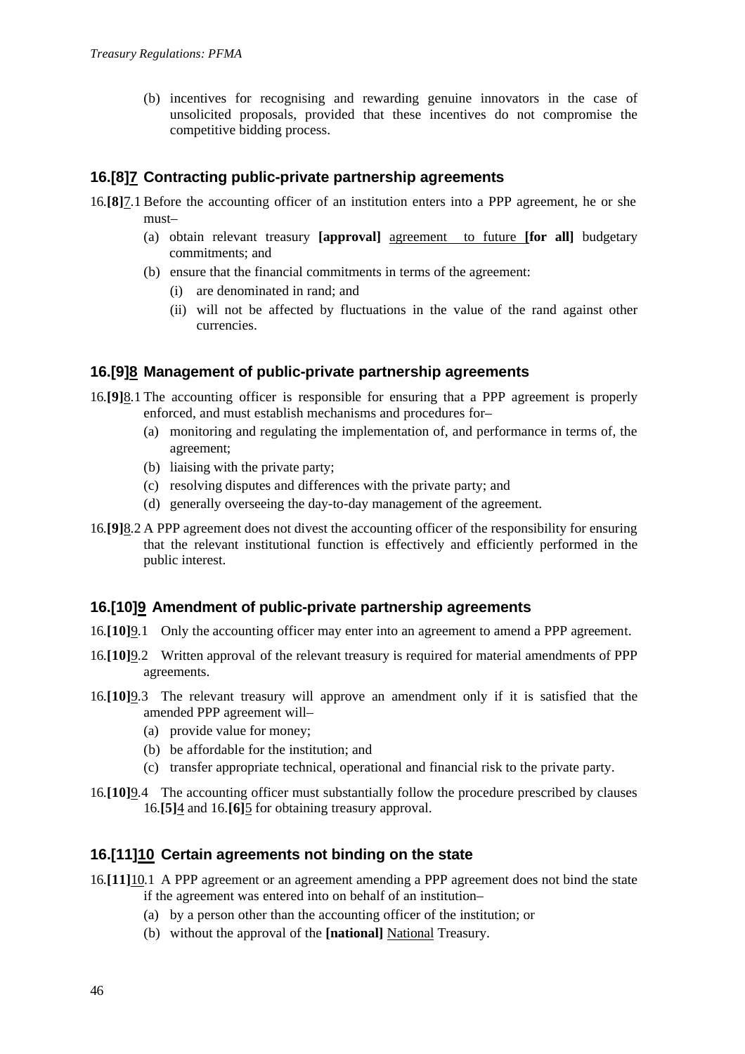(b) incentives for recognising and rewarding genuine innovators in the case of unsolicited proposals, provided that these incentives do not compromise the competitive bidding process.

## 16.[8]7 Contracting public-private partnership agreements

16.**[8]**7.1 Before the accounting officer of an institution enters into a PPP agreement, he or she must–

(a) obtain relevant treasury **[approval]** agreement to future **[for all]** budgetary commitments; and

(b) ensure that the financial commitments in terms of the agreement:

(i) are denominated in rand; and

(ii) will not be affected by fluctuations in the value of the rand against other currencies.

## 16.[9]8 Management of public-private partnership agreements

16.**[9]**8.1 The accounting officer is responsible for ensuring that a PPP agreement is properly enforced, and must establish mechanisms and procedures for–

(a) monitoring and regulating the implementation of, and performance in terms of, the agreement;

(b) liaising with the private party;

(c) resolving disputes and differences with the private party; and

(d) generally overseeing the day-to-day management of the agreement.

16.**[9]**8.2 A PPP agreement does not divest the accounting officer of the responsibility for ensuring that the relevant institutional function is effectively and efficiently performed in the public interest.

## 16.[10]9 Amendment of public-private partnership agreements

16.**[10]**9.1 Only the accounting officer may enter into an agreement to amend a PPP agreement.

16.**[10]**9.2 Written approval of the relevant treasury is required for material amendments of PPP agreements.

16.**[10]**9.3 The relevant treasury will approve an amendment only if it is satisfied that the amended PPP agreement will–

(a) provide value for money;

(b) be affordable for the institution; and

(c) transfer appropriate technical, operational and financial risk to the private party.

16.**[10]**9.4 The accounting officer must substantially follow the procedure prescribed by clauses 16.**[5]**4 and 16.**[6]**5 for obtaining treasury approval.

## 16.[11]10 Certain agreements not binding on the state

16.**[11]**10.1 A PPP agreement or an agreement amending a PPP agreement does not bind the state if the agreement was entered into on behalf of an institution–

(a) by a person other than the accounting officer of the institution; or

(b) without the approval of the **[national]** National Treasury.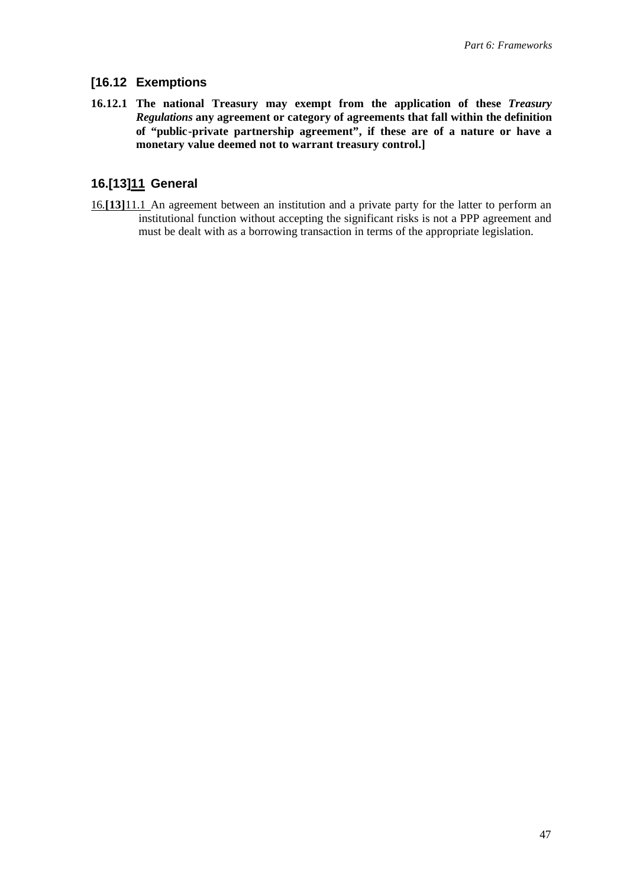## [16.12 Exemptions

**16.12.1 The national Treasury may exempt from the application of these *Treasury Regulations* any agreement or category of agreements that fall within the definition of "public-private partnership agreement", if these are of a nature or have a monetary value deemed not to warrant treasury control.]**

## 16.[13]<u>11</u> General

<u>16.</u>**[13]**<u>11.1</u> An agreement between an institution and a private party for the latter to perform an institutional function without accepting the significant risks is not a PPP agreement and must be dealt with as a borrowing transaction in terms of the appropriate legislation.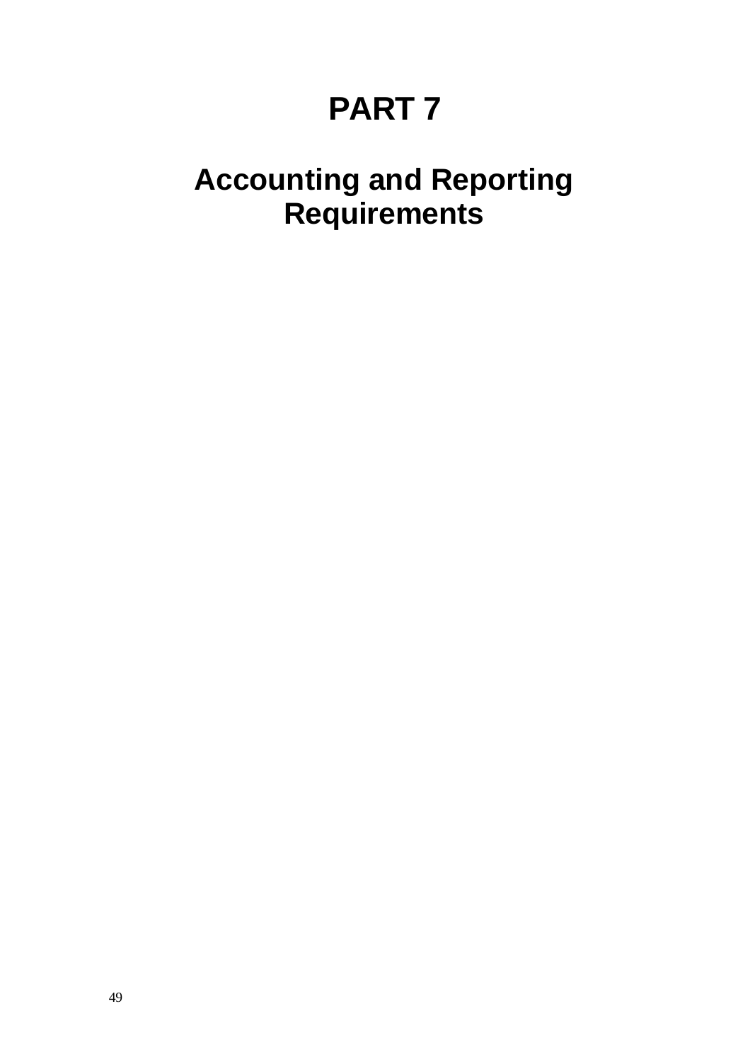# PART 7

## Accounting and Reporting Requirements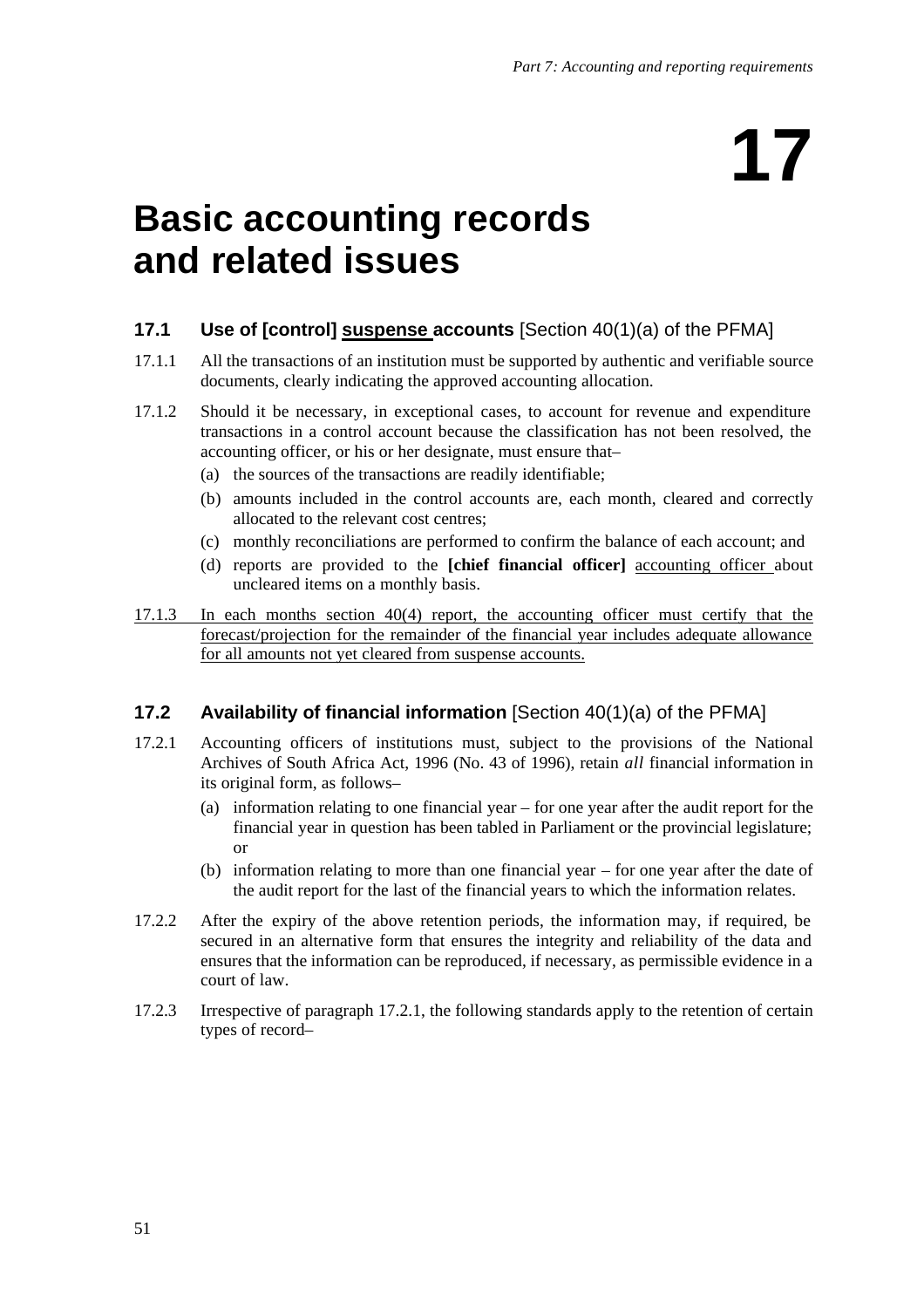# 17

# Basic accounting records and related issues

### 17.1 Use of [control] <u>suspense</u> accounts [Section 40(1)(a) of the PFMA]

17.1.1 All the transactions of an institution must be supported by authentic and verifiable source documents, clearly indicating the approved accounting allocation.

17.1.2 Should it be necessary, in exceptional cases, to account for revenue and expenditure transactions in a control account because the classification has not been resolved, the accounting officer, or his or her designate, must ensure that–

(a) the sources of the transactions are readily identifiable;

(b) amounts included in the control accounts are, each month, cleared and correctly allocated to the relevant cost centres;

(c) monthly reconciliations are performed to confirm the balance of each account; and

(d) reports are provided to the **[chief financial officer]** <u>accounting officer</u> about uncleared items on a monthly basis.

<u>17.1.3 In each months section 40(4) report, the accounting officer must certify that the forecast/projection for the remainder of the financial year includes adequate allowance for all amounts not yet cleared from suspense accounts.</u>

### 17.2 Availability of financial information [Section 40(1)(a) of the PFMA]

17.2.1 Accounting officers of institutions must, subject to the provisions of the National Archives of South Africa Act, 1996 (No. 43 of 1996), retain *all* financial information in its original form, as follows–

(a) information relating to one financial year – for one year after the audit report for the financial year in question has been tabled in Parliament or the provincial legislature; or

(b) information relating to more than one financial year – for one year after the date of the audit report for the last of the financial years to which the information relates.

17.2.2 After the expiry of the above retention periods, the information may, if required, be secured in an alternative form that ensures the integrity and reliability of the data and ensures that the information can be reproduced, if necessary, as permissible evidence in a court of law.

17.2.3 Irrespective of paragraph 17.2.1, the following standards apply to the retention of certain types of record–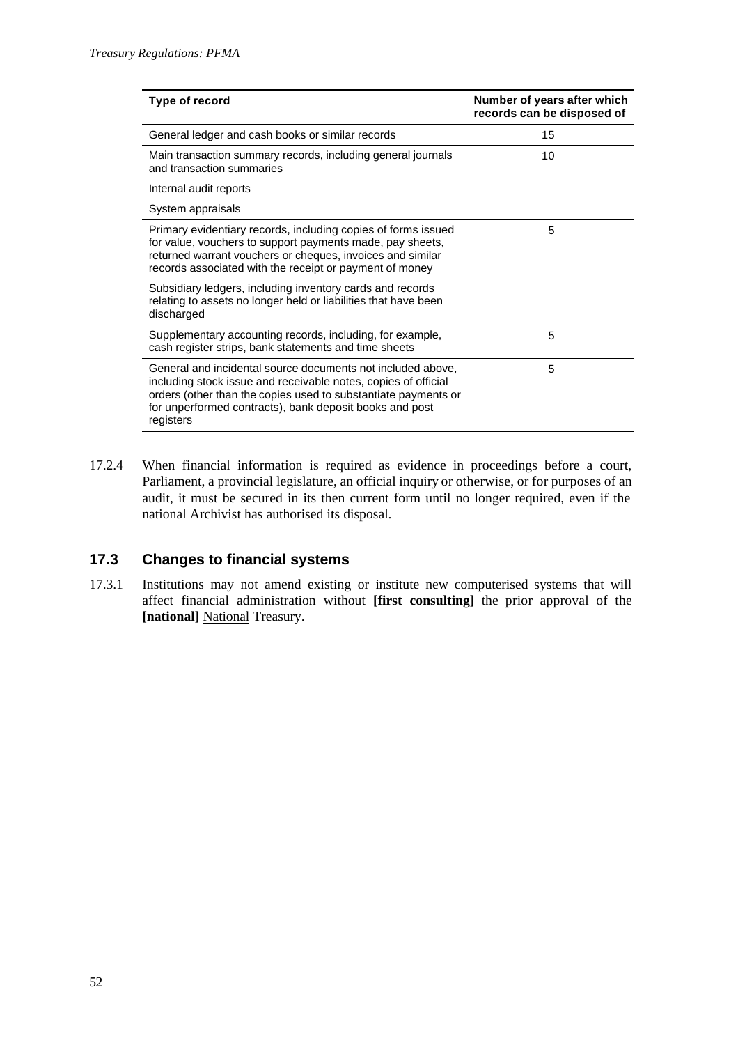| Type of record | Number of years after which records can be disposed of |
|---|---|
| General ledger and cash books or similar records | 15 |
| Main transaction summary records, including general journals and transaction summaries<br><br>Internal audit reports<br><br>System appraisals | 10 |
| Primary evidentiary records, including copies of forms issued for value, vouchers to support payments made, pay sheets, returned warrant vouchers or cheques, invoices and similar records associated with the receipt or payment of money<br><br>Subsidiary ledgers, including inventory cards and records relating to assets no longer held or liabilities that have been discharged | 5 |
| Supplementary accounting records, including, for example, cash register strips, bank statements and time sheets | 5 |
| General and incidental source documents not included above, including stock issue and receivable notes, copies of official orders (other than the copies used to substantiate payments or for unperformed contracts), bank deposit books and post registers | 5 |

17.2.4 When financial information is required as evidence in proceedings before a court, Parliament, a provincial legislature, an official inquiry or otherwise, or for purposes of an audit, it must be secured in its then current form until no longer required, even if the national Archivist has authorised its disposal.

## 17.3 Changes to financial systems

17.3.1 Institutions may not amend existing or institute new computerised systems that will affect financial administration without **[first consulting]** the prior approval of the **[national]** National Treasury.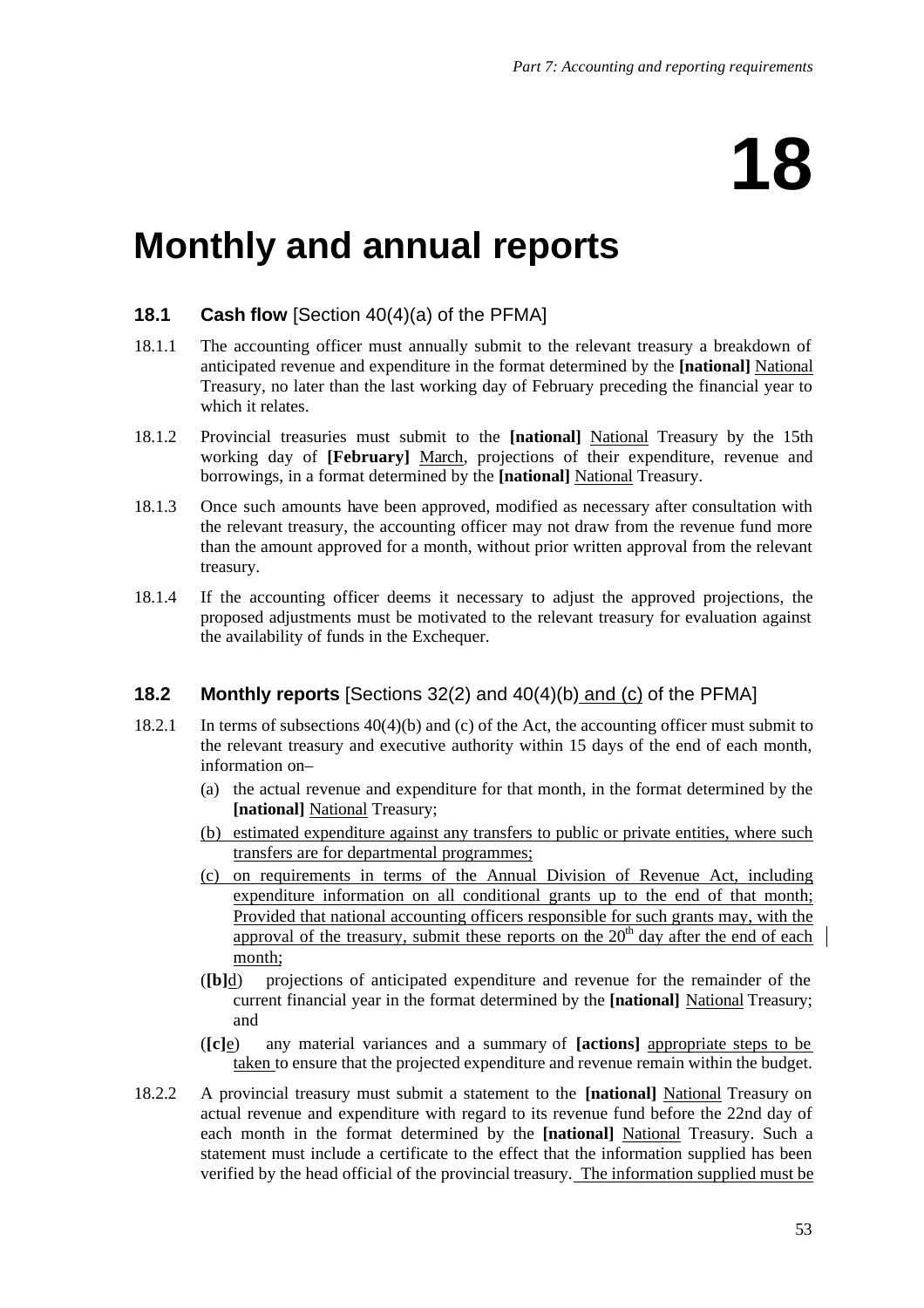# 18

# Monthly and annual reports

### 18.1 Cash flow [Section 40(4)(a) of the PFMA]

18.1.1 The accounting officer must annually submit to the relevant treasury a breakdown of anticipated revenue and expenditure in the format determined by the **[national]** <u>National</u> Treasury, no later than the last working day of February preceding the financial year to which it relates.

18.1.2 Provincial treasuries must submit to the **[national]** <u>National</u> Treasury by the 15th working day of **[February]** <u>March</u>, projections of their expenditure, revenue and borrowings, in a format determined by the **[national]** <u>National</u> Treasury.

18.1.3 Once such amounts have been approved, modified as necessary after consultation with the relevant treasury, the accounting officer may not draw from the revenue fund more than the amount approved for a month, without prior written approval from the relevant treasury.

18.1.4 If the accounting officer deems it necessary to adjust the approved projections, the proposed adjustments must be motivated to the relevant treasury for evaluation against the availability of funds in the Exchequer.

### 18.2 Monthly reports [Sections 32(2) and 40(4)(b)<u> and (c)</u> of the PFMA]

18.2.1 In terms of subsections 40(4)(b) and (c) of the Act, the accounting officer must submit to the relevant treasury and executive authority within 15 days of the end of each month, information on–

(a) the actual revenue and expenditure for that month, in the format determined by the **[national]** <u>National</u> Treasury;

<u>(b) estimated expenditure against any transfers to public or private entities, where such transfers are for departmental programmes;</u>

<u>(c) on requirements in terms of the Annual Division of Revenue Act, including expenditure information on all conditional grants up to the end of that month; Provided that national accounting officers responsible for such grants may, with the approval of the treasury, submit these reports on the 20th day after the end of each month;</u>

(**[b]**<u>d</u>) projections of anticipated expenditure and revenue for the remainder of the current financial year in the format determined by the **[national]** <u>National</u> Treasury; and

(**[c]**<u>e</u>) any material variances and a summary of **[actions]** <u>appropriate steps to be taken</u> to ensure that the projected expenditure and revenue remain within the budget.

18.2.2 A provincial treasury must submit a statement to the **[national]** <u>National</u> Treasury on actual revenue and expenditure with regard to its revenue fund before the 22nd day of each month in the format determined by the **[national]** <u>National</u> Treasury. Such a statement must include a certificate to the effect that the information supplied has been verified by the head official of the provincial treasury. <u>The information supplied must be</u>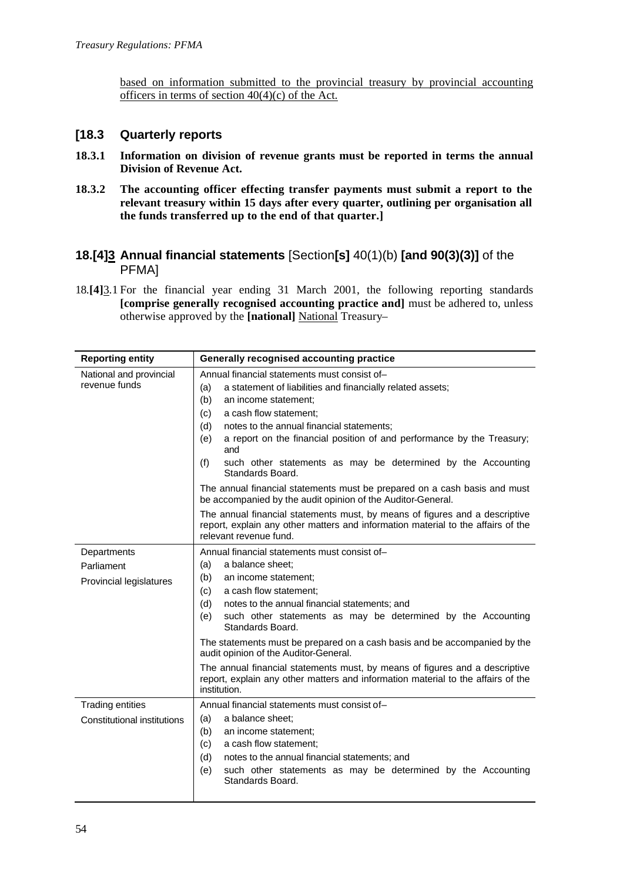based on information submitted to the provincial treasury by provincial accounting officers in terms of section 40(4)(c) of the Act.

### [18.3 Quarterly reports

**18.3.1 Information on division of revenue grants must be reported in terms the annual Division of Revenue Act.**

**18.3.2 The accounting officer effecting transfer payments must submit a report to the relevant treasury within 15 days after every quarter, outlining per organisation all the funds transferred up to the end of that quarter.]**

### 18.[4]3 Annual financial statements [Section**[s]** 40(1)(b) **[and 90(3)(3)]** of the PFMA]

18.**[4]**3.1 For the financial year ending 31 March 2001, the following reporting standards **[comprise generally recognised accounting practice and]** must be adhered to, unless otherwise approved by the **[national]** National Treasury–

| Reporting entity | Generally recognised accounting practice |
|---|---|
| National and provincial revenue funds | Annual financial statements must consist of–<br>(a) a statement of liabilities and financially related assets;<br>(b) an income statement;<br>(c) a cash flow statement;<br>(d) notes to the annual financial statements;<br>(e) a report on the financial position of and performance by the Treasury; and<br>(f) such other statements as may be determined by the Accounting Standards Board.<br>The annual financial statements must be prepared on a cash basis and must be accompanied by the audit opinion of the Auditor-General.<br>The annual financial statements must, by means of figures and a descriptive report, explain any other matters and information material to the affairs of the relevant revenue fund. |
| Departments<br>Parliament<br>Provincial legislatures | Annual financial statements must consist of–<br>(a) a balance sheet;<br>(b) an income statement;<br>(c) a cash flow statement;<br>(d) notes to the annual financial statements; and<br>(e) such other statements as may be determined by the Accounting Standards Board.<br>The statements must be prepared on a cash basis and be accompanied by the audit opinion of the Auditor-General.<br>The annual financial statements must, by means of figures and a descriptive report, explain any other matters and information material to the affairs of the institution. |
| Trading entities<br>Constitutional institutions | Annual financial statements must consist of–<br>(a) a balance sheet;<br>(b) an income statement;<br>(c) a cash flow statement;<br>(d) notes to the annual financial statements; and<br>(e) such other statements as may be determined by the Accounting Standards Board. |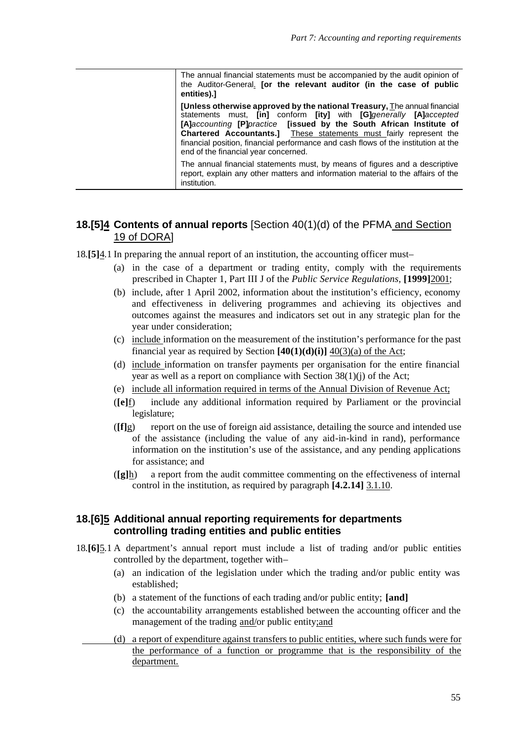| | |
|---|---|
| | The annual financial statements must be accompanied by the audit opinion of the Auditor-General. **[or the relevant auditor (in the case of public entities).]** |
| | **[Unless otherwise approved by the national Treasury,** The annual financial statements must, **[in]** conform **[ity]** with **[G]***generally* **[A]***accepted* **[A]***accounting* **[P]***practice* **[issued by the South African Institute of Chartered Accountants.]** These statements must fairly represent the financial position, financial performance and cash flows of the institution at the end of the financial year concerned. |
| | The annual financial statements must, by means of figures and a descriptive report, explain any other matters and information material to the affairs of the institution. |

## 18.[5]4 Contents of annual reports [Section 40(1)(d) of the PFMA and Section 19 of DORA]

18.**[5]**4.1 In preparing the annual report of an institution, the accounting officer must–

(a) in the case of a department or trading entity, comply with the requirements prescribed in Chapter 1, Part III J of the *Public Service Regulations*, **[1999]**2001;

(b) include, after 1 April 2002, information about the institution's efficiency, economy and effectiveness in delivering programmes and achieving its objectives and outcomes against the measures and indicators set out in any strategic plan for the year under consideration;

(c) include information on the measurement of the institution's performance for the past financial year as required by Section **[40(1)(d)(i)]** 40(3)(a) of the Act;

(d) include information on transfer payments per organisation for the entire financial year as well as a report on compliance with Section 38(1)(j) of the Act;

(e) include all information required in terms of the Annual Division of Revenue Act;

(**[e]**f) include any additional information required by Parliament or the provincial legislature;

(**[f]**g) report on the use of foreign aid assistance, detailing the source and intended use of the assistance (including the value of any aid-in-kind in rand), performance information on the institution's use of the assistance, and any pending applications for assistance; and

(**[g]**h) a report from the audit committee commenting on the effectiveness of internal control in the institution, as required by paragraph **[4.2.14]** 3.1.10.

## 18.[6]5 Additional annual reporting requirements for departments controlling trading entities and public entities

18.**[6]**5.1 A department's annual report must include a list of trading and/or public entities controlled by the department, together with–

(a) an indication of the legislation under which the trading and/or public entity was established;

(b) a statement of the functions of each trading and/or public entity; **[and]**

(c) the accountability arrangements established between the accounting officer and the management of the trading and/or public entity;and

(d) a report of expenditure against transfers to public entities, where such funds were for the performance of a function or programme that is the responsibility of the department.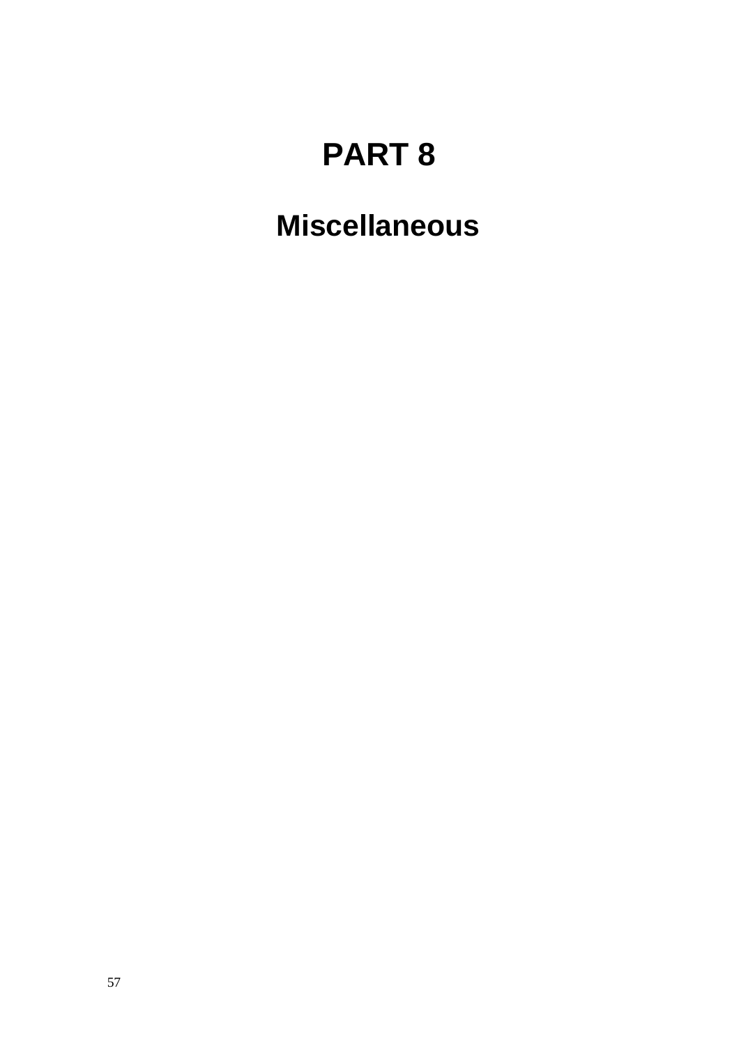# PART 8

## Miscellaneous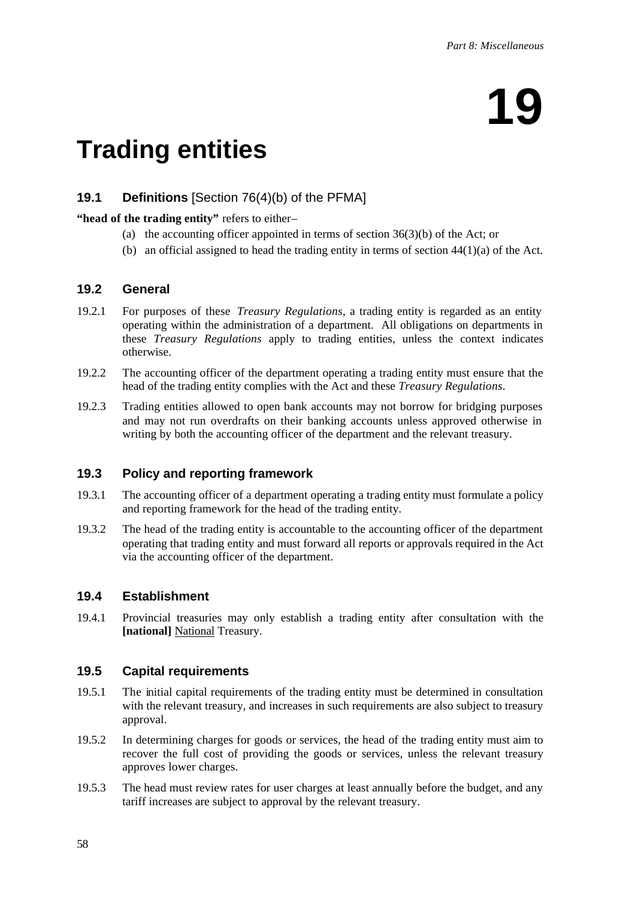# 19

# Trading entities

## 19.1 Definitions [Section 76(4)(b) of the PFMA]

**"head of the trading entity"** refers to either–

(a) the accounting officer appointed in terms of section 36(3)(b) of the Act; or

(b) an official assigned to head the trading entity in terms of section 44(1)(a) of the Act.

## 19.2 General

19.2.1 For purposes of these *Treasury Regulations*, a trading entity is regarded as an entity operating within the administration of a department. All obligations on departments in these *Treasury Regulations* apply to trading entities, unless the context indicates otherwise.

19.2.2 The accounting officer of the department operating a trading entity must ensure that the head of the trading entity complies with the Act and these *Treasury Regulations*.

19.2.3 Trading entities allowed to open bank accounts may not borrow for bridging purposes and may not run overdrafts on their banking accounts unless approved otherwise in writing by both the accounting officer of the department and the relevant treasury.

## 19.3 Policy and reporting framework

19.3.1 The accounting officer of a department operating a trading entity must formulate a policy and reporting framework for the head of the trading entity.

19.3.2 The head of the trading entity is accountable to the accounting officer of the department operating that trading entity and must forward all reports or approvals required in the Act via the accounting officer of the department.

## 19.4 Establishment

19.4.1 Provincial treasuries may only establish a trading entity after consultation with the **[national]** <u>National</u> Treasury.

## 19.5 Capital requirements

19.5.1 The initial capital requirements of the trading entity must be determined in consultation with the relevant treasury, and increases in such requirements are also subject to treasury approval.

19.5.2 In determining charges for goods or services, the head of the trading entity must aim to recover the full cost of providing the goods or services, unless the relevant treasury approves lower charges.

19.5.3 The head must review rates for user charges at least annually before the budget, and any tariff increases are subject to approval by the relevant treasury.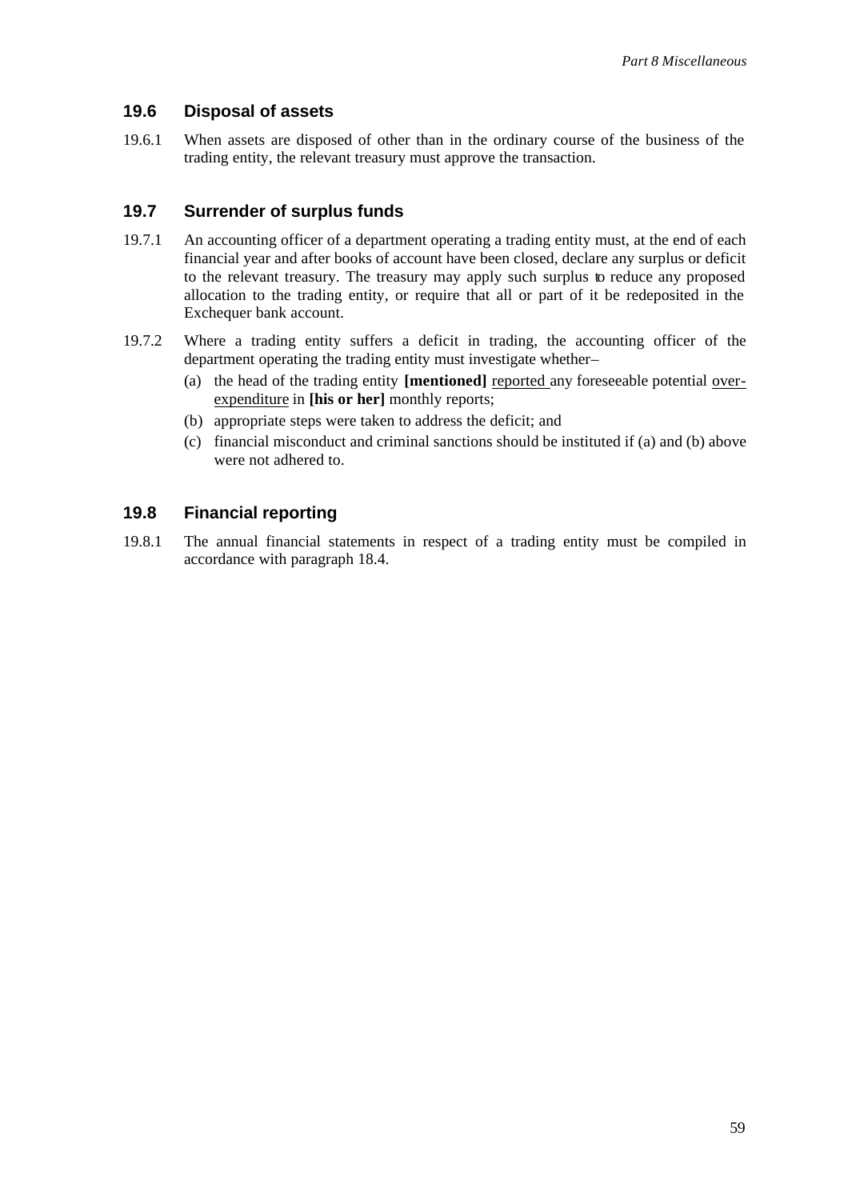## 19.6 Disposal of assets

19.6.1 When assets are disposed of other than in the ordinary course of the business of the trading entity, the relevant treasury must approve the transaction.

## 19.7 Surrender of surplus funds

19.7.1 An accounting officer of a department operating a trading entity must, at the end of each financial year and after books of account have been closed, declare any surplus or deficit to the relevant treasury. The treasury may apply such surplus to reduce any proposed allocation to the trading entity, or require that all or part of it be redeposited in the Exchequer bank account.

19.7.2 Where a trading entity suffers a deficit in trading, the accounting officer of the department operating the trading entity must investigate whether–

(a) the head of the trading entity **[mentioned]** <u>reported</u> any foreseeable potential <u>over-expenditure</u> in **[his or her]** monthly reports;

(b) appropriate steps were taken to address the deficit; and

(c) financial misconduct and criminal sanctions should be instituted if (a) and (b) above were not adhered to.

## 19.8 Financial reporting

19.8.1 The annual financial statements in respect of a trading entity must be compiled in accordance with paragraph 18.4.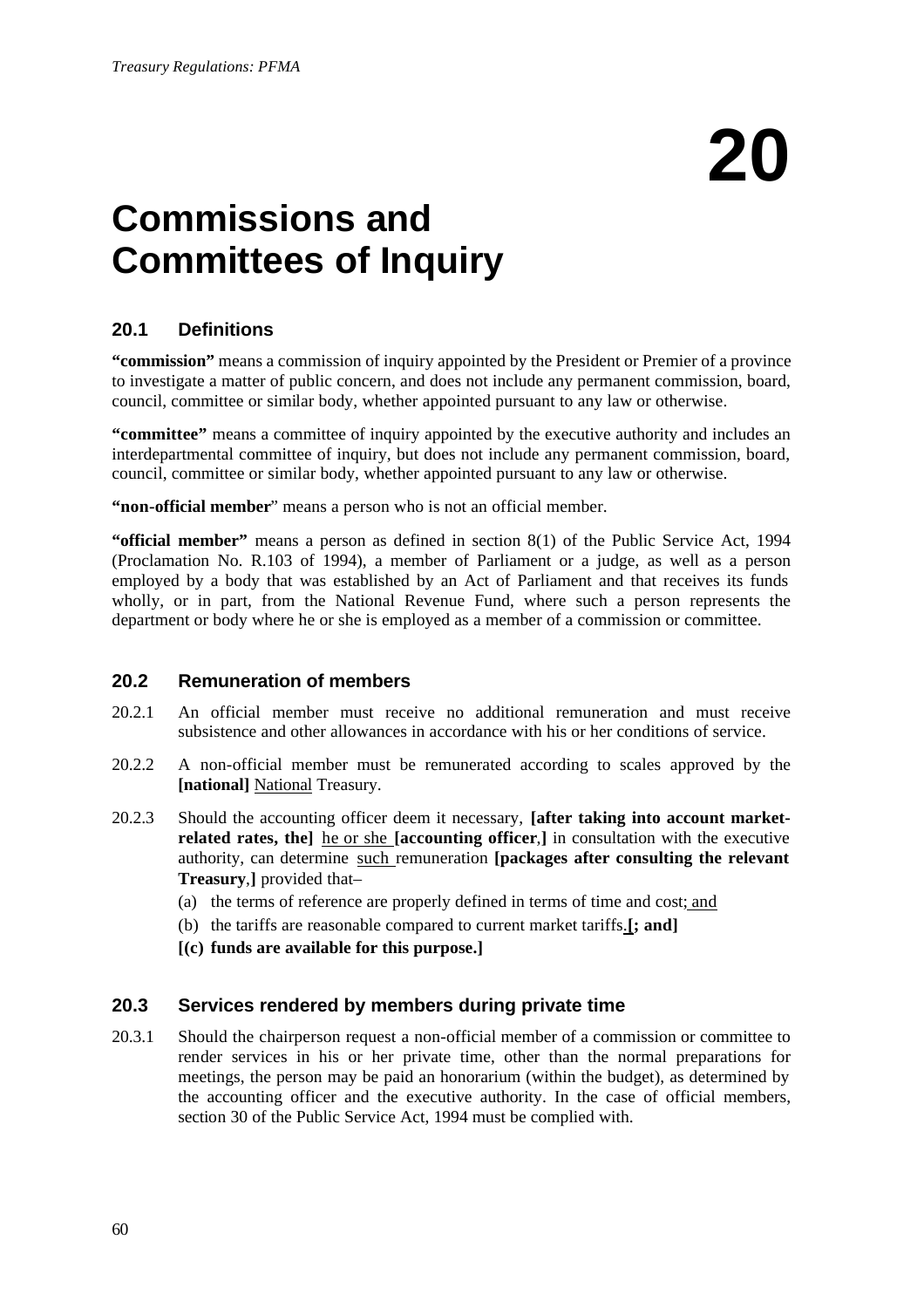# 20

# Commissions and Committees of Inquiry

## 20.1 Definitions

**"commission"** means a commission of inquiry appointed by the President or Premier of a province to investigate a matter of public concern, and does not include any permanent commission, board, council, committee or similar body, whether appointed pursuant to any law or otherwise.

**"committee"** means a committee of inquiry appointed by the executive authority and includes an interdepartmental committee of inquiry, but does not include any permanent commission, board, council, committee or similar body, whether appointed pursuant to any law or otherwise.

**"non-official member**" means a person who is not an official member.

**"official member"** means a person as defined in section 8(1) of the Public Service Act, 1994 (Proclamation No. R.103 of 1994), a member of Parliament or a judge, as well as a person employed by a body that was established by an Act of Parliament and that receives its funds wholly, or in part, from the National Revenue Fund, where such a person represents the department or body where he or she is employed as a member of a commission or committee.

## 20.2 Remuneration of members

20.2.1 An official member must receive no additional remuneration and must receive subsistence and other allowances in accordance with his or her conditions of service.

20.2.2 A non-official member must be remunerated according to scales approved by the **[national]** <u>National</u> Treasury.

20.2.3 Should the accounting officer deem it necessary, **[after taking into account market-related rates, the]** <u>he or she</u> **[accounting officer**,**]** in consultation with the executive authority, can determine <u>such</u> remuneration **[packages after consulting the relevant Treasury**,**]** provided that–

- (a) the terms of reference are properly defined in terms of time and cost<u>; and</u>
- (b) the tariffs are reasonable compared to current market tariffs<u>.</u>**[; and]**
- **[(c) funds are available for this purpose.]**

## 20.3 Services rendered by members during private time

20.3.1 Should the chairperson request a non-official member of a commission or committee to render services in his or her private time, other than the normal preparations for meetings, the person may be paid an honorarium (within the budget), as determined by the accounting officer and the executive authority. In the case of official members, section 30 of the Public Service Act, 1994 must be complied with.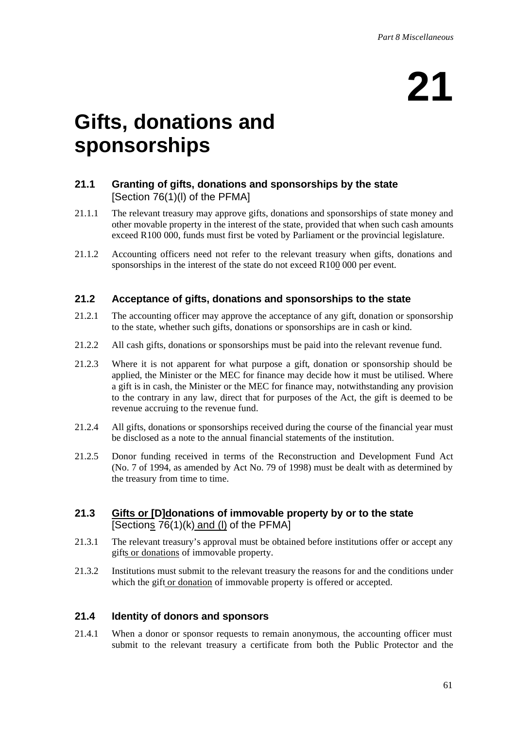# 21

# Gifts, donations and sponsorships

## 21.1 Granting of gifts, donations and sponsorships by the state

[Section 76(1)(l) of the PFMA]

21.1.1 The relevant treasury may approve gifts, donations and sponsorships of state money and other movable property in the interest of the state, provided that when such cash amounts exceed R100 000, funds must first be voted by Parliament or the provincial legislature.

21.1.2 Accounting officers need not refer to the relevant treasury when gifts, donations and sponsorships in the interest of the state do not exceed R100 000 per event.

## 21.2 Acceptance of gifts, donations and sponsorships to the state

21.2.1 The accounting officer may approve the acceptance of any gift, donation or sponsorship to the state, whether such gifts, donations or sponsorships are in cash or kind.

21.2.2 All cash gifts, donations or sponsorships must be paid into the relevant revenue fund.

21.2.3 Where it is not apparent for what purpose a gift, donation or sponsorship should be applied, the Minister or the MEC for finance may decide how it must be utilised. Where a gift is in cash, the Minister or the MEC for finance may, notwithstanding any provision to the contrary in any law, direct that for purposes of the Act, the gift is deemed to be revenue accruing to the revenue fund.

21.2.4 All gifts, donations or sponsorships received during the course of the financial year must be disclosed as a note to the annual financial statements of the institution.

21.2.5 Donor funding received in terms of the Reconstruction and Development Fund Act (No. 7 of 1994, as amended by Act No. 79 of 1998) must be dealt with as determined by the treasury from time to time.

## 21.3 Gifts or [D]donations of immovable property by or to the state

[Sections 76(1)(k) and (l) of the PFMA]

21.3.1 The relevant treasury's approval must be obtained before institutions offer or accept any gifts or donations of immovable property.

21.3.2 Institutions must submit to the relevant treasury the reasons for and the conditions under which the gift or donation of immovable property is offered or accepted.

## 21.4 Identity of donors and sponsors

21.4.1 When a donor or sponsor requests to remain anonymous, the accounting officer must submit to the relevant treasury a certificate from both the Public Protector and the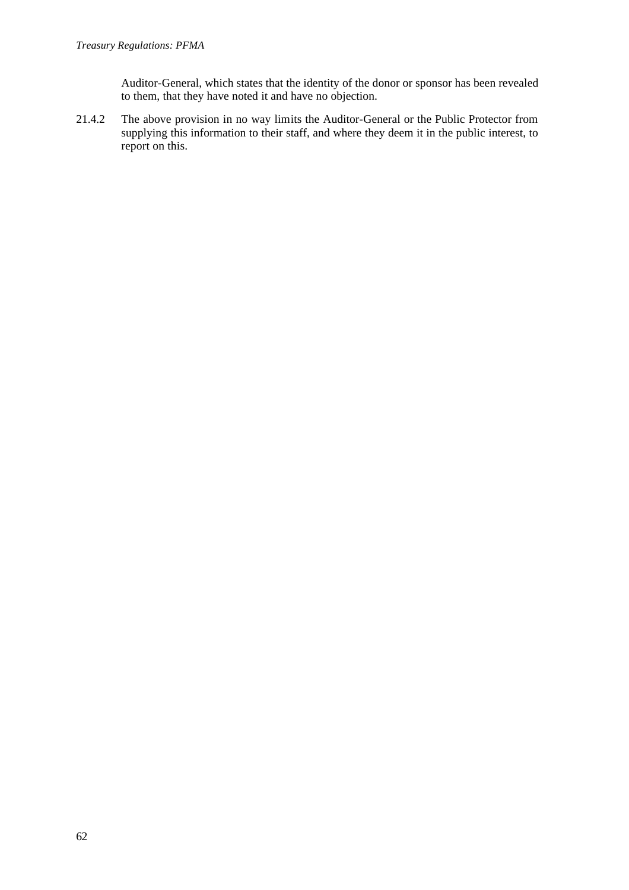Auditor-General, which states that the identity of the donor or sponsor has been revealed to them, that they have noted it and have no objection.

21.4.2 The above provision in no way limits the Auditor-General or the Public Protector from supplying this information to their staff, and where they deem it in the public interest, to report on this.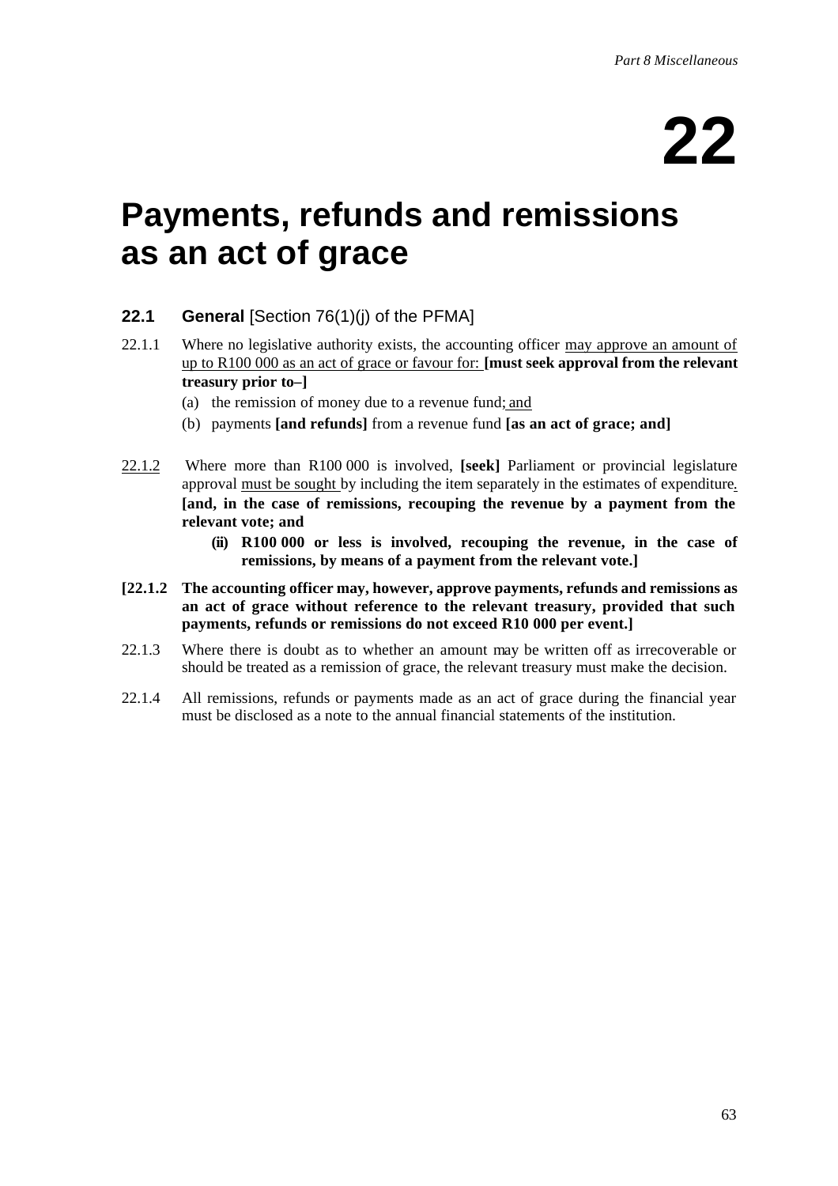# 22

# Payments, refunds and remissions as an act of grace

### 22.1 General [Section 76(1)(j) of the PFMA]

22.1.1 Where no legislative authority exists, the accounting officer <u>may approve an amount of up to R100 000 as an act of grace or favour for:</u> **[must seek approval from the relevant treasury prior to–]**

(a) the remission of money due to a revenue fund<u>; and</u>

(b) payments **[and refunds]** from a revenue fund **[as an act of grace; and]**

<u>22.1.2</u> Where more than R100 000 is involved, **[seek]** Parliament or provincial legislature approval <u>must be sought</u> by including the item separately in the estimates of expenditure<u>.</u> **[and, in the case of remissions, recouping the revenue by a payment from the relevant vote; and**

**(ii) R100 000 or less is involved, recouping the revenue, in the case of remissions, by means of a payment from the relevant vote.]**

**[22.1.2 The accounting officer may, however, approve payments, refunds and remissions as an act of grace without reference to the relevant treasury, provided that such payments, refunds or remissions do not exceed R10 000 per event.]**

22.1.3 Where there is doubt as to whether an amount may be written off as irrecoverable or should be treated as a remission of grace, the relevant treasury must make the decision.

22.1.4 All remissions, refunds or payments made as an act of grace during the financial year must be disclosed as a note to the annual financial statements of the institution.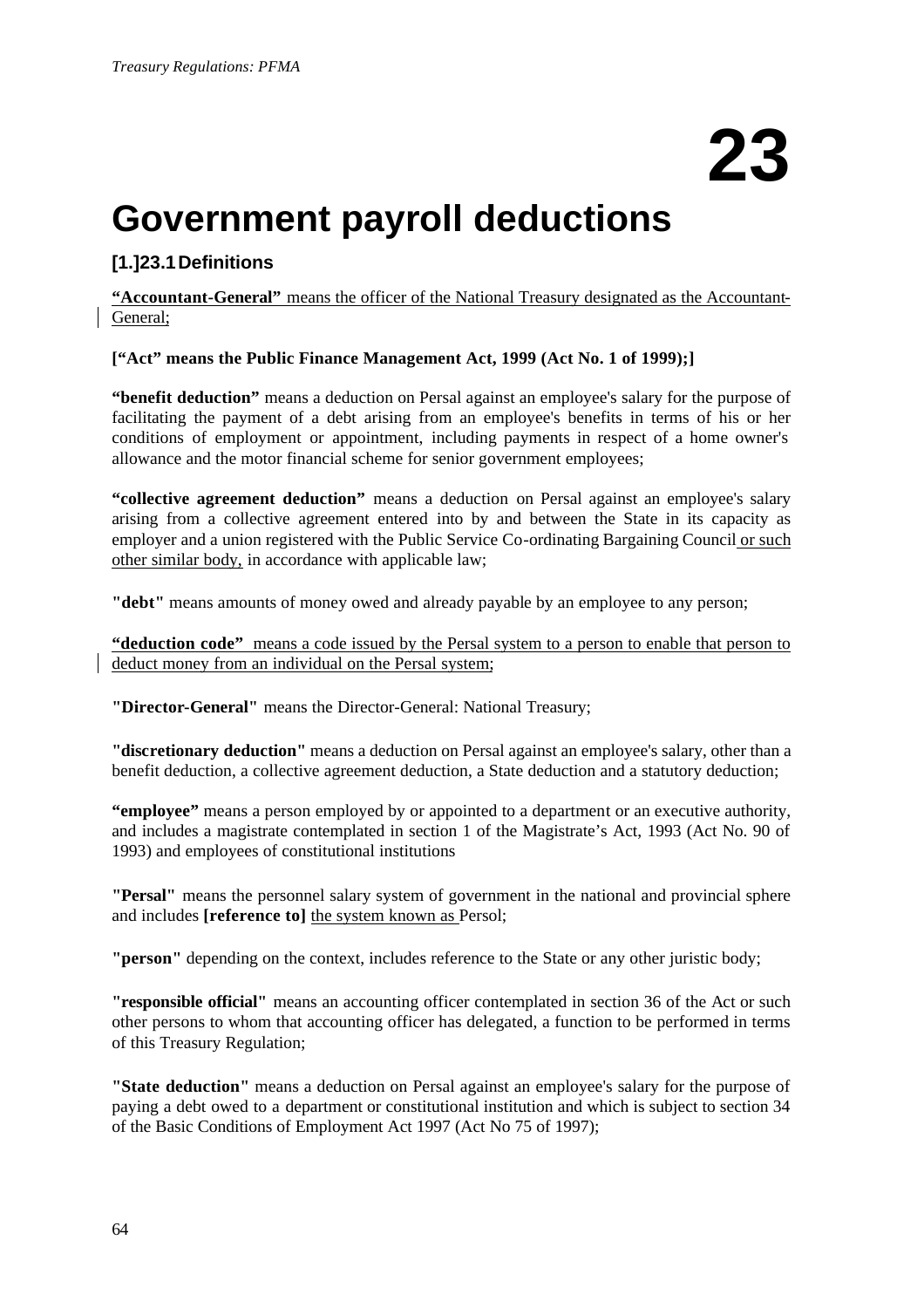# 23

# Government payroll deductions

### [1.]23.1 Definitions

**"Accountant-General"** means the officer of the National Treasury designated as the Accountant-General;

**["Act" means the Public Finance Management Act, 1999 (Act No. 1 of 1999);]**

**"benefit deduction"** means a deduction on Persal against an employee's salary for the purpose of facilitating the payment of a debt arising from an employee's benefits in terms of his or her conditions of employment or appointment, including payments in respect of a home owner's allowance and the motor financial scheme for senior government employees;

**"collective agreement deduction"** means a deduction on Persal against an employee's salary arising from a collective agreement entered into by and between the State in its capacity as employer and a union registered with the Public Service Co-ordinating Bargaining Council or such other similar body, in accordance with applicable law;

**"debt"** means amounts of money owed and already payable by an employee to any person;

**"deduction code"** means a code issued by the Persal system to a person to enable that person to deduct money from an individual on the Persal system;

**"Director-General"** means the Director-General: National Treasury;

**"discretionary deduction"** means a deduction on Persal against an employee's salary, other than a benefit deduction, a collective agreement deduction, a State deduction and a statutory deduction;

**"employee"** means a person employed by or appointed to a department or an executive authority, and includes a magistrate contemplated in section 1 of the Magistrate's Act, 1993 (Act No. 90 of 1993) and employees of constitutional institutions

**"Persal"** means the personnel salary system of government in the national and provincial sphere and includes **[reference to]** the system known as Persol;

**"person"** depending on the context, includes reference to the State or any other juristic body;

**"responsible official"** means an accounting officer contemplated in section 36 of the Act or such other persons to whom that accounting officer has delegated, a function to be performed in terms of this Treasury Regulation;

**"State deduction"** means a deduction on Persal against an employee's salary for the purpose of paying a debt owed to a department or constitutional institution and which is subject to section 34 of the Basic Conditions of Employment Act 1997 (Act No 75 of 1997);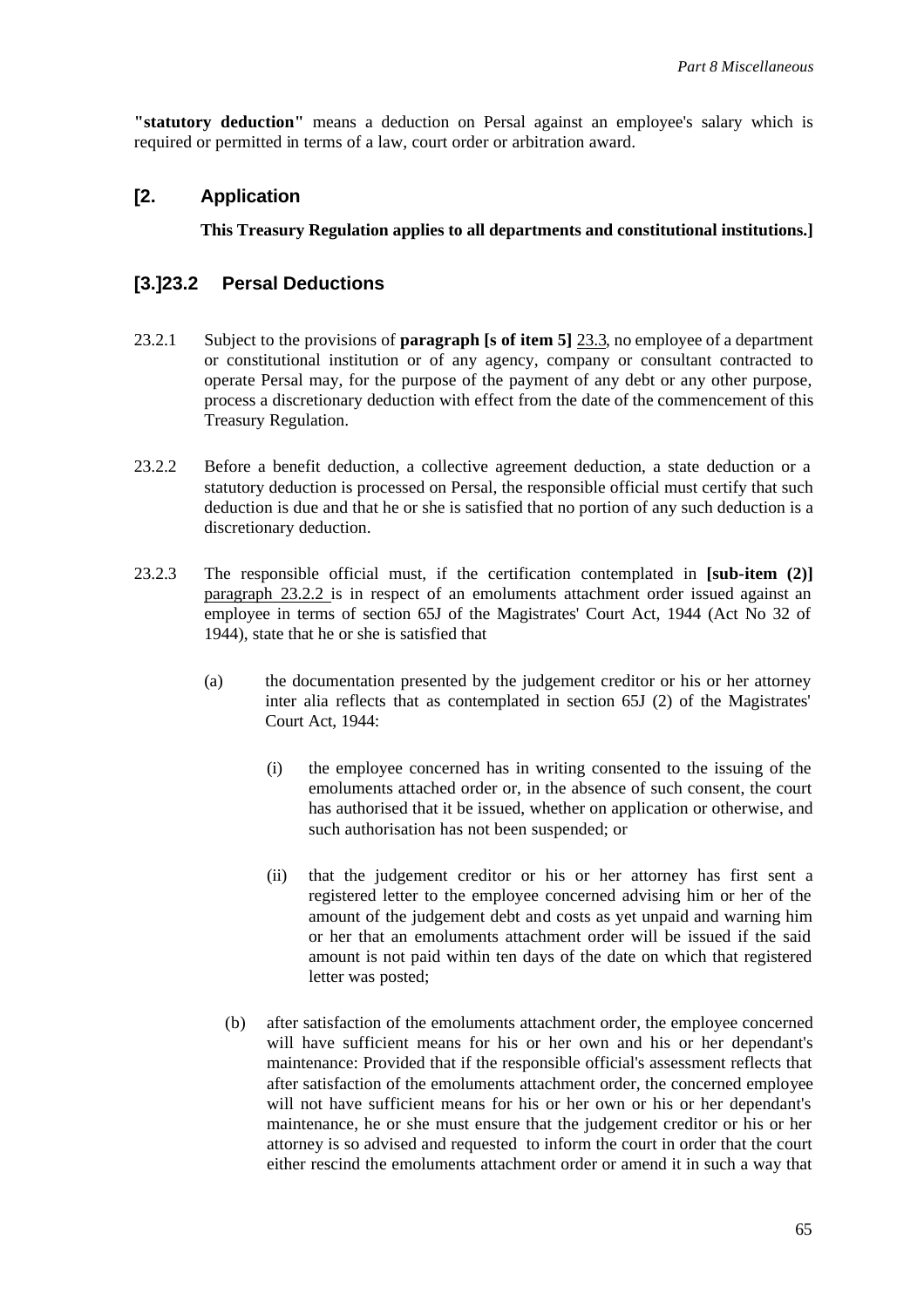**"statutory deduction"** means a deduction on Persal against an employee's salary which is required or permitted in terms of a law, court order or arbitration award.

## [2. Application

**This Treasury Regulation applies to all departments and constitutional institutions.]**

## [3.]23.2 Persal Deductions

23.2.1 Subject to the provisions of **paragraph [s of item 5]** 23.3, no employee of a department or constitutional institution or of any agency, company or consultant contracted to operate Persal may, for the purpose of the payment of any debt or any other purpose, process a discretionary deduction with effect from the date of the commencement of this Treasury Regulation.

23.2.2 Before a benefit deduction, a collective agreement deduction, a state deduction or a statutory deduction is processed on Persal, the responsible official must certify that such deduction is due and that he or she is satisfied that no portion of any such deduction is a discretionary deduction.

23.2.3 The responsible official must, if the certification contemplated in **[sub-item (2)]** paragraph 23.2.2 is in respect of an emoluments attachment order issued against an employee in terms of section 65J of the Magistrates' Court Act, 1944 (Act No 32 of 1944), state that he or she is satisfied that

(a) the documentation presented by the judgement creditor or his or her attorney inter alia reflects that as contemplated in section 65J (2) of the Magistrates' Court Act, 1944:

(i) the employee concerned has in writing consented to the issuing of the emoluments attached order or, in the absence of such consent, the court has authorised that it be issued, whether on application or otherwise, and such authorisation has not been suspended; or

(ii) that the judgement creditor or his or her attorney has first sent a registered letter to the employee concerned advising him or her of the amount of the judgement debt and costs as yet unpaid and warning him or her that an emoluments attachment order will be issued if the said amount is not paid within ten days of the date on which that registered letter was posted;

(b) after satisfaction of the emoluments attachment order, the employee concerned will have sufficient means for his or her own and his or her dependant's maintenance: Provided that if the responsible official's assessment reflects that after satisfaction of the emoluments attachment order, the concerned employee will not have sufficient means for his or her own or his or her dependant's maintenance, he or she must ensure that the judgement creditor or his or her attorney is so advised and requested to inform the court in order that the court either rescind the emoluments attachment order or amend it in such a way that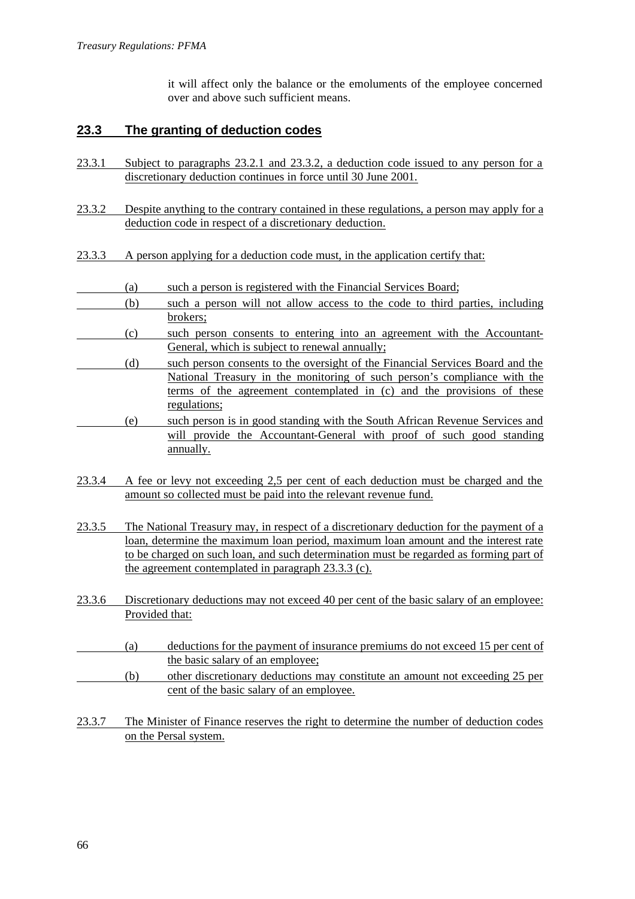it will affect only the balance or the emoluments of the employee concerned over and above such sufficient means.

## 23.3 The granting of deduction codes

23.3.1 Subject to paragraphs 23.2.1 and 23.3.2, a deduction code issued to any person for a discretionary deduction continues in force until 30 June 2001.

23.3.2 Despite anything to the contrary contained in these regulations, a person may apply for a deduction code in respect of a discretionary deduction.

23.3.3 A person applying for a deduction code must, in the application certify that:

(a) such a person is registered with the Financial Services Board;

(b) such a person will not allow access to the code to third parties, including brokers;

(c) such person consents to entering into an agreement with the Accountant-General, which is subject to renewal annually;

(d) such person consents to the oversight of the Financial Services Board and the National Treasury in the monitoring of such person's compliance with the terms of the agreement contemplated in (c) and the provisions of these regulations;

(e) such person is in good standing with the South African Revenue Services and will provide the Accountant-General with proof of such good standing annually.

23.3.4 A fee or levy not exceeding 2,5 per cent of each deduction must be charged and the amount so collected must be paid into the relevant revenue fund.

23.3.5 The National Treasury may, in respect of a discretionary deduction for the payment of a loan, determine the maximum loan period, maximum loan amount and the interest rate to be charged on such loan, and such determination must be regarded as forming part of the agreement contemplated in paragraph 23.3.3 (c).

23.3.6 Discretionary deductions may not exceed 40 per cent of the basic salary of an employee: Provided that:

(a) deductions for the payment of insurance premiums do not exceed 15 per cent of the basic salary of an employee;

(b) other discretionary deductions may constitute an amount not exceeding 25 per cent of the basic salary of an employee.

23.3.7 The Minister of Finance reserves the right to determine the number of deduction codes on the Persal system.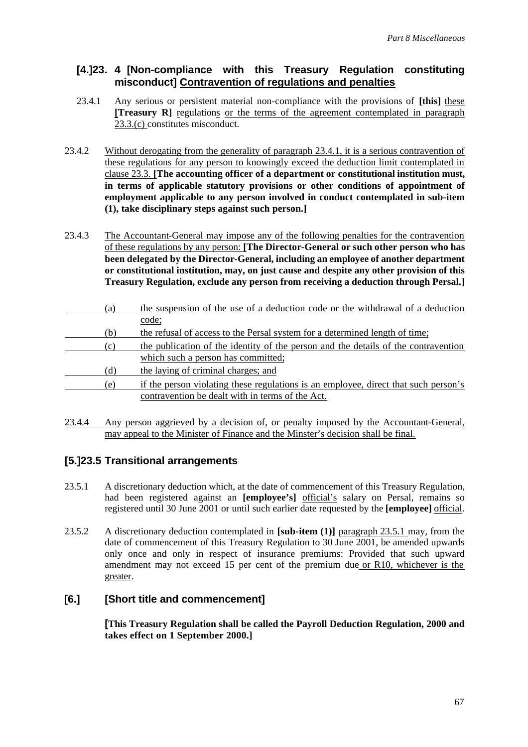## [4.]23. 4 [Non-compliance with this Treasury Regulation constituting misconduct] Contravention of regulations and penalties

23.4.1 Any serious or persistent material non-compliance with the provisions of **[this]** these **[Treasury R]** regulations or the terms of the agreement contemplated in paragraph 23.3.(c) constitutes misconduct.

23.4.2 Without derogating from the generality of paragraph 23.4.1, it is a serious contravention of these regulations for any person to knowingly exceed the deduction limit contemplated in clause 23.3. **[The accounting officer of a department or constitutional institution must, in terms of applicable statutory provisions or other conditions of appointment of employment applicable to any person involved in conduct contemplated in sub-item (1), take disciplinary steps against such person.]**

23.4.3 The Accountant-General may impose any of the following penalties for the contravention of these regulations by any person: **[The Director-General or such other person who has been delegated by the Director-General, including an employee of another department or constitutional institution, may, on just cause and despite any other provision of this Treasury Regulation, exclude any person from receiving a deduction through Persal.]**

(a) the suspension of the use of a deduction code or the withdrawal of a deduction code;

(b) the refusal of access to the Persal system for a determined length of time;

(c) the publication of the identity of the person and the details of the contravention which such a person has committed;

(d) the laying of criminal charges; and

(e) if the person violating these regulations is an employee, direct that such person's contravention be dealt with in terms of the Act.

23.4.4 Any person aggrieved by a decision of, or penalty imposed by the Accountant-General, may appeal to the Minister of Finance and the Minster's decision shall be final.

## [5.]23.5 Transitional arrangements

23.5.1 A discretionary deduction which, at the date of commencement of this Treasury Regulation, had been registered against an **[employee's]** official's salary on Persal, remains so registered until 30 June 2001 or until such earlier date requested by the **[employee]** official.

23.5.2 A discretionary deduction contemplated in **[sub-item (1)]** paragraph 23.5.1 may, from the date of commencement of this Treasury Regulation to 30 June 2001, be amended upwards only once and only in respect of insurance premiums: Provided that such upward amendment may not exceed 15 per cent of the premium due or R10, whichever is the greater.

## [6.] [Short title and commencement]

**[This Treasury Regulation shall be called the Payroll Deduction Regulation, 2000 and takes effect on 1 September 2000.]**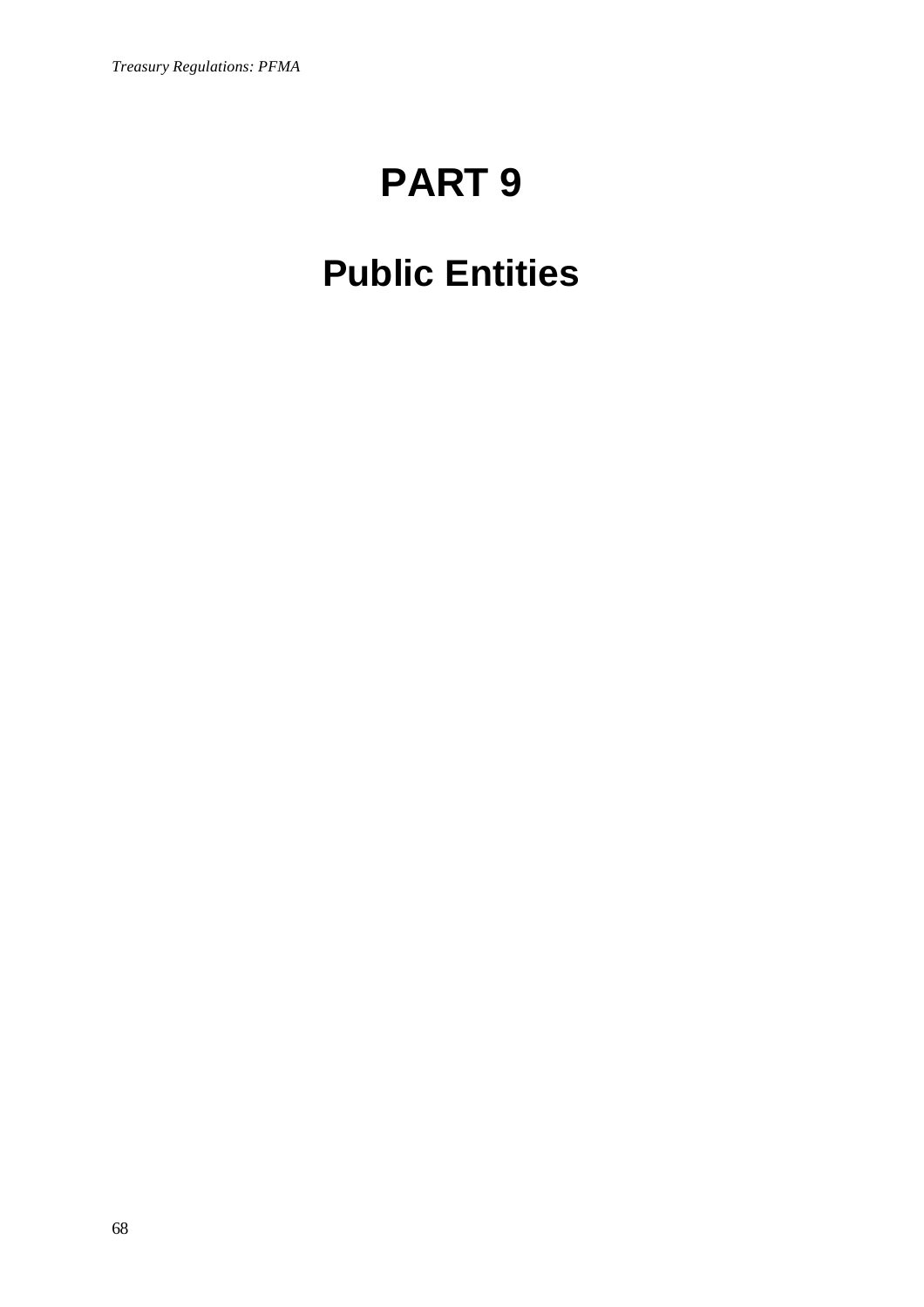# PART 9

## Public Entities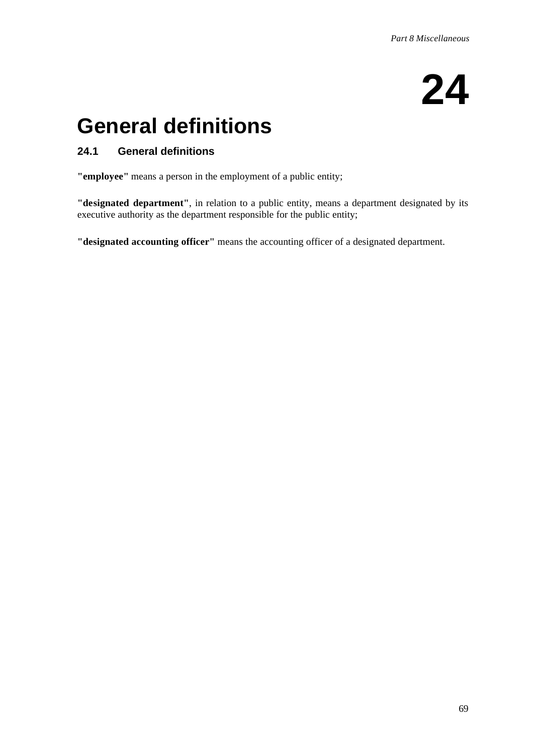# 24

# General definitions

## 24.1 General definitions

**"employee"** means a person in the employment of a public entity;

**"designated department"**, in relation to a public entity, means a department designated by its executive authority as the department responsible for the public entity;

**"designated accounting officer"** means the accounting officer of a designated department.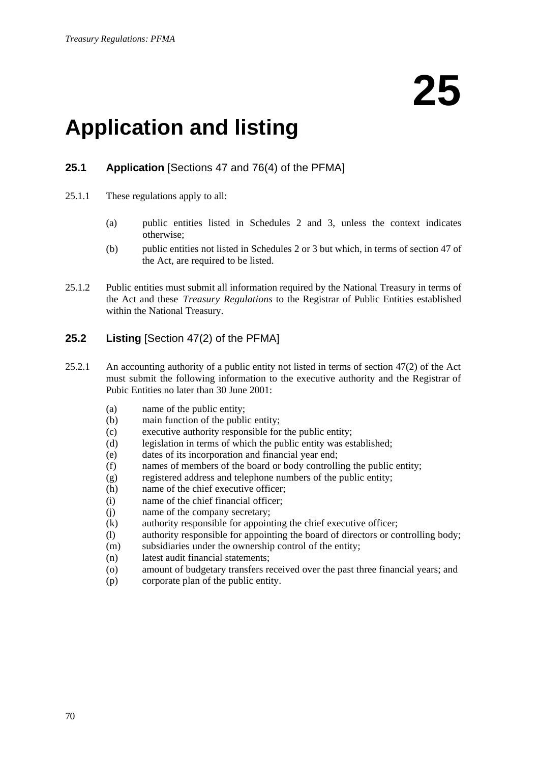# 25

# Application and listing

## 25.1 Application [Sections 47 and 76(4) of the PFMA]

25.1.1 These regulations apply to all:

(a) public entities listed in Schedules 2 and 3, unless the context indicates otherwise;

(b) public entities not listed in Schedules 2 or 3 but which, in terms of section 47 of the Act, are required to be listed.

25.1.2 Public entities must submit all information required by the National Treasury in terms of the Act and these *Treasury Regulations* to the Registrar of Public Entities established within the National Treasury.

## 25.2 Listing [Section 47(2) of the PFMA]

25.2.1 An accounting authority of a public entity not listed in terms of section 47(2) of the Act must submit the following information to the executive authority and the Registrar of Pubic Entities no later than 30 June 2001:

(a) name of the public entity;
(b) main function of the public entity;
(c) executive authority responsible for the public entity;
(d) legislation in terms of which the public entity was established;
(e) dates of its incorporation and financial year end;
(f) names of members of the board or body controlling the public entity;
(g) registered address and telephone numbers of the public entity;
(h) name of the chief executive officer;
(i) name of the chief financial officer;
(j) name of the company secretary;
(k) authority responsible for appointing the chief executive officer;
(l) authority responsible for appointing the board of directors or controlling body;
(m) subsidiaries under the ownership control of the entity;
(n) latest audit financial statements;
(o) amount of budgetary transfers received over the past three financial years; and
(p) corporate plan of the public entity.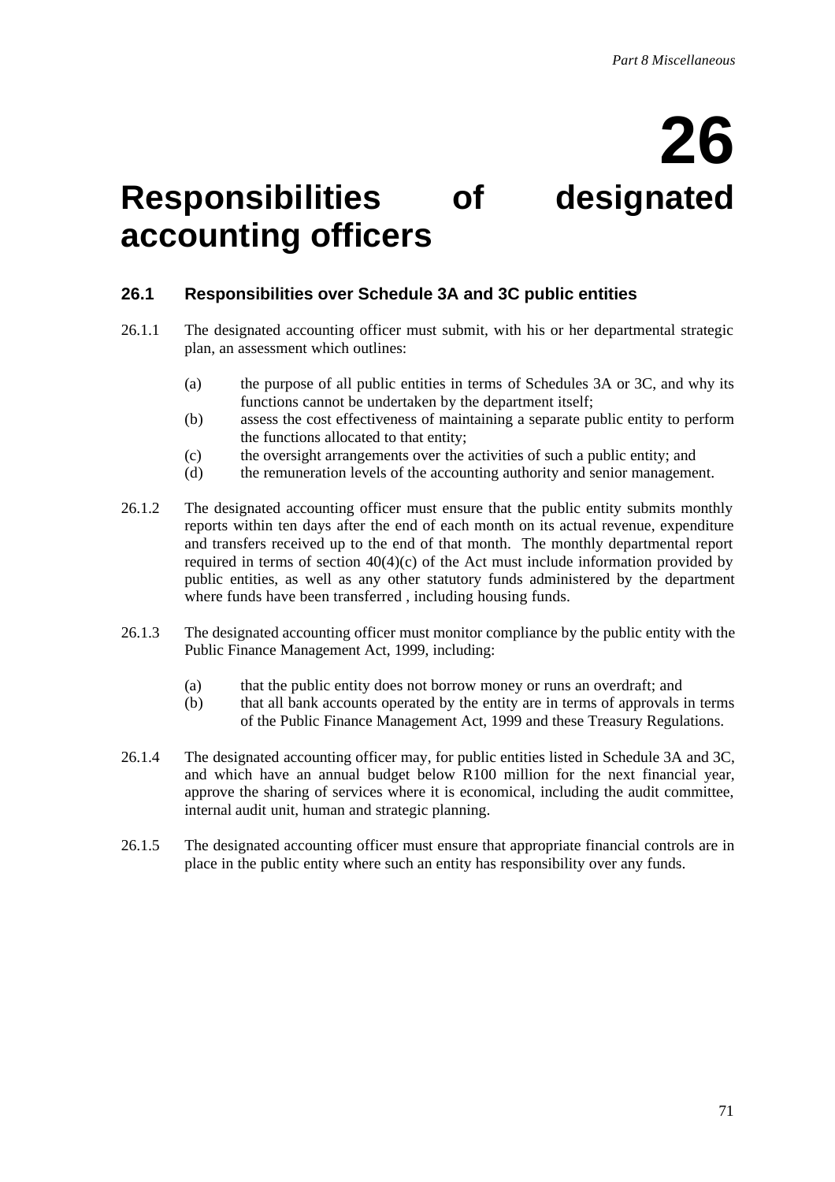# 26

# Responsibilities of designated accounting officers

## 26.1 Responsibilities over Schedule 3A and 3C public entities

26.1.1 The designated accounting officer must submit, with his or her departmental strategic plan, an assessment which outlines:

- (a) the purpose of all public entities in terms of Schedules 3A or 3C, and why its functions cannot be undertaken by the department itself;
- (b) assess the cost effectiveness of maintaining a separate public entity to perform the functions allocated to that entity;
- (c) the oversight arrangements over the activities of such a public entity; and
- (d) the remuneration levels of the accounting authority and senior management.

26.1.2 The designated accounting officer must ensure that the public entity submits monthly reports within ten days after the end of each month on its actual revenue, expenditure and transfers received up to the end of that month. The monthly departmental report required in terms of section 40(4)(c) of the Act must include information provided by public entities, as well as any other statutory funds administered by the department where funds have been transferred , including housing funds.

26.1.3 The designated accounting officer must monitor compliance by the public entity with the Public Finance Management Act, 1999, including:

- (a) that the public entity does not borrow money or runs an overdraft; and
- (b) that all bank accounts operated by the entity are in terms of approvals in terms of the Public Finance Management Act, 1999 and these Treasury Regulations.

26.1.4 The designated accounting officer may, for public entities listed in Schedule 3A and 3C, and which have an annual budget below R100 million for the next financial year, approve the sharing of services where it is economical, including the audit committee, internal audit unit, human and strategic planning.

26.1.5 The designated accounting officer must ensure that appropriate financial controls are in place in the public entity where such an entity has responsibility over any funds.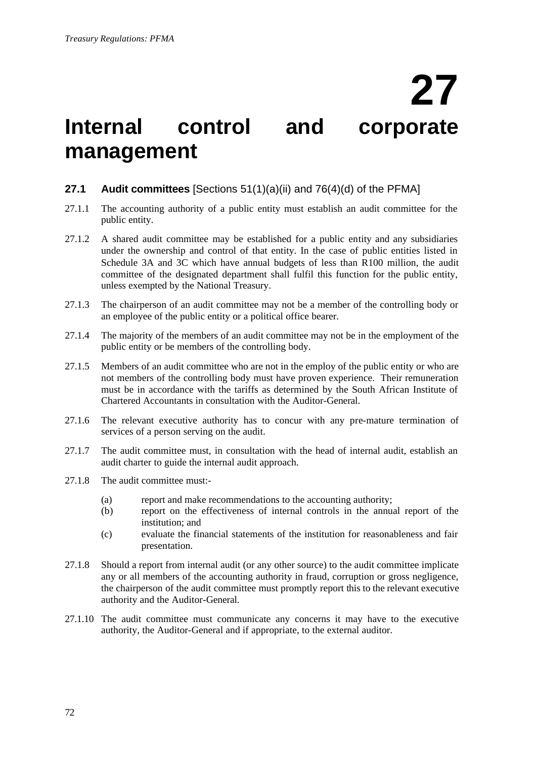# 27

# Internal control and corporate management

## 27.1 Audit committees [Sections 51(1)(a)(ii) and 76(4)(d) of the PFMA]

27.1.1 The accounting authority of a public entity must establish an audit committee for the public entity.

27.1.2 A shared audit committee may be established for a public entity and any subsidiaries under the ownership and control of that entity. In the case of public entities listed in Schedule 3A and 3C which have annual budgets of less than R100 million, the audit committee of the designated department shall fulfil this function for the public entity, unless exempted by the National Treasury.

27.1.3 The chairperson of an audit committee may not be a member of the controlling body or an employee of the public entity or a political office bearer.

27.1.4 The majority of the members of an audit committee may not be in the employment of the public entity or be members of the controlling body.

27.1.5 Members of an audit committee who are not in the employ of the public entity or who are not members of the controlling body must have proven experience. Their remuneration must be in accordance with the tariffs as determined by the South African Institute of Chartered Accountants in consultation with the Auditor-General.

27.1.6 The relevant executive authority has to concur with any pre-mature termination of services of a person serving on the audit.

27.1.7 The audit committee must, in consultation with the head of internal audit, establish an audit charter to guide the internal audit approach.

27.1.8 The audit committee must:-

(a) report and make recommendations to the accounting authority;
(b) report on the effectiveness of internal controls in the annual report of the institution; and
(c) evaluate the financial statements of the institution for reasonableness and fair presentation.

27.1.8 Should a report from internal audit (or any other source) to the audit committee implicate any or all members of the accounting authority in fraud, corruption or gross negligence, the chairperson of the audit committee must promptly report this to the relevant executive authority and the Auditor-General.

27.1.10 The audit committee must communicate any concerns it may have to the executive authority, the Auditor-General and if appropriate, to the external auditor.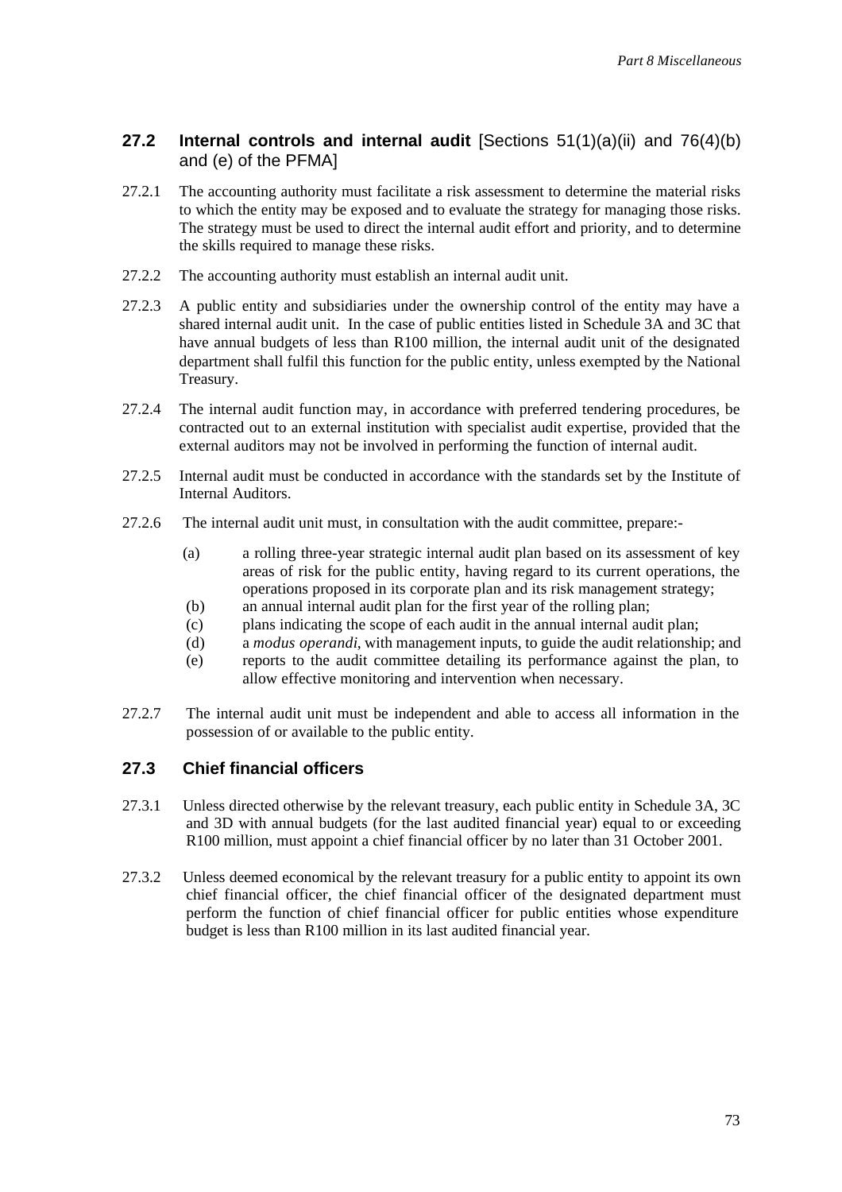## 27.2 Internal controls and internal audit [Sections 51(1)(a)(ii) and 76(4)(b) and (e) of the PFMA]

27.2.1 The accounting authority must facilitate a risk assessment to determine the material risks to which the entity may be exposed and to evaluate the strategy for managing those risks. The strategy must be used to direct the internal audit effort and priority, and to determine the skills required to manage these risks.

27.2.2 The accounting authority must establish an internal audit unit.

27.2.3 A public entity and subsidiaries under the ownership control of the entity may have a shared internal audit unit. In the case of public entities listed in Schedule 3A and 3C that have annual budgets of less than R100 million, the internal audit unit of the designated department shall fulfil this function for the public entity, unless exempted by the National Treasury.

27.2.4 The internal audit function may, in accordance with preferred tendering procedures, be contracted out to an external institution with specialist audit expertise, provided that the external auditors may not be involved in performing the function of internal audit.

27.2.5 Internal audit must be conducted in accordance with the standards set by the Institute of Internal Auditors.

27.2.6 The internal audit unit must, in consultation with the audit committee, prepare:-

(a) a rolling three-year strategic internal audit plan based on its assessment of key areas of risk for the public entity, having regard to its current operations, the operations proposed in its corporate plan and its risk management strategy;
(b) an annual internal audit plan for the first year of the rolling plan;
(c) plans indicating the scope of each audit in the annual internal audit plan;
(d) a *modus operandi*, with management inputs, to guide the audit relationship; and
(e) reports to the audit committee detailing its performance against the plan, to allow effective monitoring and intervention when necessary.

27.2.7 The internal audit unit must be independent and able to access all information in the possession of or available to the public entity.

## 27.3 Chief financial officers

27.3.1 Unless directed otherwise by the relevant treasury, each public entity in Schedule 3A, 3C and 3D with annual budgets (for the last audited financial year) equal to or exceeding R100 million, must appoint a chief financial officer by no later than 31 October 2001.

27.3.2 Unless deemed economical by the relevant treasury for a public entity to appoint its own chief financial officer, the chief financial officer of the designated department must perform the function of chief financial officer for public entities whose expenditure budget is less than R100 million in its last audited financial year.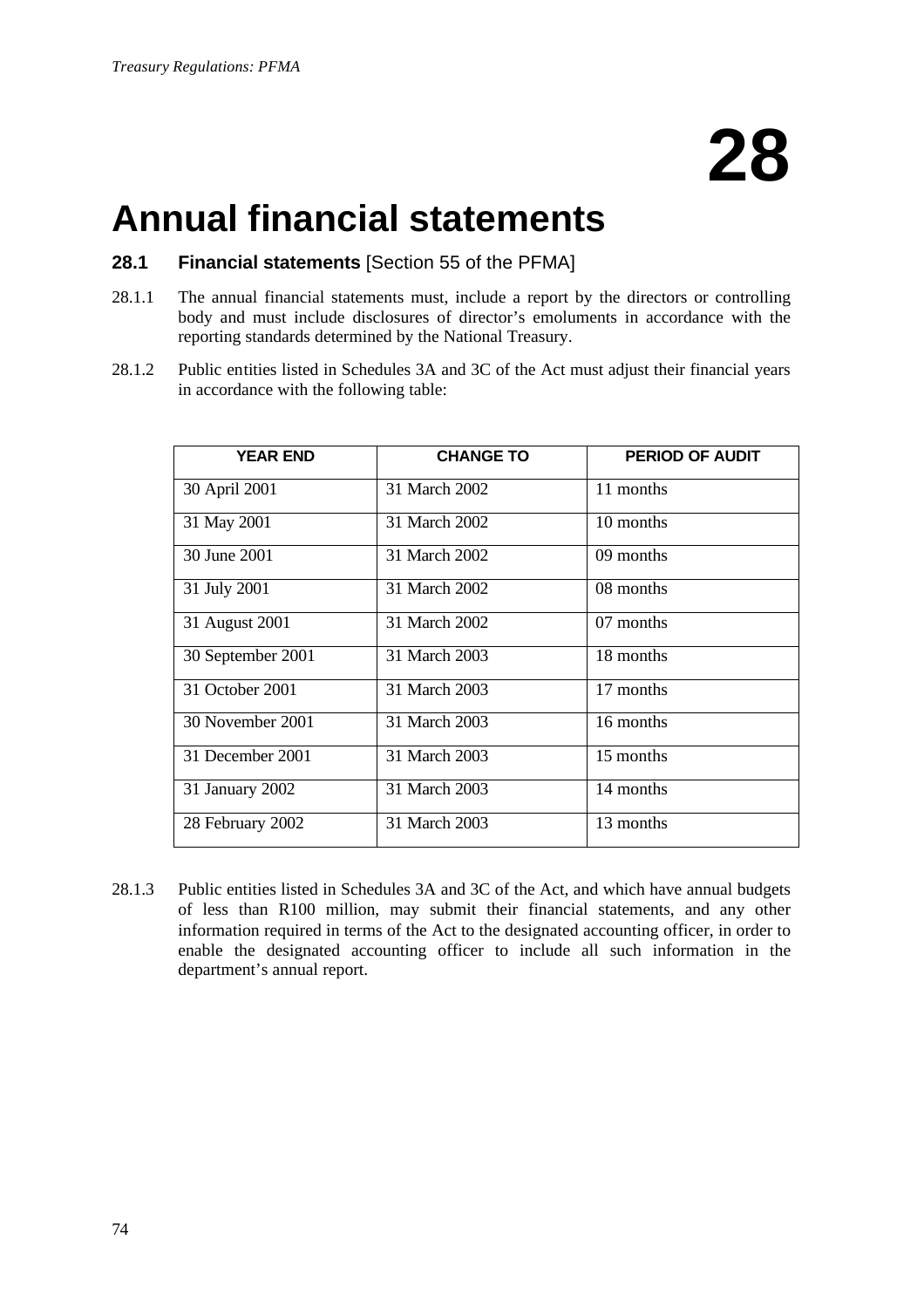# 28

# Annual financial statements

## 28.1 Financial statements [Section 55 of the PFMA]

28.1.1 The annual financial statements must, include a report by the directors or controlling body and must include disclosures of director's emoluments in accordance with the reporting standards determined by the National Treasury.

28.1.2 Public entities listed in Schedules 3A and 3C of the Act must adjust their financial years in accordance with the following table:

| YEAR END | CHANGE TO | PERIOD OF AUDIT |
|---|---|---|
| 30 April 2001 | 31 March 2002 | 11 months |
| 31 May 2001 | 31 March 2002 | 10 months |
| 30 June 2001 | 31 March 2002 | 09 months |
| 31 July 2001 | 31 March 2002 | 08 months |
| 31 August 2001 | 31 March 2002 | 07 months |
| 30 September 2001 | 31 March 2003 | 18 months |
| 31 October 2001 | 31 March 2003 | 17 months |
| 30 November 2001 | 31 March 2003 | 16 months |
| 31 December 2001 | 31 March 2003 | 15 months |
| 31 January 2002 | 31 March 2003 | 14 months |
| 28 February 2002 | 31 March 2003 | 13 months |

28.1.3 Public entities listed in Schedules 3A and 3C of the Act, and which have annual budgets of less than R100 million, may submit their financial statements, and any other information required in terms of the Act to the designated accounting officer, in order to enable the designated accounting officer to include all such information in the department's annual report.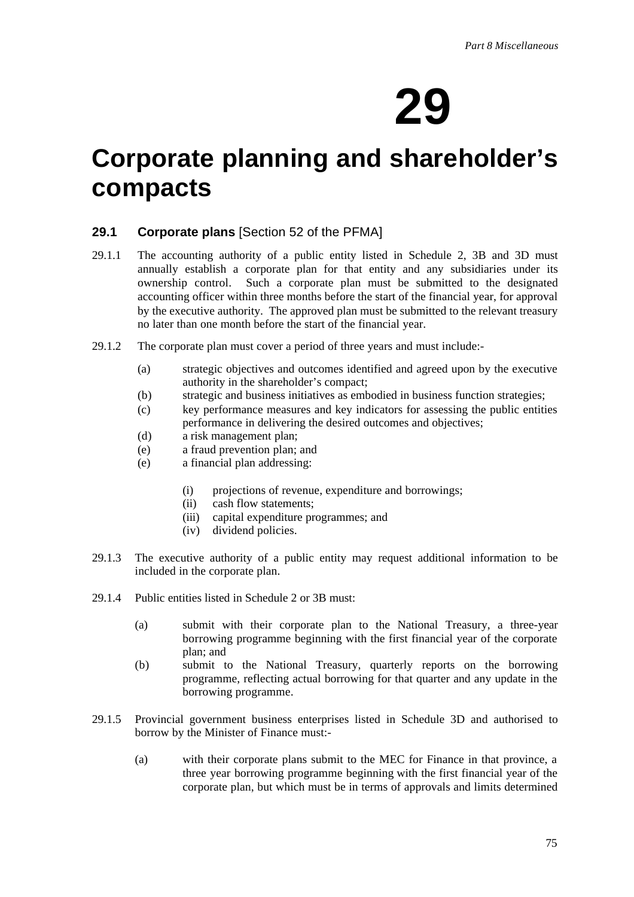# 29

# Corporate planning and shareholder's compacts

### 29.1 Corporate plans [Section 52 of the PFMA]

29.1.1 The accounting authority of a public entity listed in Schedule 2, 3B and 3D must annually establish a corporate plan for that entity and any subsidiaries under its ownership control. Such a corporate plan must be submitted to the designated accounting officer within three months before the start of the financial year, for approval by the executive authority. The approved plan must be submitted to the relevant treasury no later than one month before the start of the financial year.

29.1.2 The corporate plan must cover a period of three years and must include:-

- (a) strategic objectives and outcomes identified and agreed upon by the executive authority in the shareholder's compact;
- (b) strategic and business initiatives as embodied in business function strategies;
- (c) key performance measures and key indicators for assessing the public entities performance in delivering the desired outcomes and objectives;
- (d) a risk management plan;
- (e) a fraud prevention plan; and
- (e) a financial plan addressing:
  - (i) projections of revenue, expenditure and borrowings;
  - (ii) cash flow statements;
  - (iii) capital expenditure programmes; and
  - (iv) dividend policies.

29.1.3 The executive authority of a public entity may request additional information to be included in the corporate plan.

29.1.4 Public entities listed in Schedule 2 or 3B must:

- (a) submit with their corporate plan to the National Treasury, a three-year borrowing programme beginning with the first financial year of the corporate plan; and
- (b) submit to the National Treasury, quarterly reports on the borrowing programme, reflecting actual borrowing for that quarter and any update in the borrowing programme.

29.1.5 Provincial government business enterprises listed in Schedule 3D and authorised to borrow by the Minister of Finance must:-

- (a) with their corporate plans submit to the MEC for Finance in that province, a three year borrowing programme beginning with the first financial year of the corporate plan, but which must be in terms of approvals and limits determined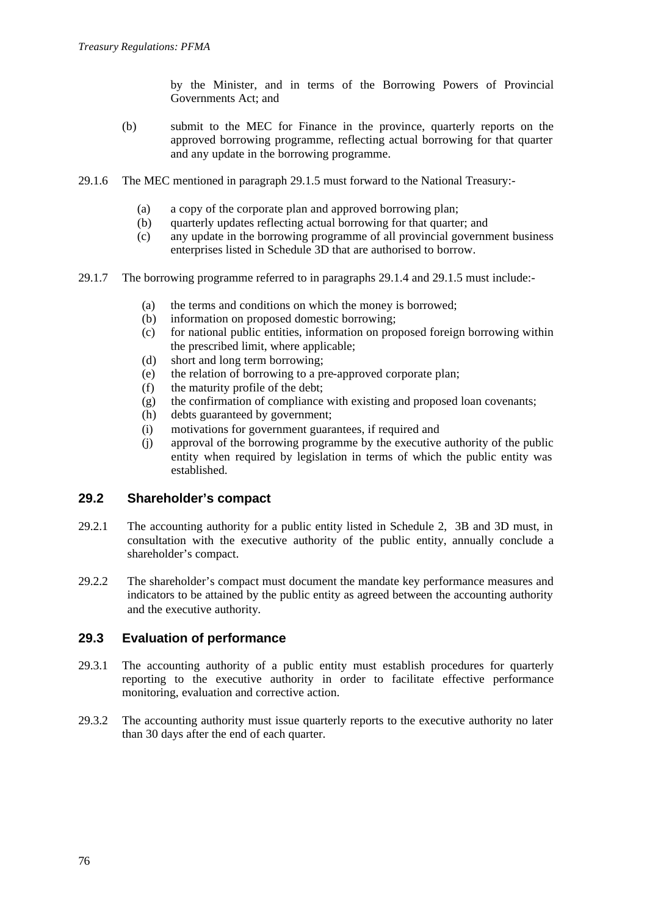by the Minister, and in terms of the Borrowing Powers of Provincial Governments Act; and

(b) submit to the MEC for Finance in the province, quarterly reports on the approved borrowing programme, reflecting actual borrowing for that quarter and any update in the borrowing programme.

29.1.6 The MEC mentioned in paragraph 29.1.5 must forward to the National Treasury:-

(a) a copy of the corporate plan and approved borrowing plan;
(b) quarterly updates reflecting actual borrowing for that quarter; and
(c) any update in the borrowing programme of all provincial government business enterprises listed in Schedule 3D that are authorised to borrow.

29.1.7 The borrowing programme referred to in paragraphs 29.1.4 and 29.1.5 must include:-

(a) the terms and conditions on which the money is borrowed;
(b) information on proposed domestic borrowing;
(c) for national public entities, information on proposed foreign borrowing within the prescribed limit, where applicable;
(d) short and long term borrowing;
(e) the relation of borrowing to a pre-approved corporate plan;
(f) the maturity profile of the debt;
(g) the confirmation of compliance with existing and proposed loan covenants;
(h) debts guaranteed by government;
(i) motivations for government guarantees, if required and
(j) approval of the borrowing programme by the executive authority of the public entity when required by legislation in terms of which the public entity was established.

## 29.2 Shareholder's compact

29.2.1 The accounting authority for a public entity listed in Schedule 2, 3B and 3D must, in consultation with the executive authority of the public entity, annually conclude a shareholder's compact.

29.2.2 The shareholder's compact must document the mandate key performance measures and indicators to be attained by the public entity as agreed between the accounting authority and the executive authority.

## 29.3 Evaluation of performance

29.3.1 The accounting authority of a public entity must establish procedures for quarterly reporting to the executive authority in order to facilitate effective performance monitoring, evaluation and corrective action.

29.3.2 The accounting authority must issue quarterly reports to the executive authority no later than 30 days after the end of each quarter.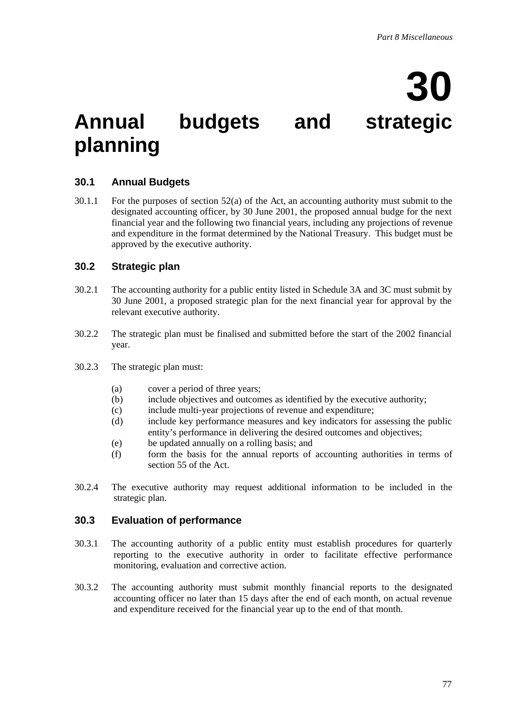# 30 Annual budgets and strategic planning

## 30.1 Annual Budgets

30.1.1 For the purposes of section 52(a) of the Act, an accounting authority must submit to the designated accounting officer, by 30 June 2001, the proposed annual budge for the next financial year and the following two financial years, including any projections of revenue and expenditure in the format determined by the National Treasury. This budget must be approved by the executive authority.

## 30.2 Strategic plan

30.2.1 The accounting authority for a public entity listed in Schedule 3A and 3C must submit by 30 June 2001, a proposed strategic plan for the next financial year for approval by the relevant executive authority.

30.2.2 The strategic plan must be finalised and submitted before the start of the 2002 financial year.

30.2.3 The strategic plan must:

- (a) cover a period of three years;
- (b) include objectives and outcomes as identified by the executive authority;
- (c) include multi-year projections of revenue and expenditure;
- (d) include key performance measures and key indicators for assessing the public entity's performance in delivering the desired outcomes and objectives;
- (e) be updated annually on a rolling basis; and
- (f) form the basis for the annual reports of accounting authorities in terms of section 55 of the Act.

30.2.4 The executive authority may request additional information to be included in the strategic plan.

## 30.3 Evaluation of performance

30.3.1 The accounting authority of a public entity must establish procedures for quarterly reporting to the executive authority in order to facilitate effective performance monitoring, evaluation and corrective action.

30.3.2 The accounting authority must submit monthly financial reports to the designated accounting officer no later than 15 days after the end of each month, on actual revenue and expenditure received for the financial year up to the end of that month.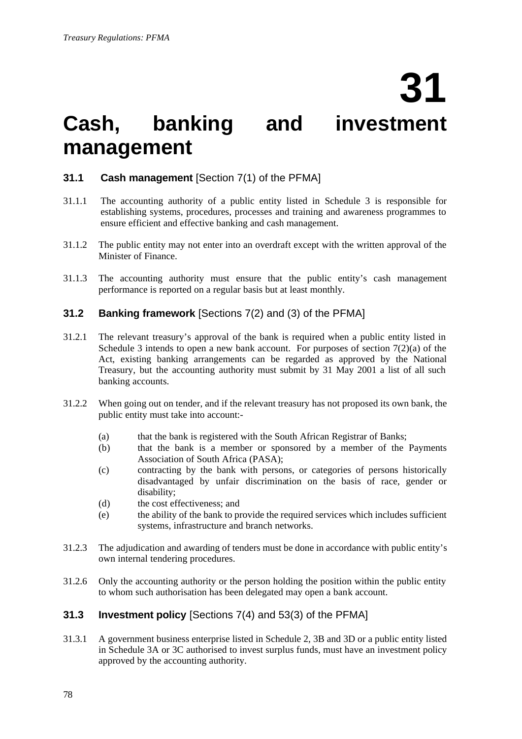# 31

# Cash, banking and investment management

## 31.1 Cash management [Section 7(1) of the PFMA]

31.1.1 The accounting authority of a public entity listed in Schedule 3 is responsible for establishing systems, procedures, processes and training and awareness programmes to ensure efficient and effective banking and cash management.

31.1.2 The public entity may not enter into an overdraft except with the written approval of the Minister of Finance.

31.1.3 The accounting authority must ensure that the public entity's cash management performance is reported on a regular basis but at least monthly.

## 31.2 Banking framework [Sections 7(2) and (3) of the PFMA]

31.2.1 The relevant treasury's approval of the bank is required when a public entity listed in Schedule 3 intends to open a new bank account. For purposes of section 7(2)(a) of the Act, existing banking arrangements can be regarded as approved by the National Treasury, but the accounting authority must submit by 31 May 2001 a list of all such banking accounts.

31.2.2 When going out on tender, and if the relevant treasury has not proposed its own bank, the public entity must take into account:-

(a) that the bank is registered with the South African Registrar of Banks;
(b) that the bank is a member or sponsored by a member of the Payments Association of South Africa (PASA);
(c) contracting by the bank with persons, or categories of persons historically disadvantaged by unfair discrimination on the basis of race, gender or disability;
(d) the cost effectiveness; and
(e) the ability of the bank to provide the required services which includes sufficient systems, infrastructure and branch networks.

31.2.3 The adjudication and awarding of tenders must be done in accordance with public entity's own internal tendering procedures.

31.2.6 Only the accounting authority or the person holding the position within the public entity to whom such authorisation has been delegated may open a bank account.

## 31.3 Investment policy [Sections 7(4) and 53(3) of the PFMA]

31.3.1 A government business enterprise listed in Schedule 2, 3B and 3D or a public entity listed in Schedule 3A or 3C authorised to invest surplus funds, must have an investment policy approved by the accounting authority.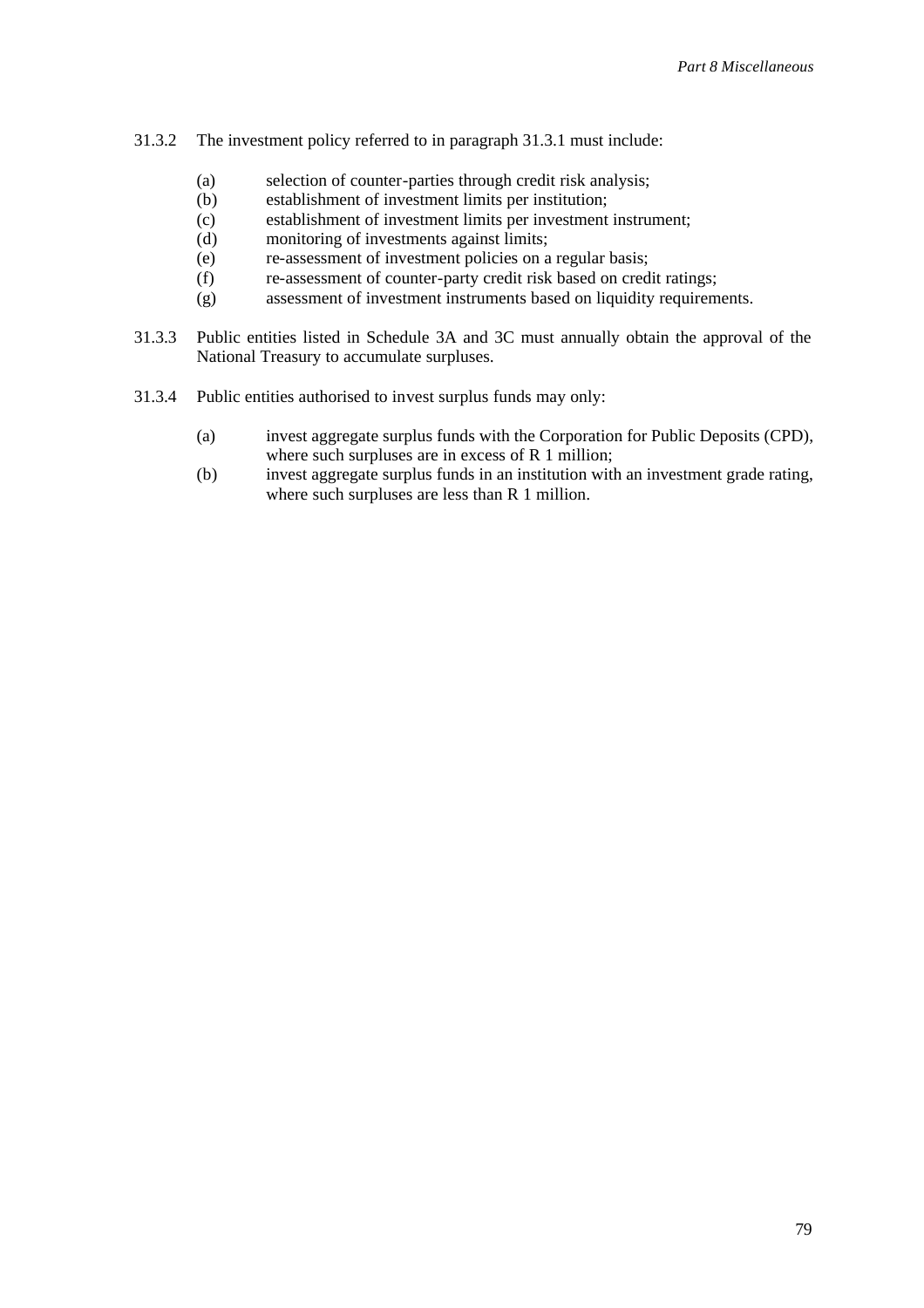31.3.2 The investment policy referred to in paragraph 31.3.1 must include:

- (a) selection of counter-parties through credit risk analysis;
- (b) establishment of investment limits per institution;
- (c) establishment of investment limits per investment instrument;
- (d) monitoring of investments against limits;
- (e) re-assessment of investment policies on a regular basis;
- (f) re-assessment of counter-party credit risk based on credit ratings;
- (g) assessment of investment instruments based on liquidity requirements.

31.3.3 Public entities listed in Schedule 3A and 3C must annually obtain the approval of the National Treasury to accumulate surpluses.

31.3.4 Public entities authorised to invest surplus funds may only:

- (a) invest aggregate surplus funds with the Corporation for Public Deposits (CPD), where such surpluses are in excess of R 1 million;
- (b) invest aggregate surplus funds in an institution with an investment grade rating, where such surpluses are less than R 1 million.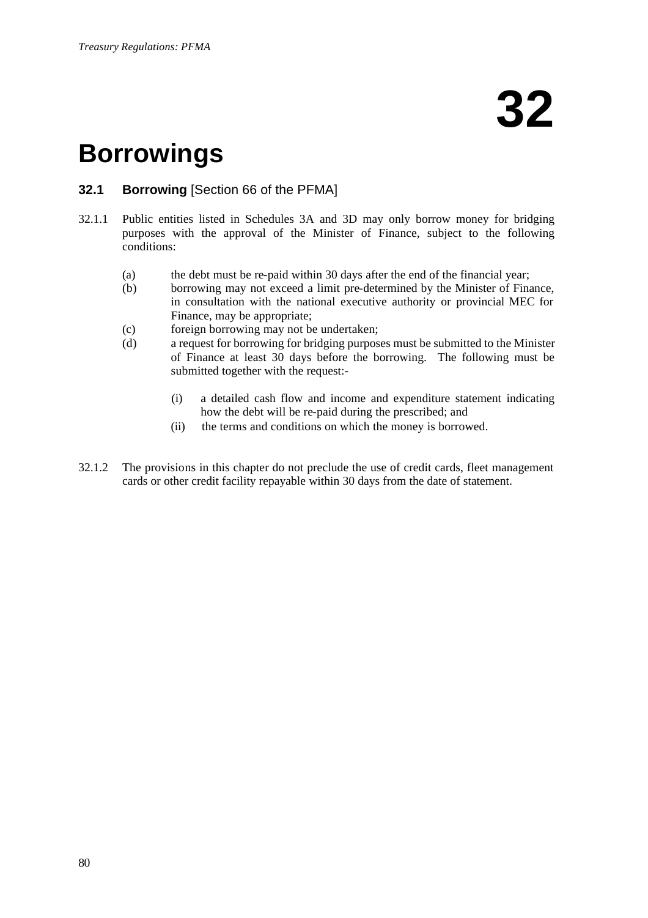# 32

# Borrowings

## 32.1 Borrowing [Section 66 of the PFMA]

32.1.1 Public entities listed in Schedules 3A and 3D may only borrow money for bridging purposes with the approval of the Minister of Finance, subject to the following conditions:

(a) the debt must be re-paid within 30 days after the end of the financial year;

(b) borrowing may not exceed a limit pre-determined by the Minister of Finance, in consultation with the national executive authority or provincial MEC for Finance, may be appropriate;

(c) foreign borrowing may not be undertaken;

(d) a request for borrowing for bridging purposes must be submitted to the Minister of Finance at least 30 days before the borrowing. The following must be submitted together with the request:-

(i) a detailed cash flow and income and expenditure statement indicating how the debt will be re-paid during the prescribed; and

(ii) the terms and conditions on which the money is borrowed.

32.1.2 The provisions in this chapter do not preclude the use of credit cards, fleet management cards or other credit facility repayable within 30 days from the date of statement.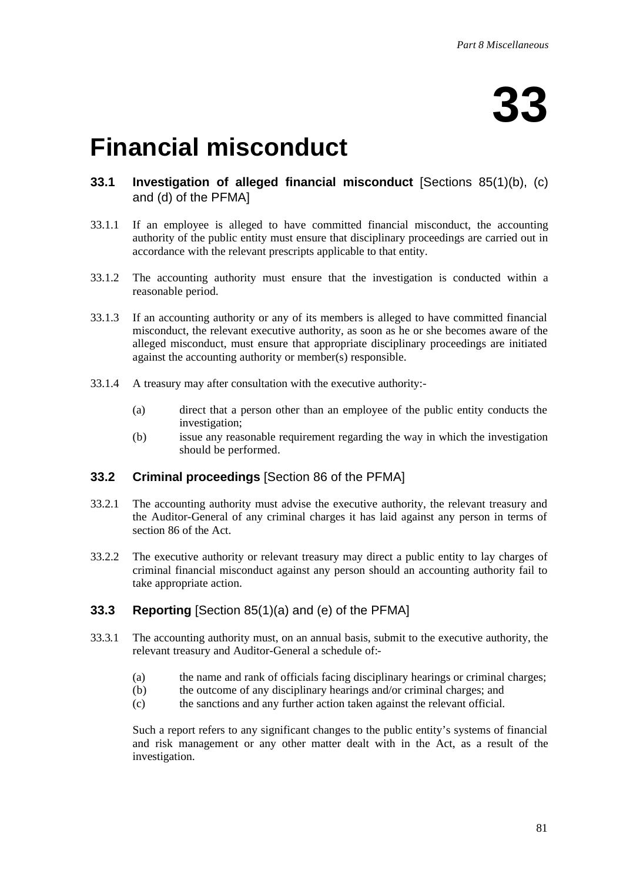# 33

# Financial misconduct

### 33.1 Investigation of alleged financial misconduct [Sections 85(1)(b), (c) and (d) of the PFMA]

33.1.1 If an employee is alleged to have committed financial misconduct, the accounting authority of the public entity must ensure that disciplinary proceedings are carried out in accordance with the relevant prescripts applicable to that entity.

33.1.2 The accounting authority must ensure that the investigation is conducted within a reasonable period.

33.1.3 If an accounting authority or any of its members is alleged to have committed financial misconduct, the relevant executive authority, as soon as he or she becomes aware of the alleged misconduct, must ensure that appropriate disciplinary proceedings are initiated against the accounting authority or member(s) responsible.

33.1.4 A treasury may after consultation with the executive authority:-

(a) direct that a person other than an employee of the public entity conducts the investigation;

(b) issue any reasonable requirement regarding the way in which the investigation should be performed.

### 33.2 Criminal proceedings [Section 86 of the PFMA]

33.2.1 The accounting authority must advise the executive authority, the relevant treasury and the Auditor-General of any criminal charges it has laid against any person in terms of section 86 of the Act.

33.2.2 The executive authority or relevant treasury may direct a public entity to lay charges of criminal financial misconduct against any person should an accounting authority fail to take appropriate action.

### 33.3 Reporting [Section 85(1)(a) and (e) of the PFMA]

33.3.1 The accounting authority must, on an annual basis, submit to the executive authority, the relevant treasury and Auditor-General a schedule of:-

(a) the name and rank of officials facing disciplinary hearings or criminal charges;

(b) the outcome of any disciplinary hearings and/or criminal charges; and

(c) the sanctions and any further action taken against the relevant official.

Such a report refers to any significant changes to the public entity's systems of financial and risk management or any other matter dealt with in the Act, as a result of the investigation.